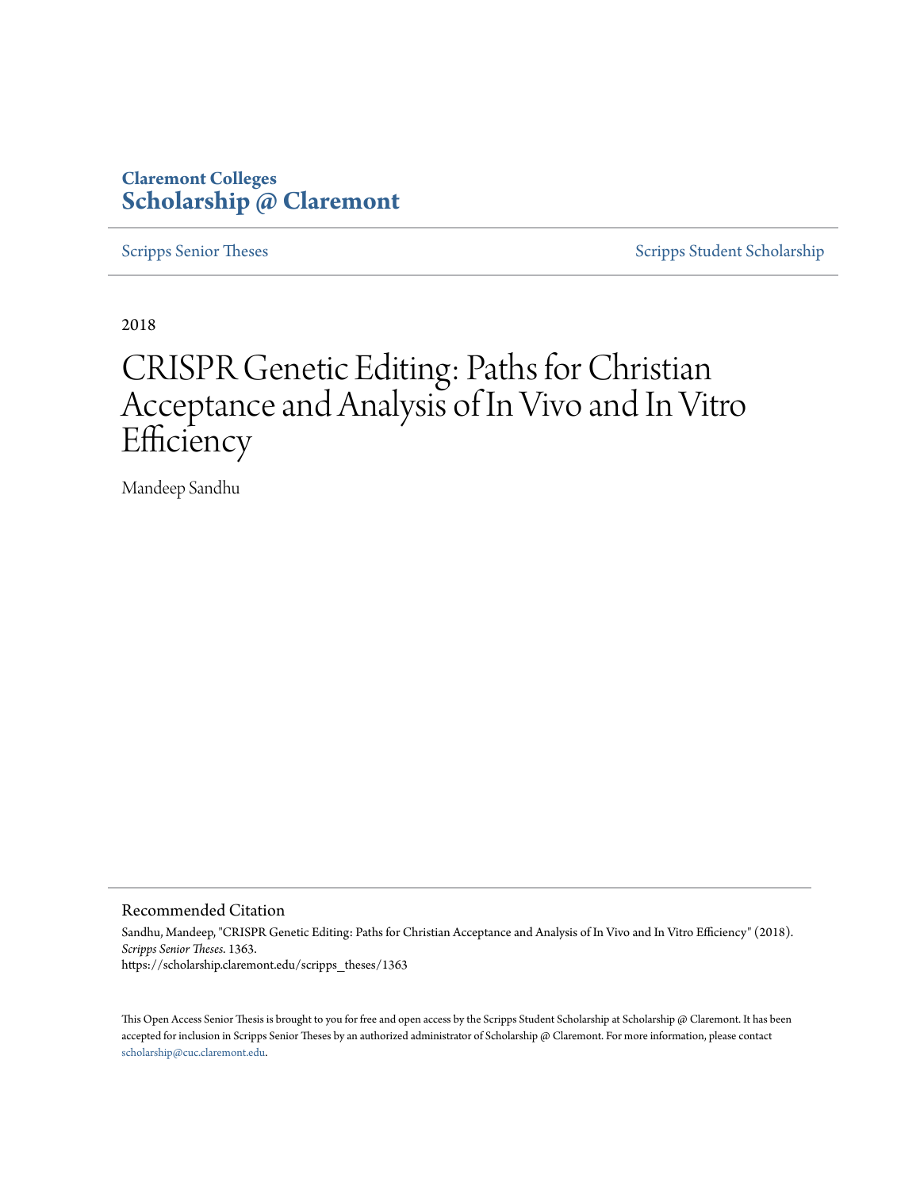Claremont Colleges
**Scholarship @ Claremont**

Scripps Senior Theses | Scripps Student Scholarship

2018

# CRISPR Genetic Editing: Paths for Christian Acceptance and Analysis of In Vivo and In Vitro Efficiency

Mandeep Sandhu

## Recommended Citation

Sandhu, Mandeep, "CRISPR Genetic Editing: Paths for Christian Acceptance and Analysis of In Vivo and In Vitro Efficiency" (2018). *Scripps Senior Theses*. 1363.
https://scholarship.claremont.edu/scripps_theses/1363

This Open Access Senior Thesis is brought to you for free and open access by the Scripps Student Scholarship at Scholarship @ Claremont. It has been accepted for inclusion in Scripps Senior Theses by an authorized administrator of Scholarship @ Claremont. For more information, please contact scholarship@cuc.claremont.edu.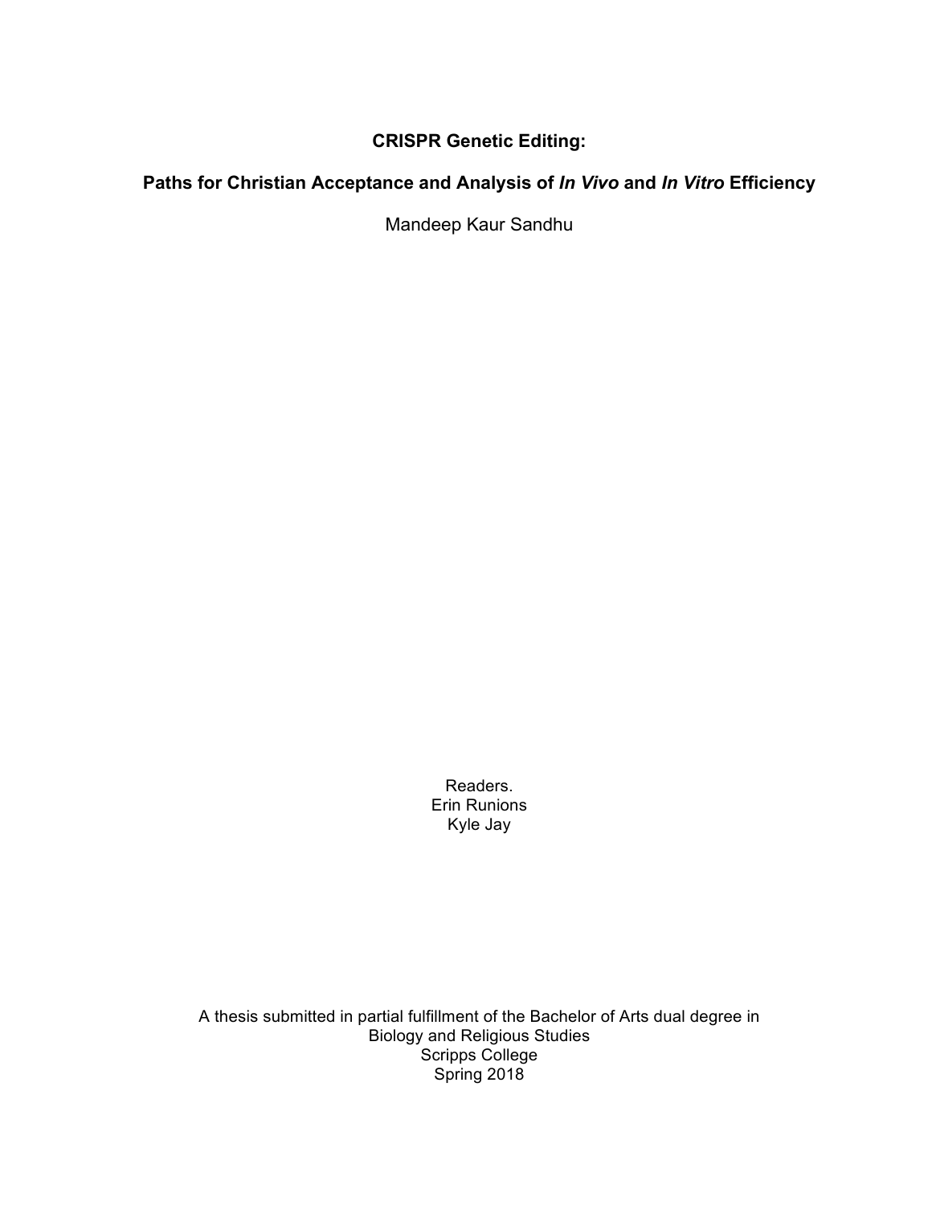**CRISPR Genetic Editing:**

**Paths for Christian Acceptance and Analysis of *In Vivo* and *In Vitro* Efficiency**

Mandeep Kaur Sandhu

Readers.
Erin Runions
Kyle Jay

A thesis submitted in partial fulfillment of the Bachelor of Arts dual degree in
Biology and Religious Studies
Scripps College
Spring 2018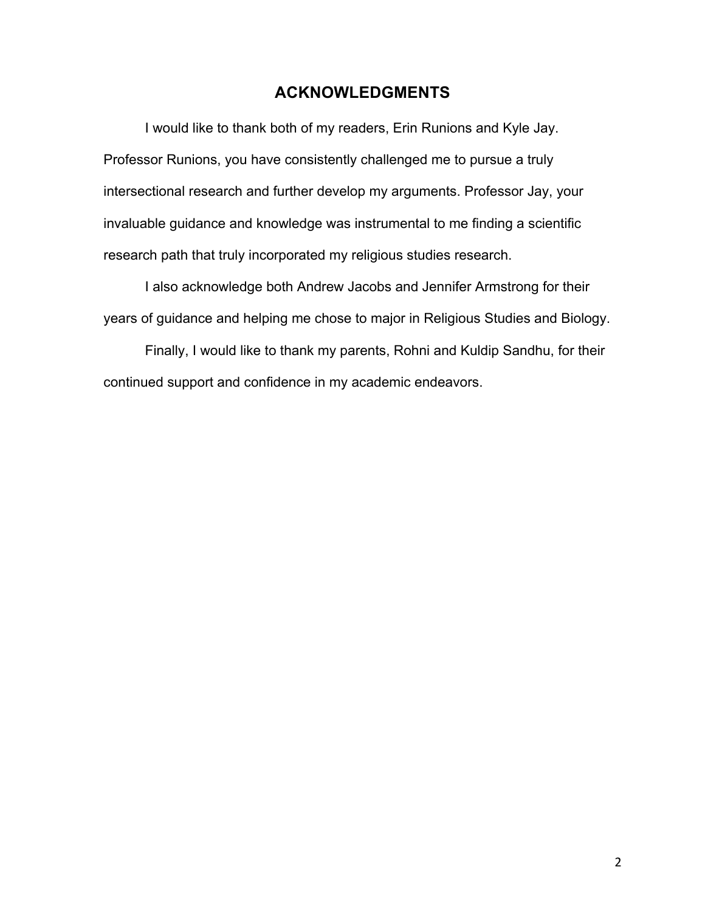# ACKNOWLEDGMENTS

I would like to thank both of my readers, Erin Runions and Kyle Jay. Professor Runions, you have consistently challenged me to pursue a truly intersectional research and further develop my arguments. Professor Jay, your invaluable guidance and knowledge was instrumental to me finding a scientific research path that truly incorporated my religious studies research.

I also acknowledge both Andrew Jacobs and Jennifer Armstrong for their years of guidance and helping me chose to major in Religious Studies and Biology.

Finally, I would like to thank my parents, Rohni and Kuldip Sandhu, for their continued support and confidence in my academic endeavors.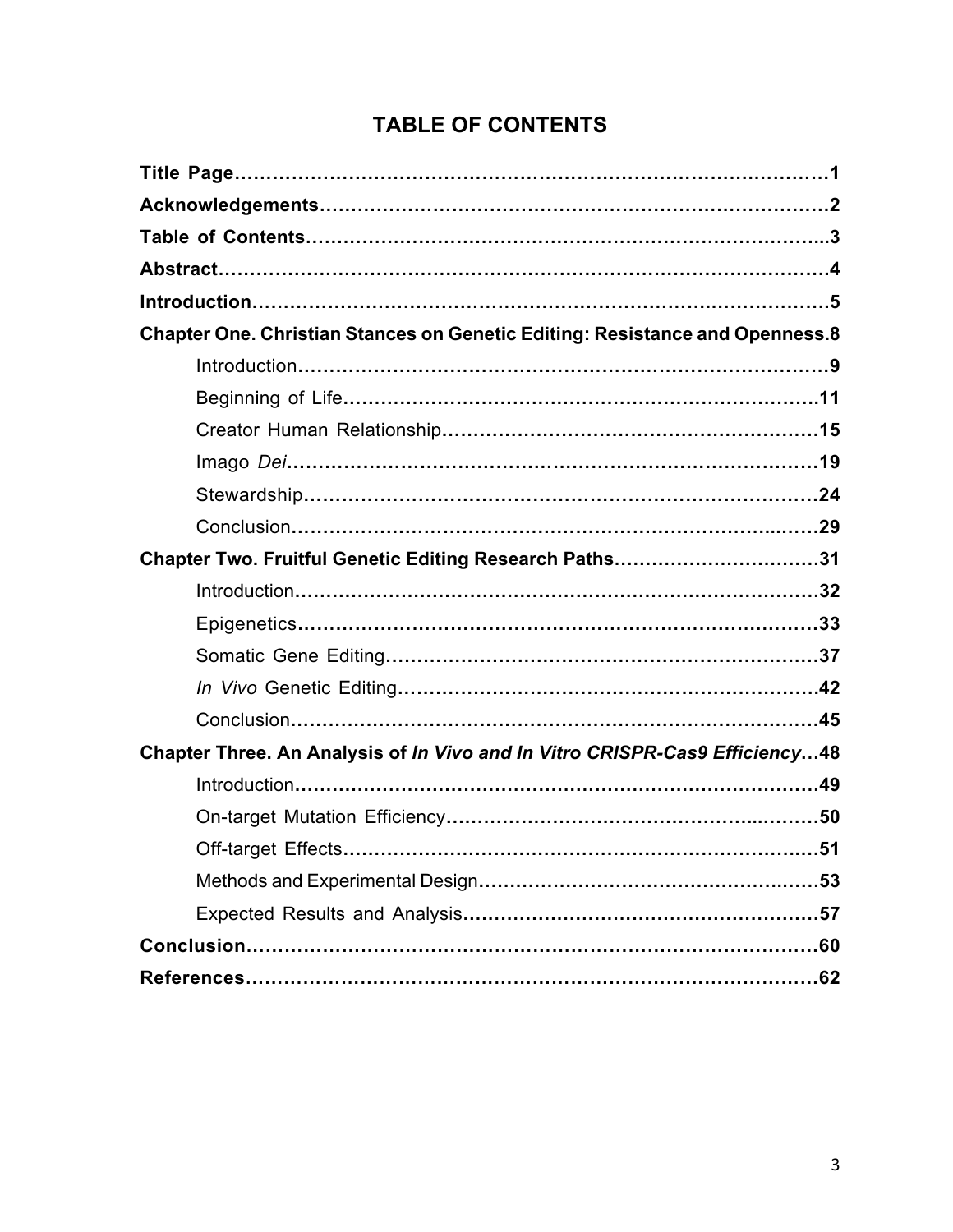# TABLE OF CONTENTS

**Title Page**……………………………………………………………………………1

**Acknowledgements**……………………………………………………………………2

**Table of Contents**………………………………………………………………………3

**Abstract**………………………………………………………………………………4

**Introduction**……………………………………………………………………………5

**Chapter One. Christian Stances on Genetic Editing: Resistance and Openness**.8

- Introduction……………………………………………………………………9
- Beginning of Life……………………………………………………………11
- Creator Human Relationship…………………………………………………15
- Imago *Dei*……………………………………………………………………19
- Stewardship……………………………………………………………………24
- Conclusion……………………………………………………………………29

**Chapter Two. Fruitful Genetic Editing Research Paths**………………………31

- Introduction……………………………………………………………………32
- Epigenetics……………………………………………………………………33
- Somatic Gene Editing…………………………………………………………37
- *In Vivo* Genetic Editing………………………………………………………42
- Conclusion……………………………………………………………………45

**Chapter Three. An Analysis of *In Vivo and In Vitro CRISPR-Cas9 Efficiency*…48**

- Introduction……………………………………………………………………49
- On-target Mutation Efficiency…………………………………………………50
- Off-target Effects………………………………………………………………51
- Methods and Experimental Design……………………………………………53
- Expected Results and Analysis………………………………………………57

**Conclusion**……………………………………………………………………………60

**References**……………………………………………………………………………62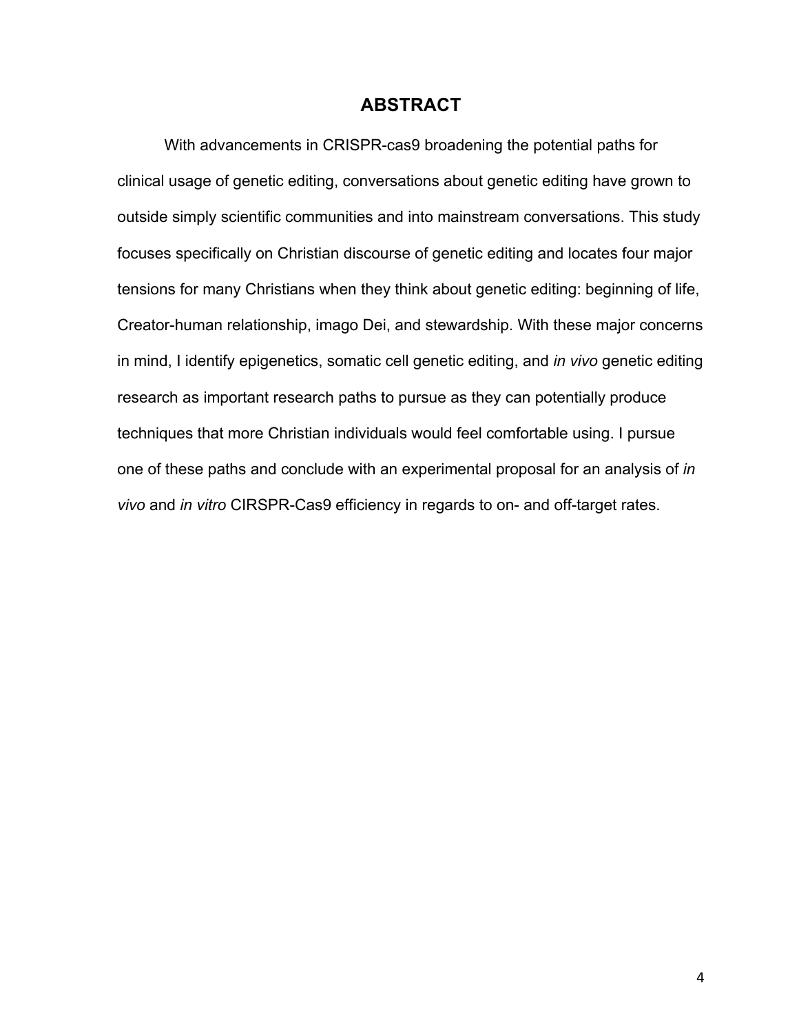# ABSTRACT

With advancements in CRISPR-cas9 broadening the potential paths for clinical usage of genetic editing, conversations about genetic editing have grown to outside simply scientific communities and into mainstream conversations. This study focuses specifically on Christian discourse of genetic editing and locates four major tensions for many Christians when they think about genetic editing: beginning of life, Creator-human relationship, imago Dei, and stewardship. With these major concerns in mind, I identify epigenetics, somatic cell genetic editing, and *in vivo* genetic editing research as important research paths to pursue as they can potentially produce techniques that more Christian individuals would feel comfortable using. I pursue one of these paths and conclude with an experimental proposal for an analysis of *in vivo* and *in vitro* CIRSPR-Cas9 efficiency in regards to on- and off-target rates.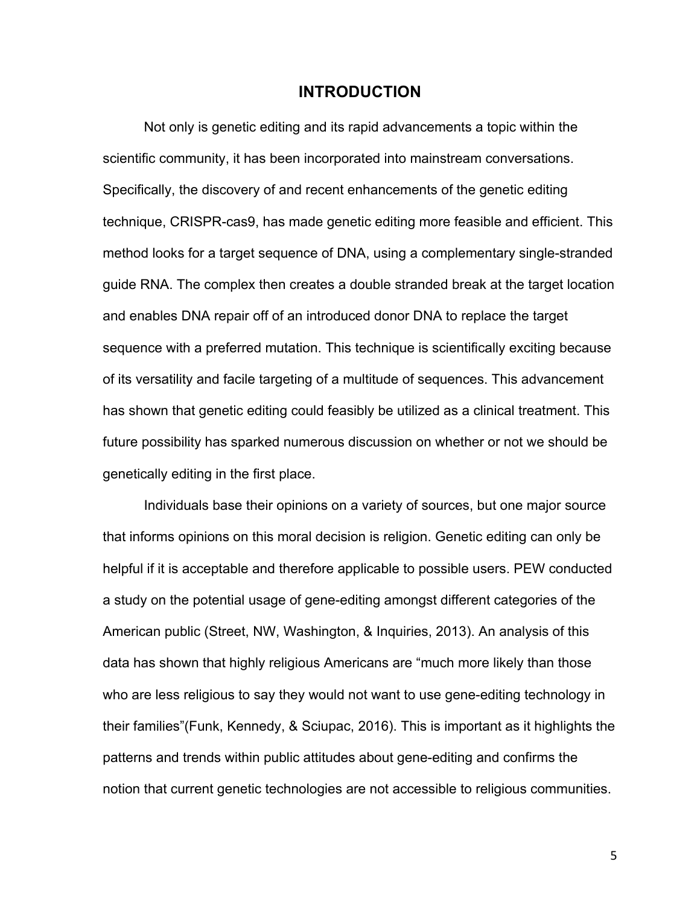# INTRODUCTION

Not only is genetic editing and its rapid advancements a topic within the scientific community, it has been incorporated into mainstream conversations. Specifically, the discovery of and recent enhancements of the genetic editing technique, CRISPR-cas9, has made genetic editing more feasible and efficient. This method looks for a target sequence of DNA, using a complementary single-stranded guide RNA. The complex then creates a double stranded break at the target location and enables DNA repair off of an introduced donor DNA to replace the target sequence with a preferred mutation. This technique is scientifically exciting because of its versatility and facile targeting of a multitude of sequences. This advancement has shown that genetic editing could feasibly be utilized as a clinical treatment. This future possibility has sparked numerous discussion on whether or not we should be genetically editing in the first place.

Individuals base their opinions on a variety of sources, but one major source that informs opinions on this moral decision is religion. Genetic editing can only be helpful if it is acceptable and therefore applicable to possible users. PEW conducted a study on the potential usage of gene-editing amongst different categories of the American public (Street, NW, Washington, & Inquiries, 2013). An analysis of this data has shown that highly religious Americans are "much more likely than those who are less religious to say they would not want to use gene-editing technology in their families"(Funk, Kennedy, & Sciupac, 2016). This is important as it highlights the patterns and trends within public attitudes about gene-editing and confirms the notion that current genetic technologies are not accessible to religious communities.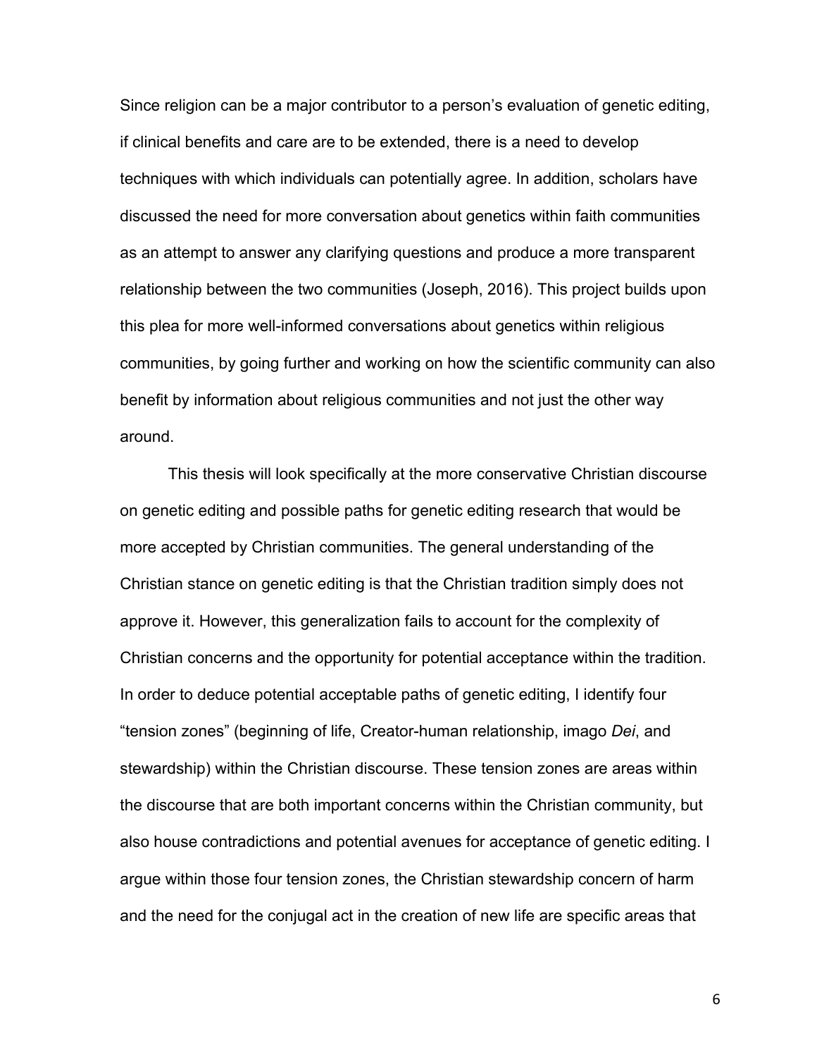Since religion can be a major contributor to a person's evaluation of genetic editing, if clinical benefits and care are to be extended, there is a need to develop techniques with which individuals can potentially agree. In addition, scholars have discussed the need for more conversation about genetics within faith communities as an attempt to answer any clarifying questions and produce a more transparent relationship between the two communities (Joseph, 2016). This project builds upon this plea for more well-informed conversations about genetics within religious communities, by going further and working on how the scientific community can also benefit by information about religious communities and not just the other way around.

This thesis will look specifically at the more conservative Christian discourse on genetic editing and possible paths for genetic editing research that would be more accepted by Christian communities. The general understanding of the Christian stance on genetic editing is that the Christian tradition simply does not approve it. However, this generalization fails to account for the complexity of Christian concerns and the opportunity for potential acceptance within the tradition. In order to deduce potential acceptable paths of genetic editing, I identify four "tension zones" (beginning of life, Creator-human relationship, imago *Dei*, and stewardship) within the Christian discourse. These tension zones are areas within the discourse that are both important concerns within the Christian community, but also house contradictions and potential avenues for acceptance of genetic editing. I argue within those four tension zones, the Christian stewardship concern of harm and the need for the conjugal act in the creation of new life are specific areas that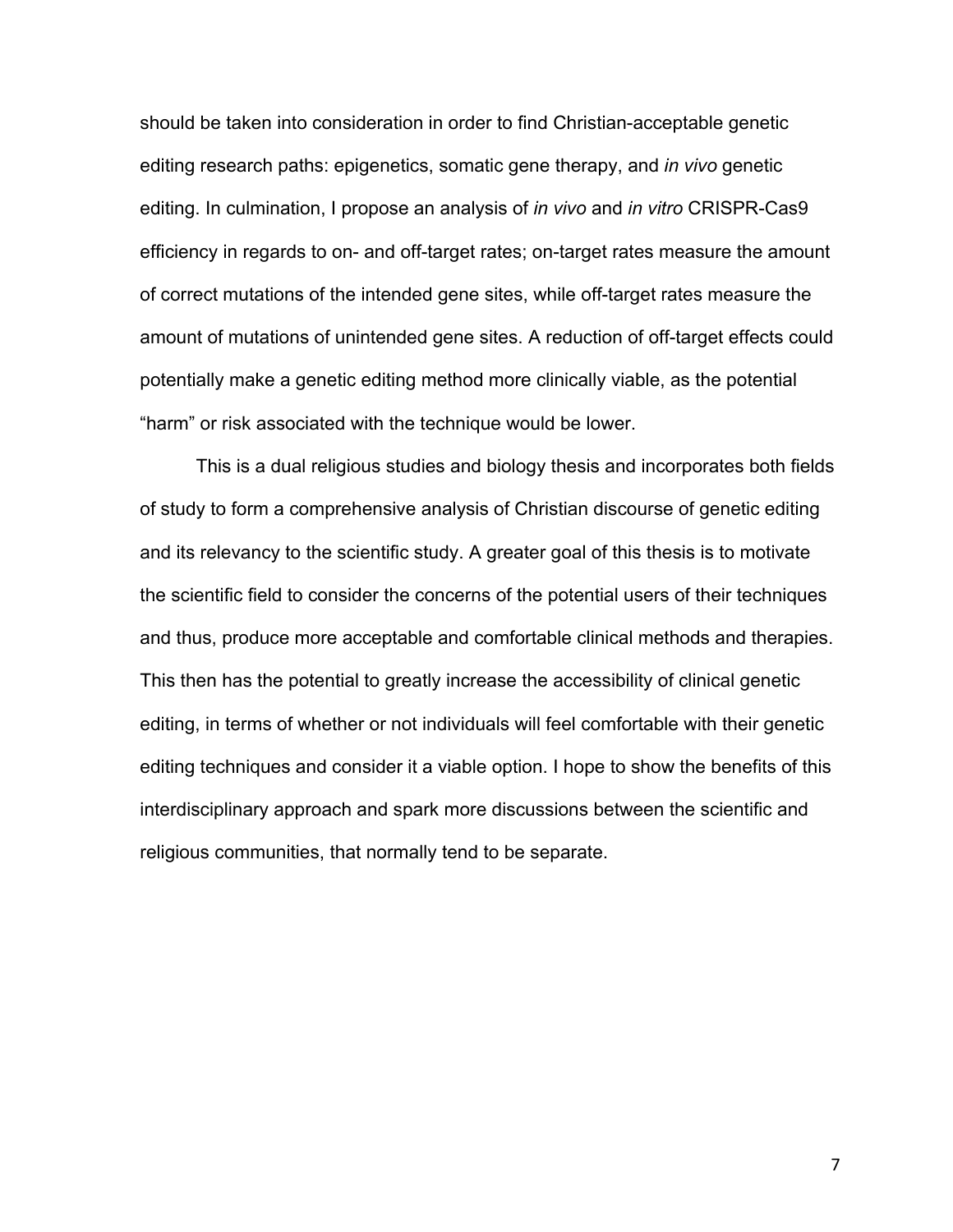should be taken into consideration in order to find Christian-acceptable genetic editing research paths: epigenetics, somatic gene therapy, and *in vivo* genetic editing. In culmination, I propose an analysis of *in vivo* and *in vitro* CRISPR-Cas9 efficiency in regards to on- and off-target rates; on-target rates measure the amount of correct mutations of the intended gene sites, while off-target rates measure the amount of mutations of unintended gene sites. A reduction of off-target effects could potentially make a genetic editing method more clinically viable, as the potential "harm" or risk associated with the technique would be lower.

This is a dual religious studies and biology thesis and incorporates both fields of study to form a comprehensive analysis of Christian discourse of genetic editing and its relevancy to the scientific study. A greater goal of this thesis is to motivate the scientific field to consider the concerns of the potential users of their techniques and thus, produce more acceptable and comfortable clinical methods and therapies. This then has the potential to greatly increase the accessibility of clinical genetic editing, in terms of whether or not individuals will feel comfortable with their genetic editing techniques and consider it a viable option. I hope to show the benefits of this interdisciplinary approach and spark more discussions between the scientific and religious communities, that normally tend to be separate.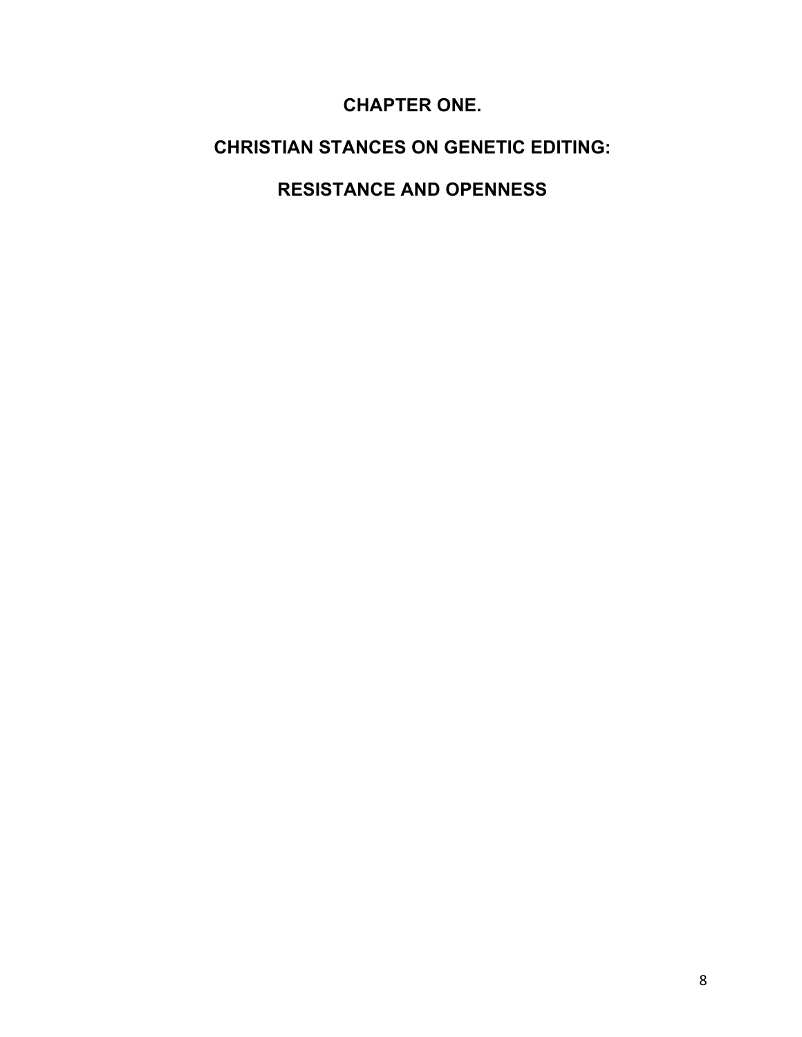# CHAPTER ONE.

# CHRISTIAN STANCES ON GENETIC EDITING:

# RESISTANCE AND OPENNESS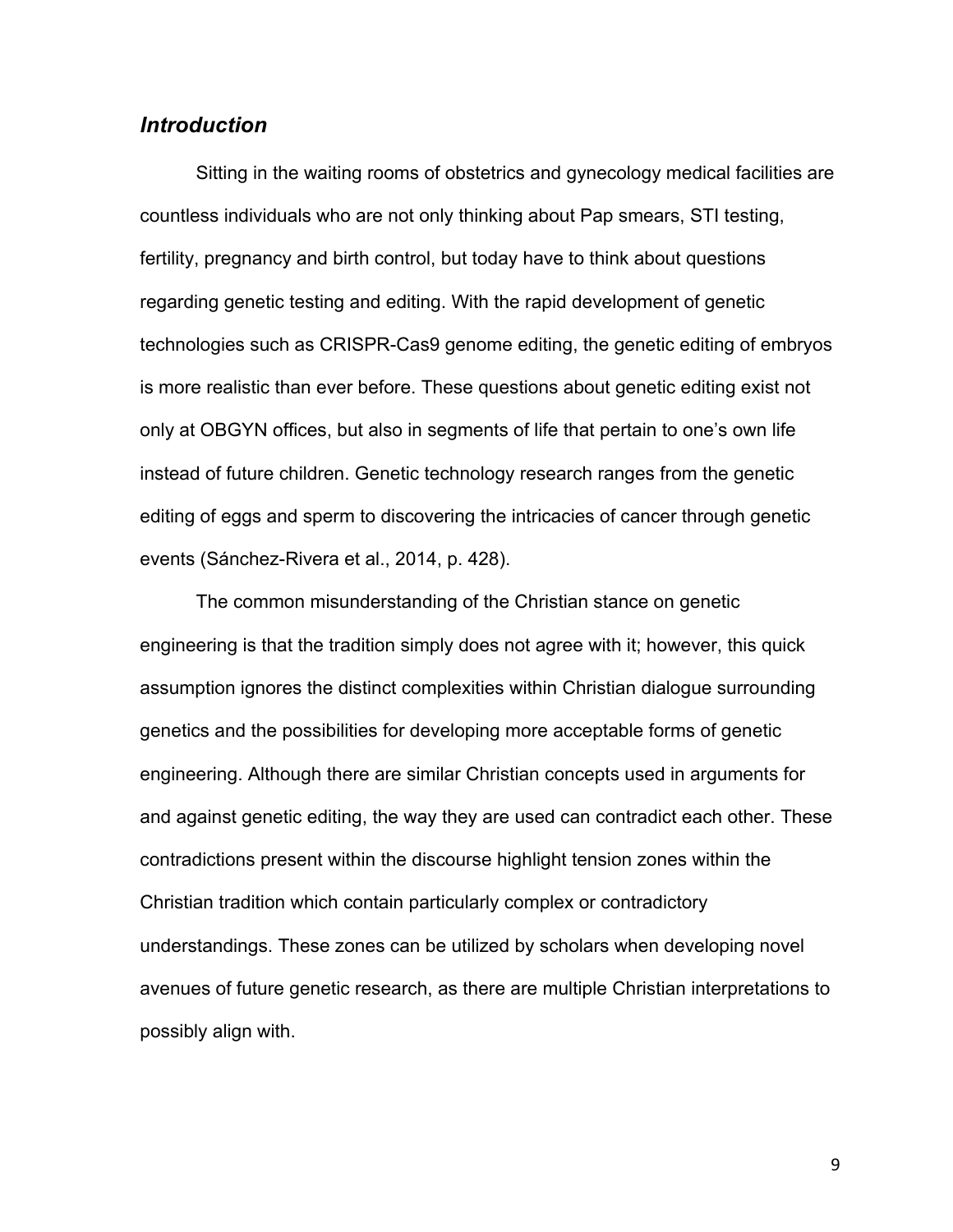## *Introduction*

Sitting in the waiting rooms of obstetrics and gynecology medical facilities are countless individuals who are not only thinking about Pap smears, STI testing, fertility, pregnancy and birth control, but today have to think about questions regarding genetic testing and editing. With the rapid development of genetic technologies such as CRISPR-Cas9 genome editing, the genetic editing of embryos is more realistic than ever before. These questions about genetic editing exist not only at OBGYN offices, but also in segments of life that pertain to one's own life instead of future children. Genetic technology research ranges from the genetic editing of eggs and sperm to discovering the intricacies of cancer through genetic events (Sánchez-Rivera et al., 2014, p. 428).

The common misunderstanding of the Christian stance on genetic engineering is that the tradition simply does not agree with it; however, this quick assumption ignores the distinct complexities within Christian dialogue surrounding genetics and the possibilities for developing more acceptable forms of genetic engineering. Although there are similar Christian concepts used in arguments for and against genetic editing, the way they are used can contradict each other. These contradictions present within the discourse highlight tension zones within the Christian tradition which contain particularly complex or contradictory understandings. These zones can be utilized by scholars when developing novel avenues of future genetic research, as there are multiple Christian interpretations to possibly align with.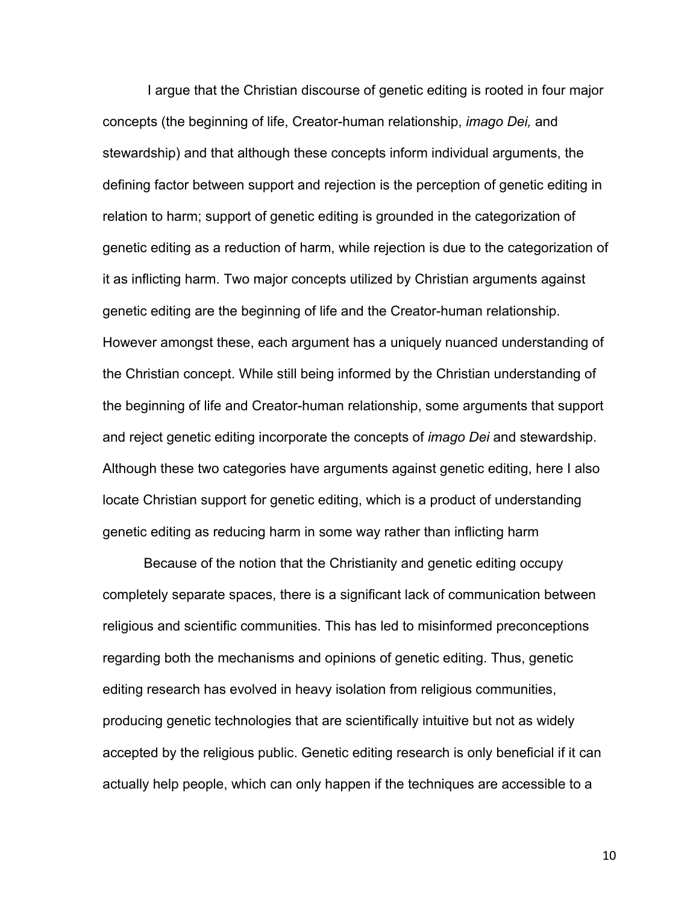I argue that the Christian discourse of genetic editing is rooted in four major concepts (the beginning of life, Creator-human relationship, *imago Dei,* and stewardship) and that although these concepts inform individual arguments, the defining factor between support and rejection is the perception of genetic editing in relation to harm; support of genetic editing is grounded in the categorization of genetic editing as a reduction of harm, while rejection is due to the categorization of it as inflicting harm. Two major concepts utilized by Christian arguments against genetic editing are the beginning of life and the Creator-human relationship. However amongst these, each argument has a uniquely nuanced understanding of the Christian concept. While still being informed by the Christian understanding of the beginning of life and Creator-human relationship, some arguments that support and reject genetic editing incorporate the concepts of *imago Dei* and stewardship. Although these two categories have arguments against genetic editing, here I also locate Christian support for genetic editing, which is a product of understanding genetic editing as reducing harm in some way rather than inflicting harm

Because of the notion that the Christianity and genetic editing occupy completely separate spaces, there is a significant lack of communication between religious and scientific communities. This has led to misinformed preconceptions regarding both the mechanisms and opinions of genetic editing. Thus, genetic editing research has evolved in heavy isolation from religious communities, producing genetic technologies that are scientifically intuitive but not as widely accepted by the religious public. Genetic editing research is only beneficial if it can actually help people, which can only happen if the techniques are accessible to a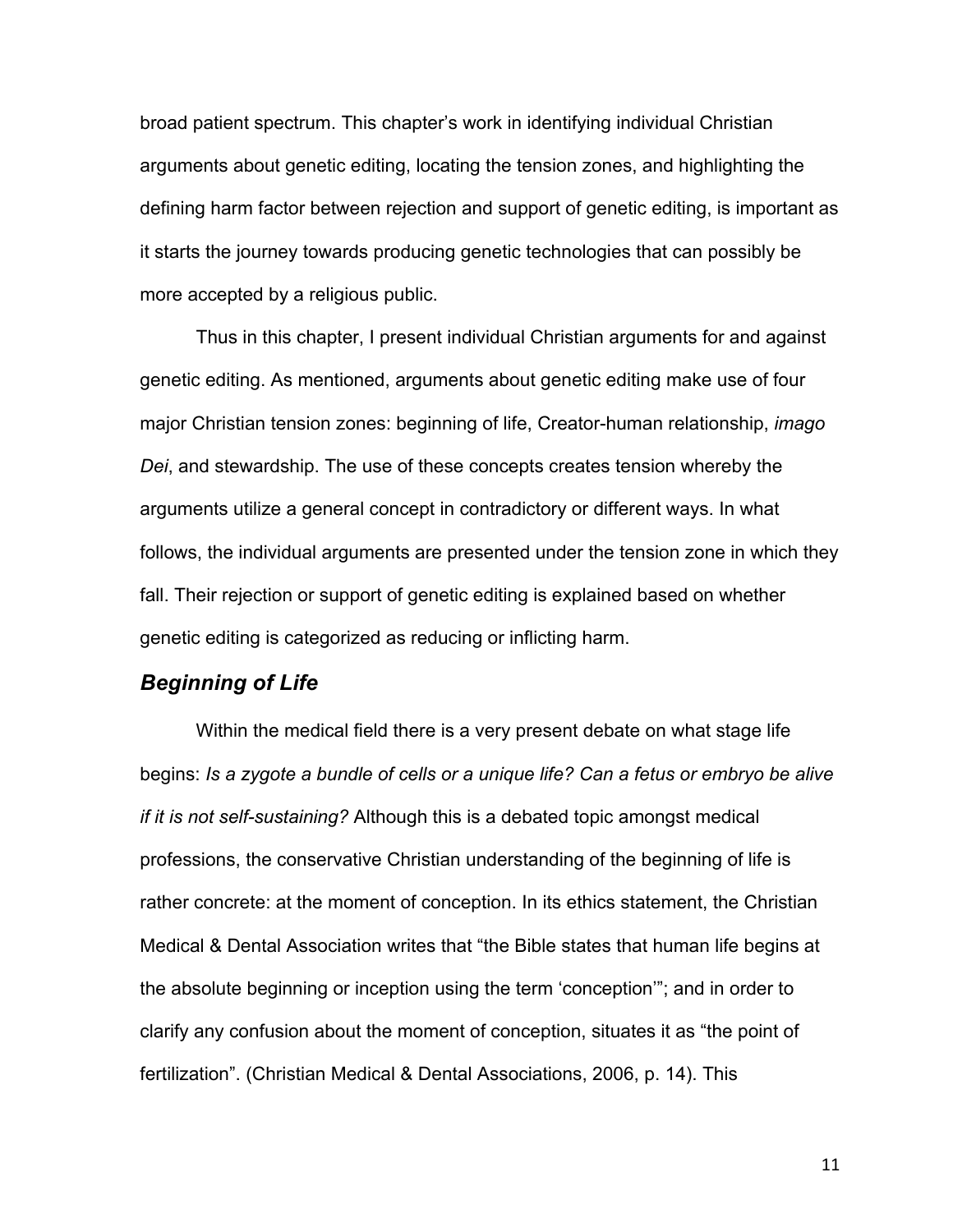broad patient spectrum. This chapter's work in identifying individual Christian arguments about genetic editing, locating the tension zones, and highlighting the defining harm factor between rejection and support of genetic editing, is important as it starts the journey towards producing genetic technologies that can possibly be more accepted by a religious public.

Thus in this chapter, I present individual Christian arguments for and against genetic editing. As mentioned, arguments about genetic editing make use of four major Christian tension zones: beginning of life, Creator-human relationship, *imago Dei*, and stewardship. The use of these concepts creates tension whereby the arguments utilize a general concept in contradictory or different ways. In what follows, the individual arguments are presented under the tension zone in which they fall. Their rejection or support of genetic editing is explained based on whether genetic editing is categorized as reducing or inflicting harm.

### *Beginning of Life*

Within the medical field there is a very present debate on what stage life begins: *Is a zygote a bundle of cells or a unique life? Can a fetus or embryo be alive if it is not self-sustaining?* Although this is a debated topic amongst medical professions, the conservative Christian understanding of the beginning of life is rather concrete: at the moment of conception. In its ethics statement, the Christian Medical & Dental Association writes that "the Bible states that human life begins at the absolute beginning or inception using the term 'conception'"; and in order to clarify any confusion about the moment of conception, situates it as "the point of fertilization". (Christian Medical & Dental Associations, 2006, p. 14). This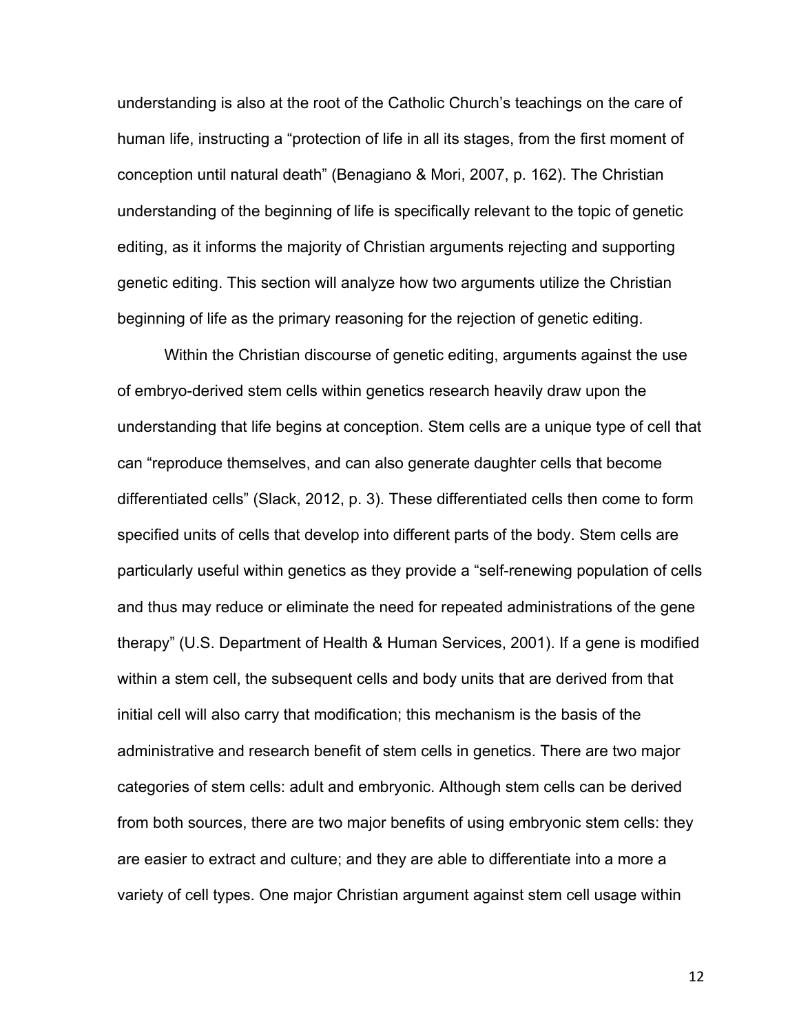understanding is also at the root of the Catholic Church's teachings on the care of human life, instructing a "protection of life in all its stages, from the first moment of conception until natural death" (Benagiano & Mori, 2007, p. 162). The Christian understanding of the beginning of life is specifically relevant to the topic of genetic editing, as it informs the majority of Christian arguments rejecting and supporting genetic editing. This section will analyze how two arguments utilize the Christian beginning of life as the primary reasoning for the rejection of genetic editing.

Within the Christian discourse of genetic editing, arguments against the use of embryo-derived stem cells within genetics research heavily draw upon the understanding that life begins at conception. Stem cells are a unique type of cell that can "reproduce themselves, and can also generate daughter cells that become differentiated cells" (Slack, 2012, p. 3). These differentiated cells then come to form specified units of cells that develop into different parts of the body. Stem cells are particularly useful within genetics as they provide a "self-renewing population of cells and thus may reduce or eliminate the need for repeated administrations of the gene therapy" (U.S. Department of Health & Human Services, 2001). If a gene is modified within a stem cell, the subsequent cells and body units that are derived from that initial cell will also carry that modification; this mechanism is the basis of the administrative and research benefit of stem cells in genetics. There are two major categories of stem cells: adult and embryonic. Although stem cells can be derived from both sources, there are two major benefits of using embryonic stem cells: they are easier to extract and culture; and they are able to differentiate into a more a variety of cell types. One major Christian argument against stem cell usage within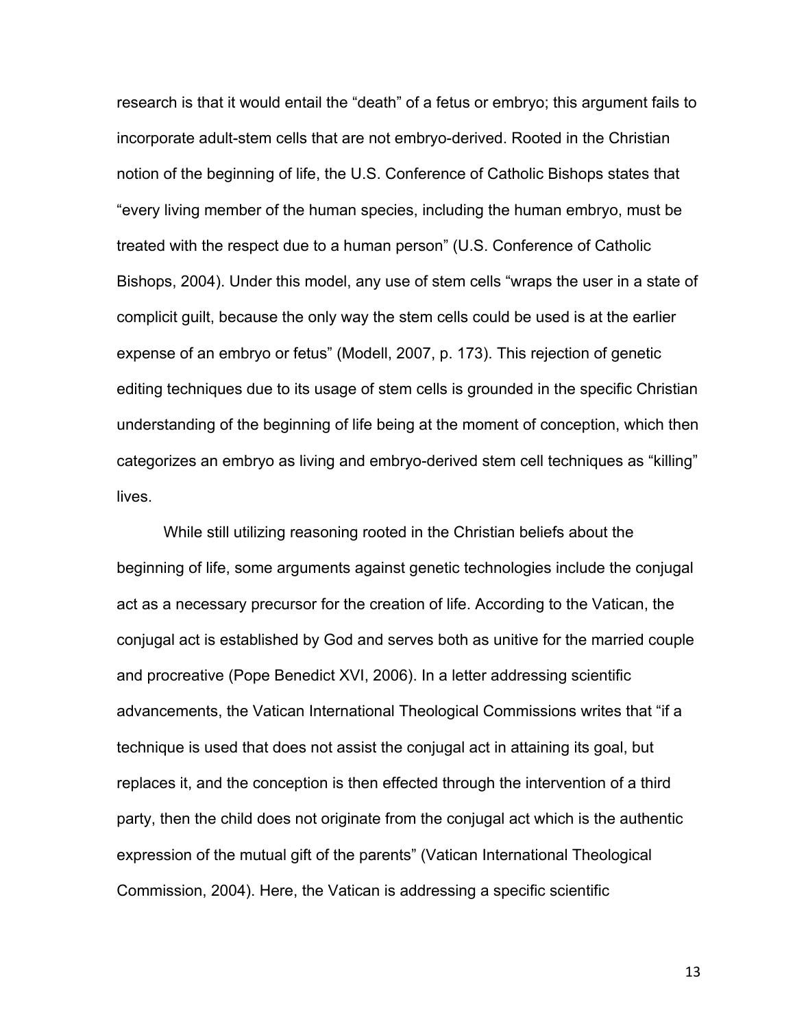research is that it would entail the "death" of a fetus or embryo; this argument fails to incorporate adult-stem cells that are not embryo-derived. Rooted in the Christian notion of the beginning of life, the U.S. Conference of Catholic Bishops states that "every living member of the human species, including the human embryo, must be treated with the respect due to a human person" (U.S. Conference of Catholic Bishops, 2004). Under this model, any use of stem cells "wraps the user in a state of complicit guilt, because the only way the stem cells could be used is at the earlier expense of an embryo or fetus" (Modell, 2007, p. 173). This rejection of genetic editing techniques due to its usage of stem cells is grounded in the specific Christian understanding of the beginning of life being at the moment of conception, which then categorizes an embryo as living and embryo-derived stem cell techniques as "killing" lives.

While still utilizing reasoning rooted in the Christian beliefs about the beginning of life, some arguments against genetic technologies include the conjugal act as a necessary precursor for the creation of life. According to the Vatican, the conjugal act is established by God and serves both as unitive for the married couple and procreative (Pope Benedict XVI, 2006). In a letter addressing scientific advancements, the Vatican International Theological Commissions writes that "if a technique is used that does not assist the conjugal act in attaining its goal, but replaces it, and the conception is then effected through the intervention of a third party, then the child does not originate from the conjugal act which is the authentic expression of the mutual gift of the parents" (Vatican International Theological Commission, 2004). Here, the Vatican is addressing a specific scientific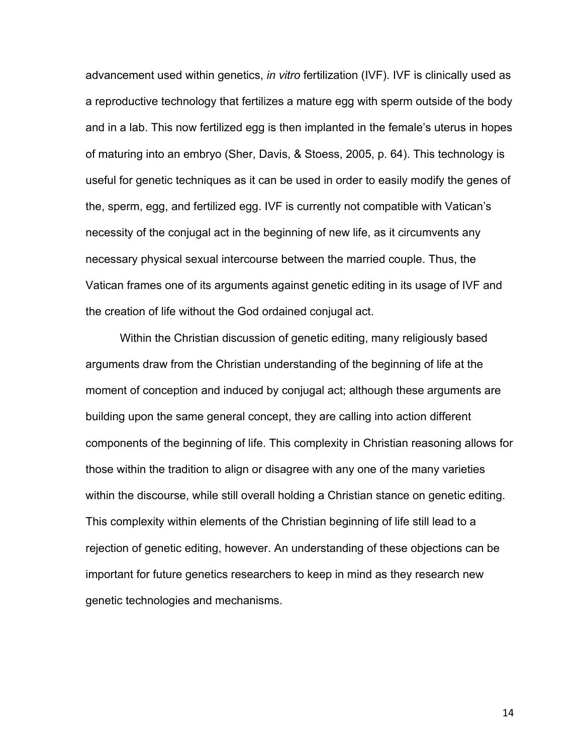advancement used within genetics, *in vitro* fertilization (IVF). IVF is clinically used as a reproductive technology that fertilizes a mature egg with sperm outside of the body and in a lab. This now fertilized egg is then implanted in the female's uterus in hopes of maturing into an embryo (Sher, Davis, & Stoess, 2005, p. 64). This technology is useful for genetic techniques as it can be used in order to easily modify the genes of the, sperm, egg, and fertilized egg. IVF is currently not compatible with Vatican's necessity of the conjugal act in the beginning of new life, as it circumvents any necessary physical sexual intercourse between the married couple. Thus, the Vatican frames one of its arguments against genetic editing in its usage of IVF and the creation of life without the God ordained conjugal act.

Within the Christian discussion of genetic editing, many religiously based arguments draw from the Christian understanding of the beginning of life at the moment of conception and induced by conjugal act; although these arguments are building upon the same general concept, they are calling into action different components of the beginning of life. This complexity in Christian reasoning allows for those within the tradition to align or disagree with any one of the many varieties within the discourse, while still overall holding a Christian stance on genetic editing. This complexity within elements of the Christian beginning of life still lead to a rejection of genetic editing, however. An understanding of these objections can be important for future genetics researchers to keep in mind as they research new genetic technologies and mechanisms.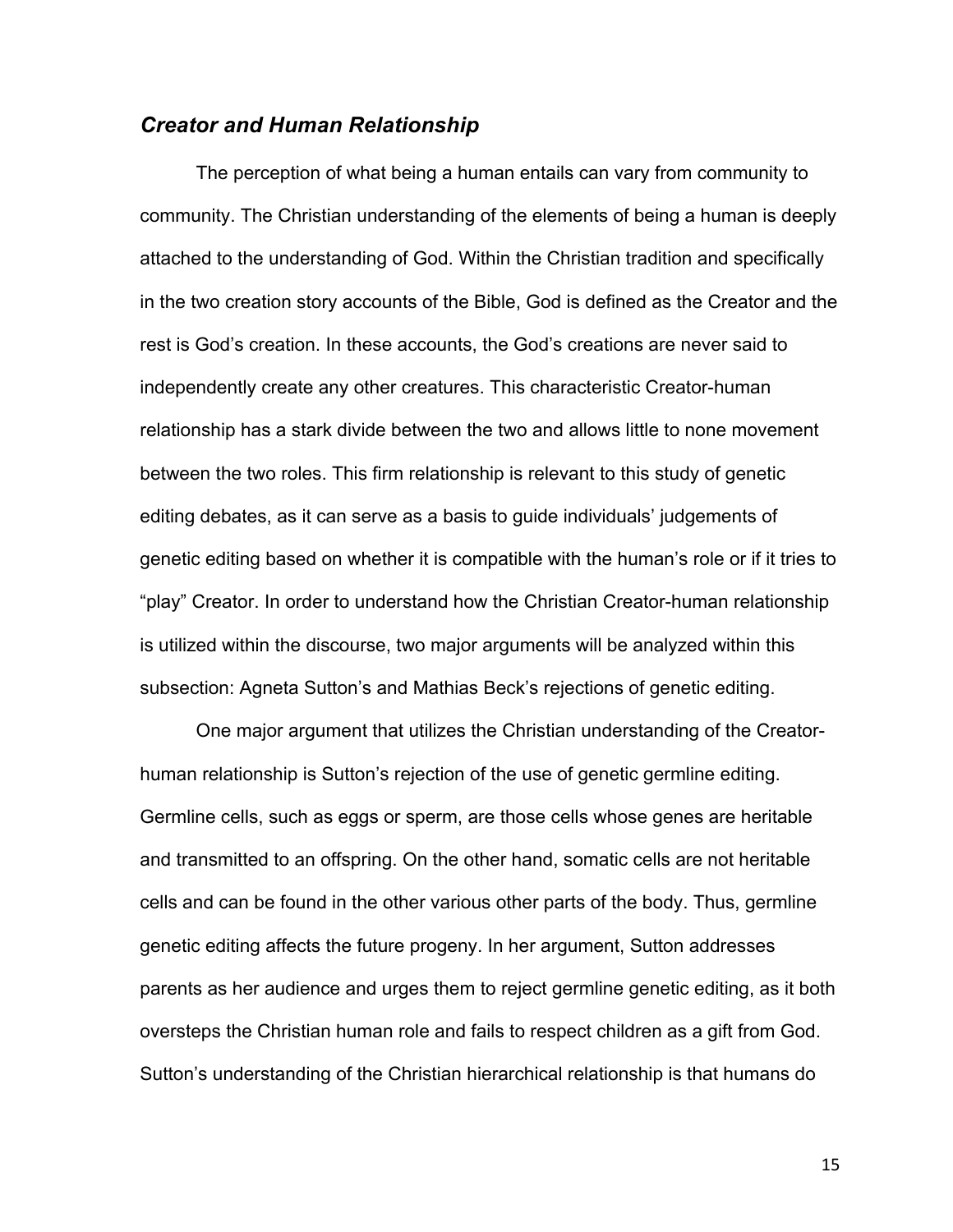### *Creator and Human Relationship*

The perception of what being a human entails can vary from community to community. The Christian understanding of the elements of being a human is deeply attached to the understanding of God. Within the Christian tradition and specifically in the two creation story accounts of the Bible, God is defined as the Creator and the rest is God's creation. In these accounts, the God's creations are never said to independently create any other creatures. This characteristic Creator-human relationship has a stark divide between the two and allows little to none movement between the two roles. This firm relationship is relevant to this study of genetic editing debates, as it can serve as a basis to guide individuals' judgements of genetic editing based on whether it is compatible with the human's role or if it tries to "play" Creator. In order to understand how the Christian Creator-human relationship is utilized within the discourse, two major arguments will be analyzed within this subsection: Agneta Sutton's and Mathias Beck's rejections of genetic editing.

One major argument that utilizes the Christian understanding of the Creator-human relationship is Sutton's rejection of the use of genetic germline editing. Germline cells, such as eggs or sperm, are those cells whose genes are heritable and transmitted to an offspring. On the other hand, somatic cells are not heritable cells and can be found in the other various other parts of the body. Thus, germline genetic editing affects the future progeny. In her argument, Sutton addresses parents as her audience and urges them to reject germline genetic editing, as it both oversteps the Christian human role and fails to respect children as a gift from God. Sutton's understanding of the Christian hierarchical relationship is that humans do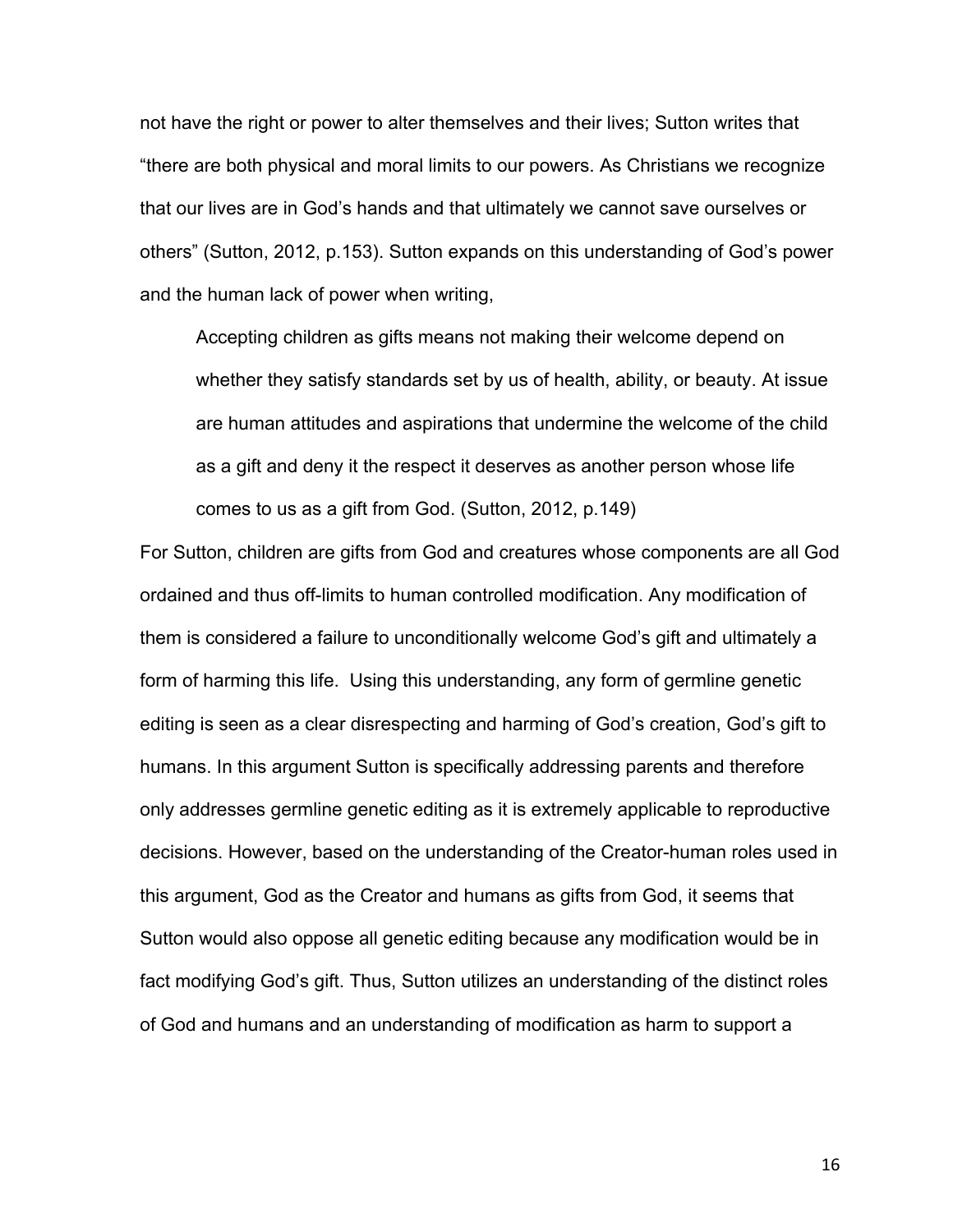not have the right or power to alter themselves and their lives; Sutton writes that "there are both physical and moral limits to our powers. As Christians we recognize that our lives are in God's hands and that ultimately we cannot save ourselves or others" (Sutton, 2012, p.153). Sutton expands on this understanding of God's power and the human lack of power when writing,

> Accepting children as gifts means not making their welcome depend on whether they satisfy standards set by us of health, ability, or beauty. At issue are human attitudes and aspirations that undermine the welcome of the child as a gift and deny it the respect it deserves as another person whose life comes to us as a gift from God. (Sutton, 2012, p.149)

For Sutton, children are gifts from God and creatures whose components are all God ordained and thus off-limits to human controlled modification. Any modification of them is considered a failure to unconditionally welcome God's gift and ultimately a form of harming this life. Using this understanding, any form of germline genetic editing is seen as a clear disrespecting and harming of God's creation, God's gift to humans. In this argument Sutton is specifically addressing parents and therefore only addresses germline genetic editing as it is extremely applicable to reproductive decisions. However, based on the understanding of the Creator-human roles used in this argument, God as the Creator and humans as gifts from God, it seems that Sutton would also oppose all genetic editing because any modification would be in fact modifying God's gift. Thus, Sutton utilizes an understanding of the distinct roles of God and humans and an understanding of modification as harm to support a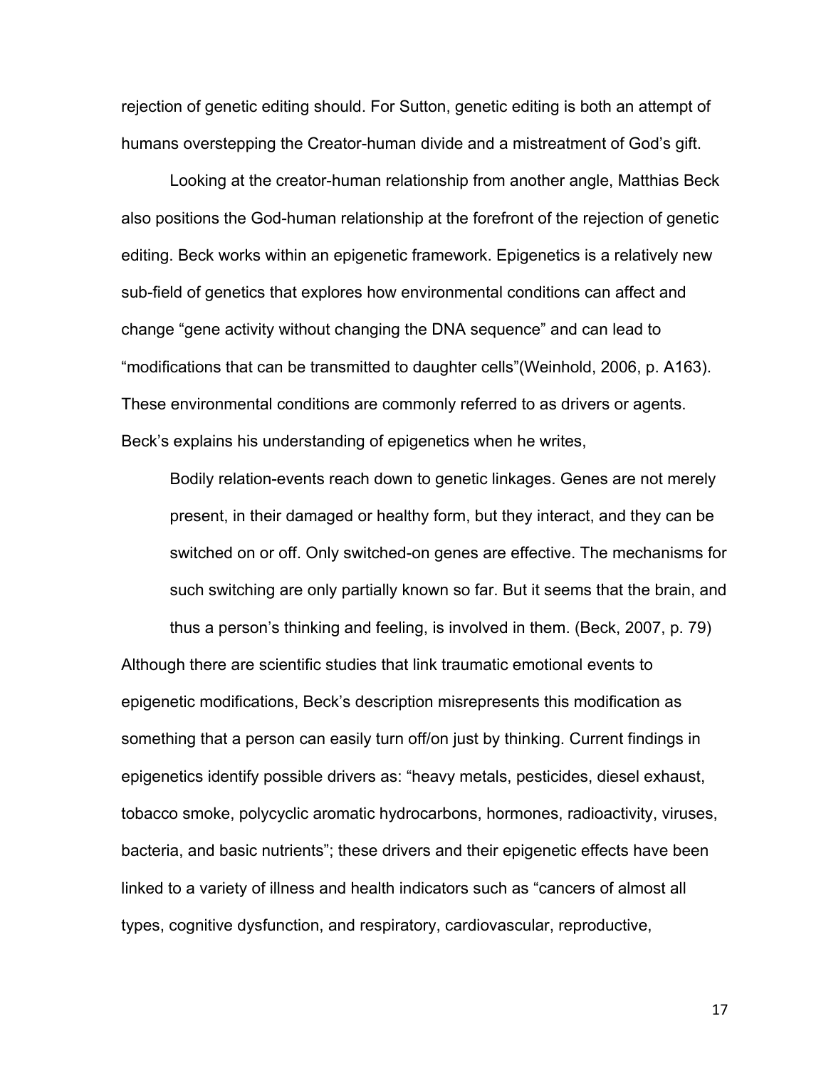rejection of genetic editing should. For Sutton, genetic editing is both an attempt of humans overstepping the Creator-human divide and a mistreatment of God's gift.

Looking at the creator-human relationship from another angle, Matthias Beck also positions the God-human relationship at the forefront of the rejection of genetic editing. Beck works within an epigenetic framework. Epigenetics is a relatively new sub-field of genetics that explores how environmental conditions can affect and change "gene activity without changing the DNA sequence" and can lead to "modifications that can be transmitted to daughter cells"(Weinhold, 2006, p. A163). These environmental conditions are commonly referred to as drivers or agents. Beck's explains his understanding of epigenetics when he writes,

> Bodily relation-events reach down to genetic linkages. Genes are not merely present, in their damaged or healthy form, but they interact, and they can be switched on or off. Only switched-on genes are effective. The mechanisms for such switching are only partially known so far. But it seems that the brain, and thus a person's thinking and feeling, is involved in them. (Beck, 2007, p. 79)

Although there are scientific studies that link traumatic emotional events to epigenetic modifications, Beck's description misrepresents this modification as something that a person can easily turn off/on just by thinking. Current findings in epigenetics identify possible drivers as: "heavy metals, pesticides, diesel exhaust, tobacco smoke, polycyclic aromatic hydrocarbons, hormones, radioactivity, viruses, bacteria, and basic nutrients"; these drivers and their epigenetic effects have been linked to a variety of illness and health indicators such as "cancers of almost all types, cognitive dysfunction, and respiratory, cardiovascular, reproductive,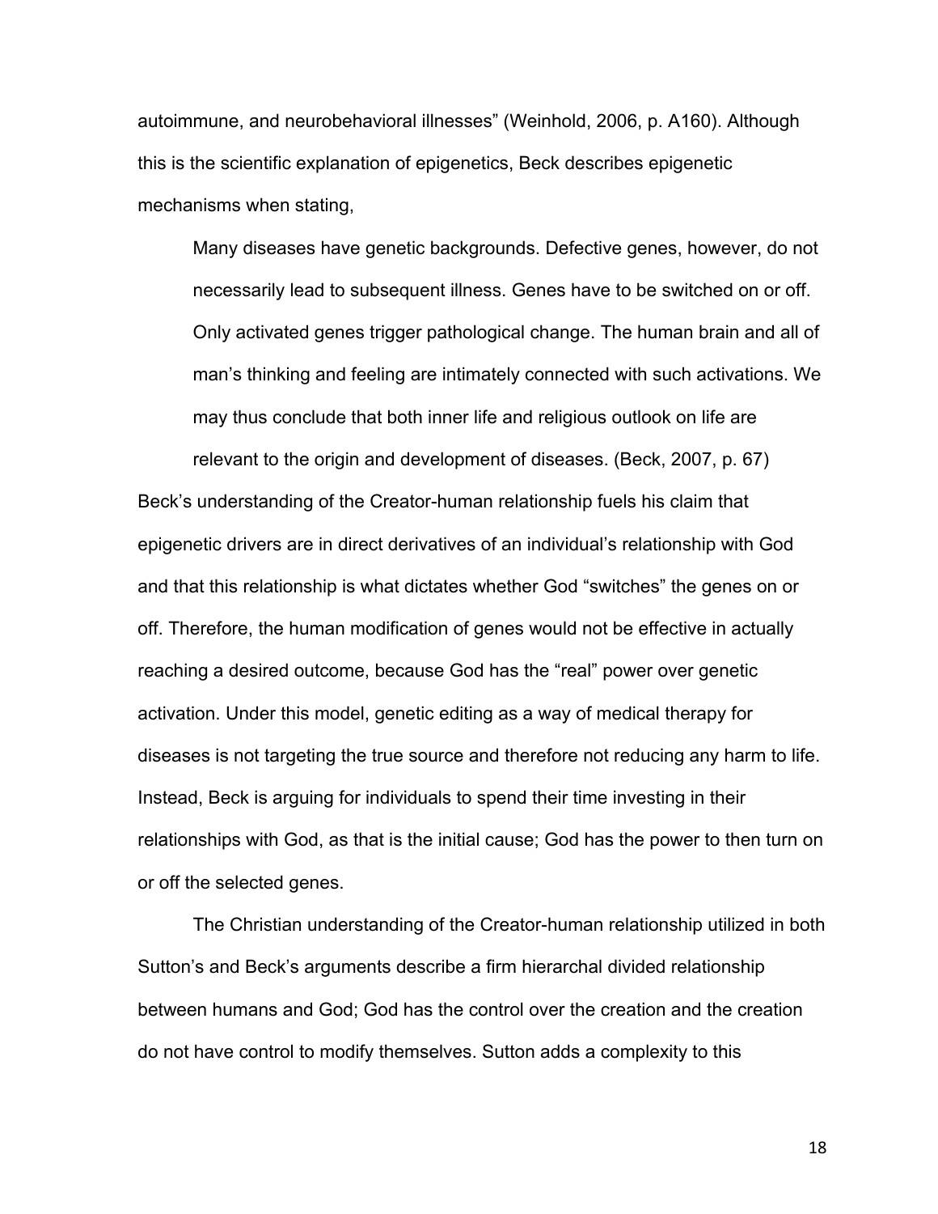autoimmune, and neurobehavioral illnesses” (Weinhold, 2006, p. A160). Although this is the scientific explanation of epigenetics, Beck describes epigenetic mechanisms when stating,

> Many diseases have genetic backgrounds. Defective genes, however, do not necessarily lead to subsequent illness. Genes have to be switched on or off. Only activated genes trigger pathological change. The human brain and all of man’s thinking and feeling are intimately connected with such activations. We may thus conclude that both inner life and religious outlook on life are relevant to the origin and development of diseases. (Beck, 2007, p. 67)

Beck’s understanding of the Creator-human relationship fuels his claim that epigenetic drivers are in direct derivatives of an individual’s relationship with God and that this relationship is what dictates whether God “switches” the genes on or off. Therefore, the human modification of genes would not be effective in actually reaching a desired outcome, because God has the “real” power over genetic activation. Under this model, genetic editing as a way of medical therapy for diseases is not targeting the true source and therefore not reducing any harm to life. Instead, Beck is arguing for individuals to spend their time investing in their relationships with God, as that is the initial cause; God has the power to then turn on or off the selected genes.

The Christian understanding of the Creator-human relationship utilized in both Sutton’s and Beck’s arguments describe a firm hierarchal divided relationship between humans and God; God has the control over the creation and the creation do not have control to modify themselves. Sutton adds a complexity to this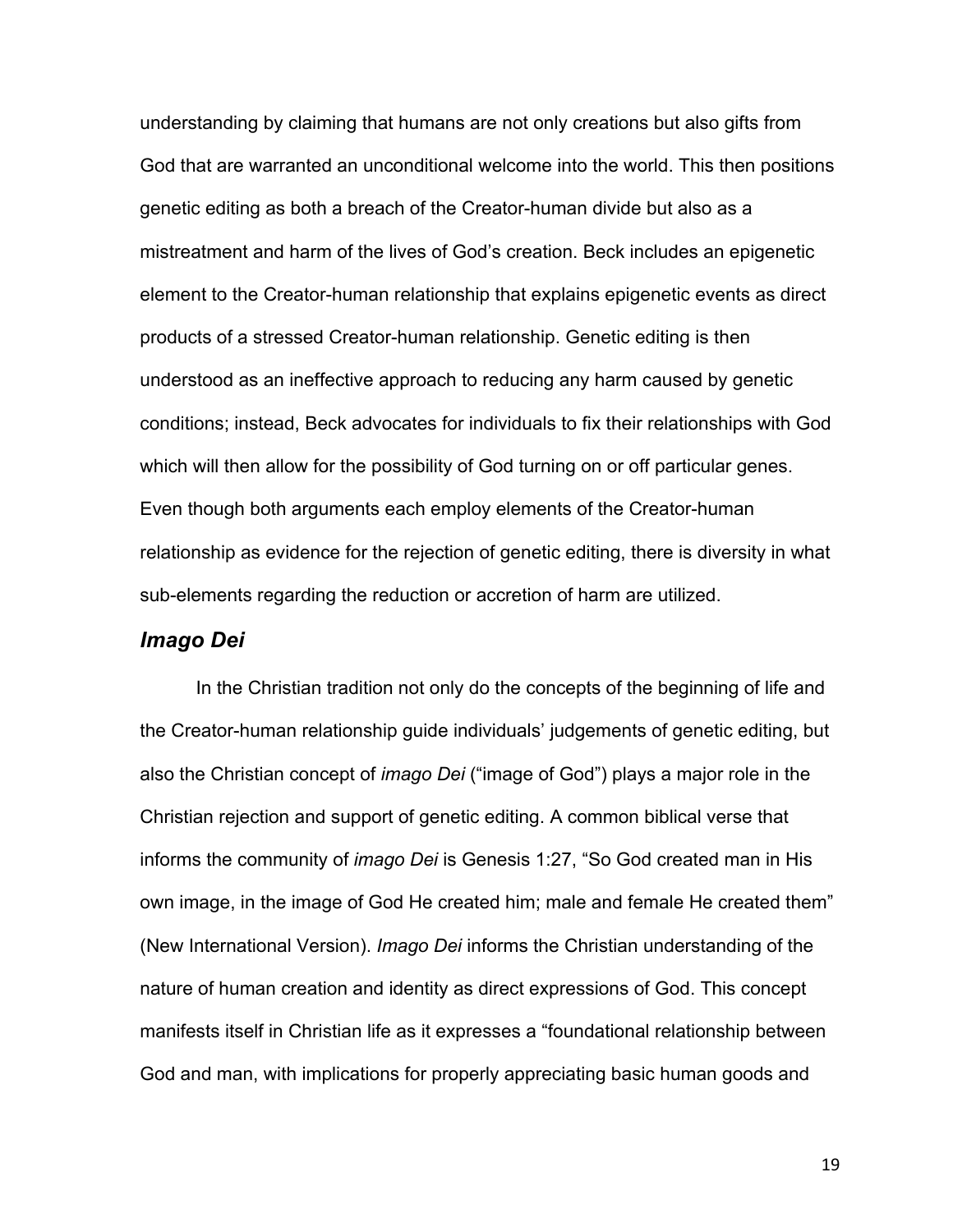understanding by claiming that humans are not only creations but also gifts from God that are warranted an unconditional welcome into the world. This then positions genetic editing as both a breach of the Creator-human divide but also as a mistreatment and harm of the lives of God's creation. Beck includes an epigenetic element to the Creator-human relationship that explains epigenetic events as direct products of a stressed Creator-human relationship. Genetic editing is then understood as an ineffective approach to reducing any harm caused by genetic conditions; instead, Beck advocates for individuals to fix their relationships with God which will then allow for the possibility of God turning on or off particular genes. Even though both arguments each employ elements of the Creator-human relationship as evidence for the rejection of genetic editing, there is diversity in what sub-elements regarding the reduction or accretion of harm are utilized.

### *Imago Dei*

In the Christian tradition not only do the concepts of the beginning of life and the Creator-human relationship guide individuals' judgements of genetic editing, but also the Christian concept of *imago Dei* ("image of God") plays a major role in the Christian rejection and support of genetic editing. A common biblical verse that informs the community of *imago Dei* is Genesis 1:27, "So God created man in His own image, in the image of God He created him; male and female He created them" (New International Version). *Imago Dei* informs the Christian understanding of the nature of human creation and identity as direct expressions of God. This concept manifests itself in Christian life as it expresses a "foundational relationship between God and man, with implications for properly appreciating basic human goods and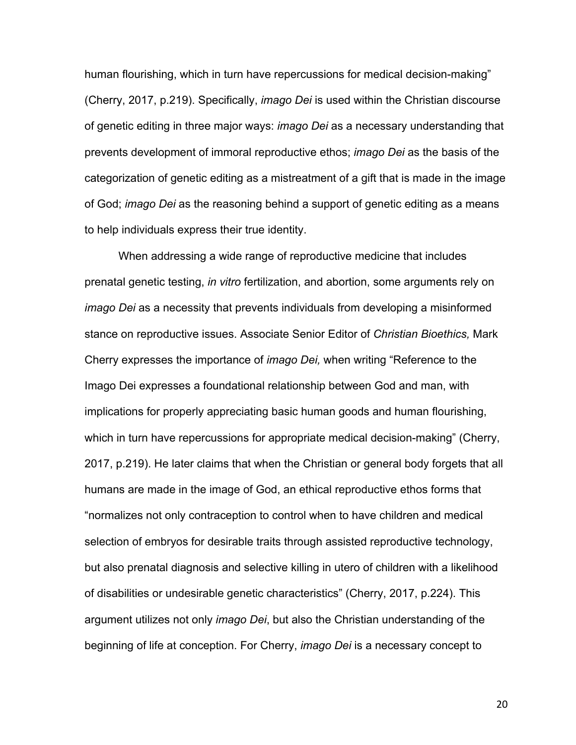human flourishing, which in turn have repercussions for medical decision-making" (Cherry, 2017, p.219). Specifically, *imago Dei* is used within the Christian discourse of genetic editing in three major ways: *imago Dei* as a necessary understanding that prevents development of immoral reproductive ethos; *imago Dei* as the basis of the categorization of genetic editing as a mistreatment of a gift that is made in the image of God; *imago Dei* as the reasoning behind a support of genetic editing as a means to help individuals express their true identity.

When addressing a wide range of reproductive medicine that includes prenatal genetic testing, *in vitro* fertilization, and abortion, some arguments rely on *imago Dei* as a necessity that prevents individuals from developing a misinformed stance on reproductive issues. Associate Senior Editor of *Christian Bioethics,* Mark Cherry expresses the importance of *imago Dei,* when writing "Reference to the Imago Dei expresses a foundational relationship between God and man, with implications for properly appreciating basic human goods and human flourishing, which in turn have repercussions for appropriate medical decision-making" (Cherry, 2017, p.219). He later claims that when the Christian or general body forgets that all humans are made in the image of God, an ethical reproductive ethos forms that "normalizes not only contraception to control when to have children and medical selection of embryos for desirable traits through assisted reproductive technology, but also prenatal diagnosis and selective killing in utero of children with a likelihood of disabilities or undesirable genetic characteristics" (Cherry, 2017, p.224). This argument utilizes not only *imago Dei*, but also the Christian understanding of the beginning of life at conception. For Cherry, *imago Dei* is a necessary concept to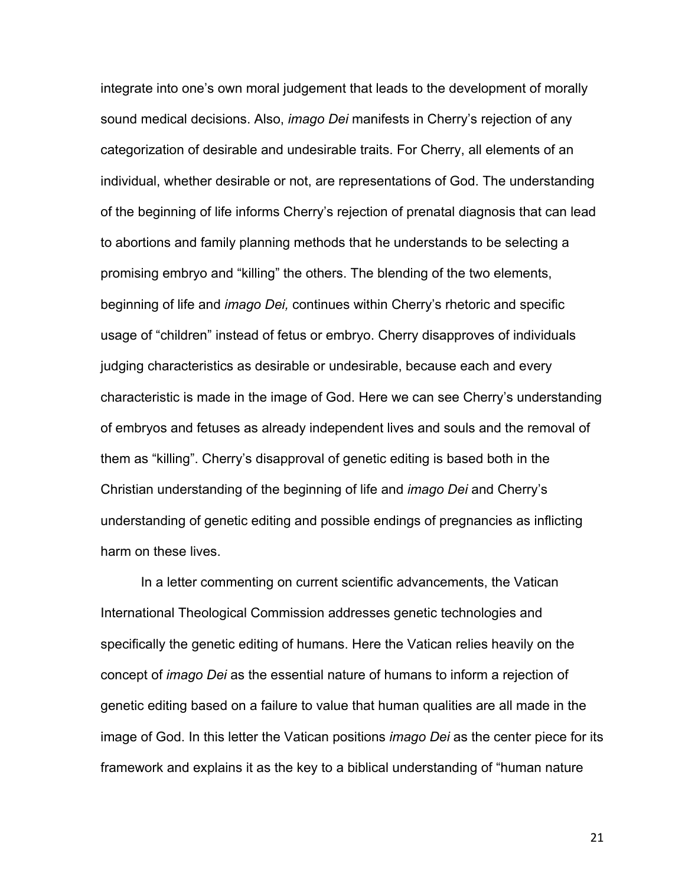integrate into one's own moral judgement that leads to the development of morally sound medical decisions. Also, *imago Dei* manifests in Cherry's rejection of any categorization of desirable and undesirable traits. For Cherry, all elements of an individual, whether desirable or not, are representations of God. The understanding of the beginning of life informs Cherry's rejection of prenatal diagnosis that can lead to abortions and family planning methods that he understands to be selecting a promising embryo and "killing" the others. The blending of the two elements, beginning of life and *imago Dei,* continues within Cherry's rhetoric and specific usage of "children" instead of fetus or embryo. Cherry disapproves of individuals judging characteristics as desirable or undesirable, because each and every characteristic is made in the image of God. Here we can see Cherry's understanding of embryos and fetuses as already independent lives and souls and the removal of them as "killing". Cherry's disapproval of genetic editing is based both in the Christian understanding of the beginning of life and *imago Dei* and Cherry's understanding of genetic editing and possible endings of pregnancies as inflicting harm on these lives.

In a letter commenting on current scientific advancements, the Vatican International Theological Commission addresses genetic technologies and specifically the genetic editing of humans. Here the Vatican relies heavily on the concept of *imago Dei* as the essential nature of humans to inform a rejection of genetic editing based on a failure to value that human qualities are all made in the image of God. In this letter the Vatican positions *imago Dei* as the center piece for its framework and explains it as the key to a biblical understanding of "human nature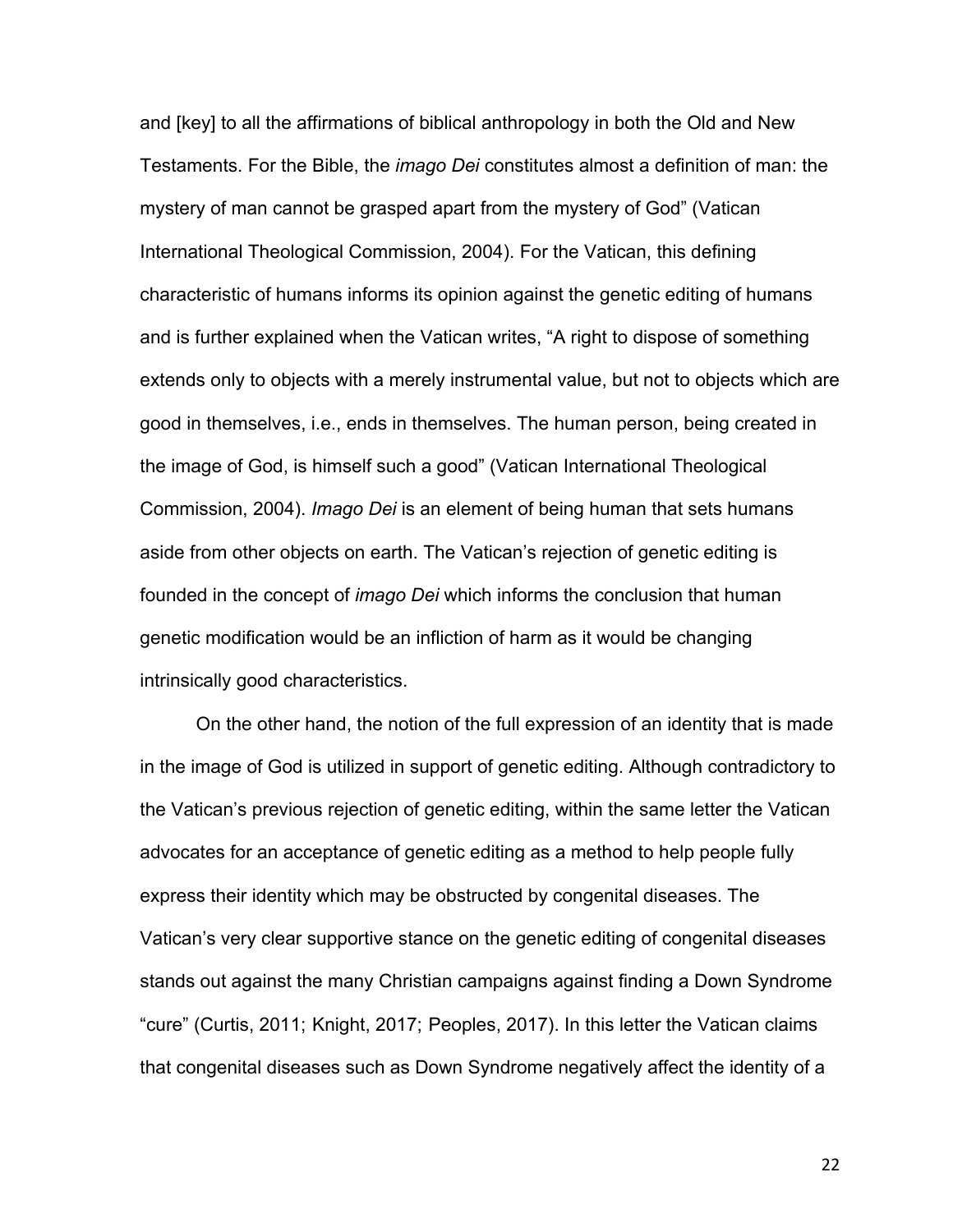and [key] to all the affirmations of biblical anthropology in both the Old and New Testaments. For the Bible, the *imago Dei* constitutes almost a definition of man: the mystery of man cannot be grasped apart from the mystery of God" (Vatican International Theological Commission, 2004). For the Vatican, this defining characteristic of humans informs its opinion against the genetic editing of humans and is further explained when the Vatican writes, "A right to dispose of something extends only to objects with a merely instrumental value, but not to objects which are good in themselves, i.e., ends in themselves. The human person, being created in the image of God, is himself such a good" (Vatican International Theological Commission, 2004). *Imago Dei* is an element of being human that sets humans aside from other objects on earth. The Vatican's rejection of genetic editing is founded in the concept of *imago Dei* which informs the conclusion that human genetic modification would be an infliction of harm as it would be changing intrinsically good characteristics.

On the other hand, the notion of the full expression of an identity that is made in the image of God is utilized in support of genetic editing. Although contradictory to the Vatican's previous rejection of genetic editing, within the same letter the Vatican advocates for an acceptance of genetic editing as a method to help people fully express their identity which may be obstructed by congenital diseases. The Vatican's very clear supportive stance on the genetic editing of congenital diseases stands out against the many Christian campaigns against finding a Down Syndrome "cure" (Curtis, 2011; Knight, 2017; Peoples, 2017). In this letter the Vatican claims that congenital diseases such as Down Syndrome negatively affect the identity of a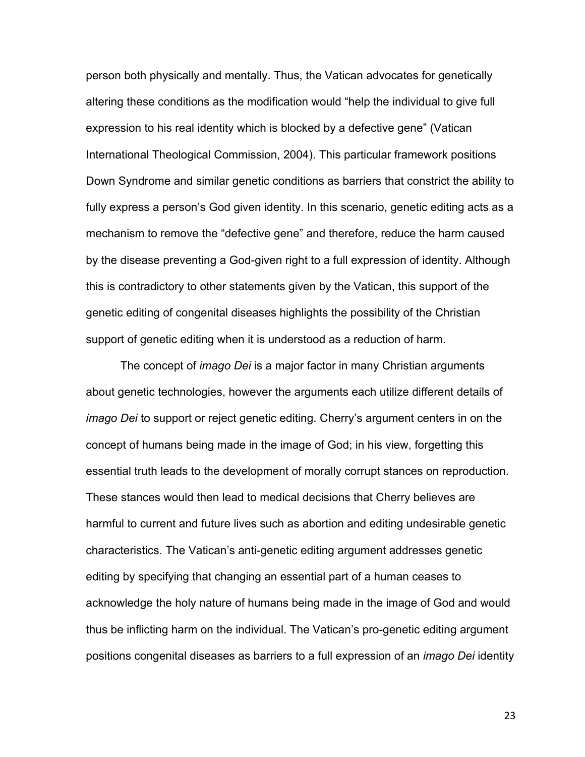person both physically and mentally. Thus, the Vatican advocates for genetically altering these conditions as the modification would "help the individual to give full expression to his real identity which is blocked by a defective gene" (Vatican International Theological Commission, 2004). This particular framework positions Down Syndrome and similar genetic conditions as barriers that constrict the ability to fully express a person's God given identity. In this scenario, genetic editing acts as a mechanism to remove the "defective gene" and therefore, reduce the harm caused by the disease preventing a God-given right to a full expression of identity. Although this is contradictory to other statements given by the Vatican, this support of the genetic editing of congenital diseases highlights the possibility of the Christian support of genetic editing when it is understood as a reduction of harm.

The concept of *imago Dei* is a major factor in many Christian arguments about genetic technologies, however the arguments each utilize different details of *imago Dei* to support or reject genetic editing. Cherry's argument centers in on the concept of humans being made in the image of God; in his view, forgetting this essential truth leads to the development of morally corrupt stances on reproduction. These stances would then lead to medical decisions that Cherry believes are harmful to current and future lives such as abortion and editing undesirable genetic characteristics. The Vatican's anti-genetic editing argument addresses genetic editing by specifying that changing an essential part of a human ceases to acknowledge the holy nature of humans being made in the image of God and would thus be inflicting harm on the individual. The Vatican's pro-genetic editing argument positions congenital diseases as barriers to a full expression of an *imago Dei* identity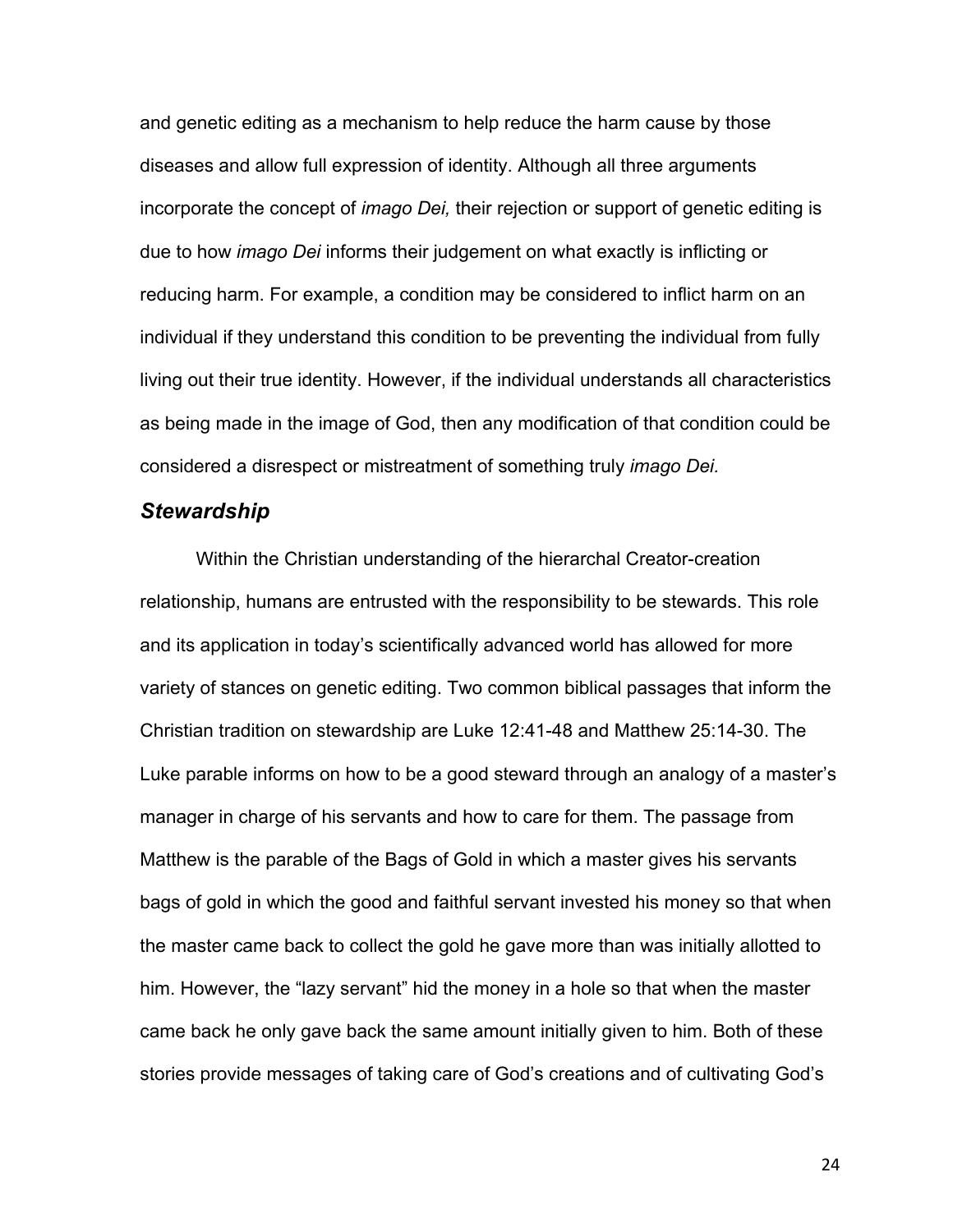and genetic editing as a mechanism to help reduce the harm cause by those diseases and allow full expression of identity. Although all three arguments incorporate the concept of *imago Dei,* their rejection or support of genetic editing is due to how *imago Dei* informs their judgement on what exactly is inflicting or reducing harm. For example, a condition may be considered to inflict harm on an individual if they understand this condition to be preventing the individual from fully living out their true identity. However, if the individual understands all characteristics as being made in the image of God, then any modification of that condition could be considered a disrespect or mistreatment of something truly *imago Dei.*

### ***Stewardship***

Within the Christian understanding of the hierarchal Creator-creation relationship, humans are entrusted with the responsibility to be stewards. This role and its application in today's scientifically advanced world has allowed for more variety of stances on genetic editing. Two common biblical passages that inform the Christian tradition on stewardship are Luke 12:41-48 and Matthew 25:14-30. The Luke parable informs on how to be a good steward through an analogy of a master's manager in charge of his servants and how to care for them. The passage from Matthew is the parable of the Bags of Gold in which a master gives his servants bags of gold in which the good and faithful servant invested his money so that when the master came back to collect the gold he gave more than was initially allotted to him. However, the "lazy servant" hid the money in a hole so that when the master came back he only gave back the same amount initially given to him. Both of these stories provide messages of taking care of God's creations and of cultivating God's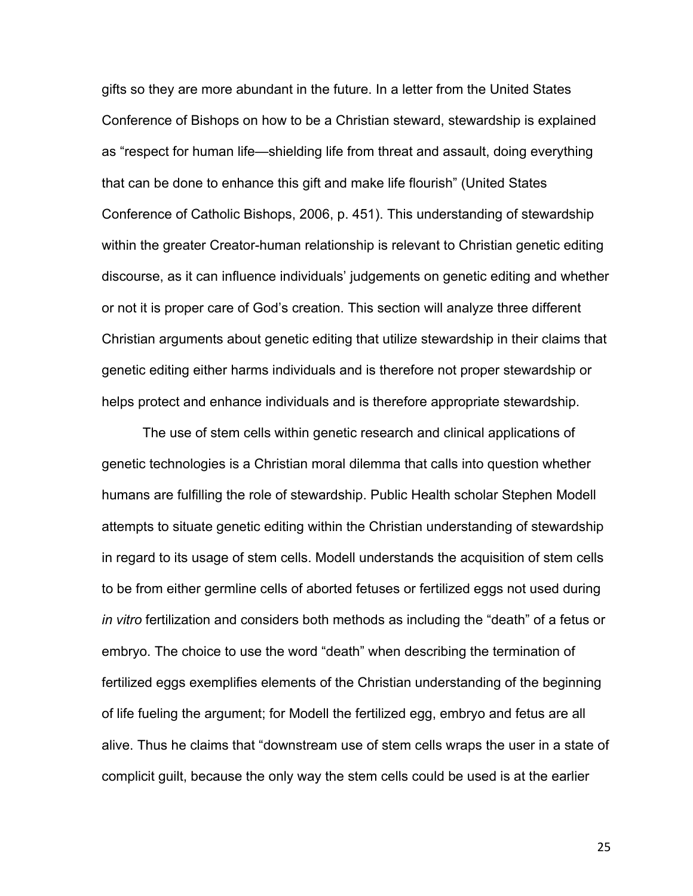gifts so they are more abundant in the future. In a letter from the United States Conference of Bishops on how to be a Christian steward, stewardship is explained as “respect for human life—shielding life from threat and assault, doing everything that can be done to enhance this gift and make life flourish” (United States Conference of Catholic Bishops, 2006, p. 451). This understanding of stewardship within the greater Creator-human relationship is relevant to Christian genetic editing discourse, as it can influence individuals’ judgements on genetic editing and whether or not it is proper care of God’s creation. This section will analyze three different Christian arguments about genetic editing that utilize stewardship in their claims that genetic editing either harms individuals and is therefore not proper stewardship or helps protect and enhance individuals and is therefore appropriate stewardship.

The use of stem cells within genetic research and clinical applications of genetic technologies is a Christian moral dilemma that calls into question whether humans are fulfilling the role of stewardship. Public Health scholar Stephen Modell attempts to situate genetic editing within the Christian understanding of stewardship in regard to its usage of stem cells. Modell understands the acquisition of stem cells to be from either germline cells of aborted fetuses or fertilized eggs not used during *in vitro* fertilization and considers both methods as including the “death” of a fetus or embryo. The choice to use the word “death” when describing the termination of fertilized eggs exemplifies elements of the Christian understanding of the beginning of life fueling the argument; for Modell the fertilized egg, embryo and fetus are all alive. Thus he claims that “downstream use of stem cells wraps the user in a state of complicit guilt, because the only way the stem cells could be used is at the earlier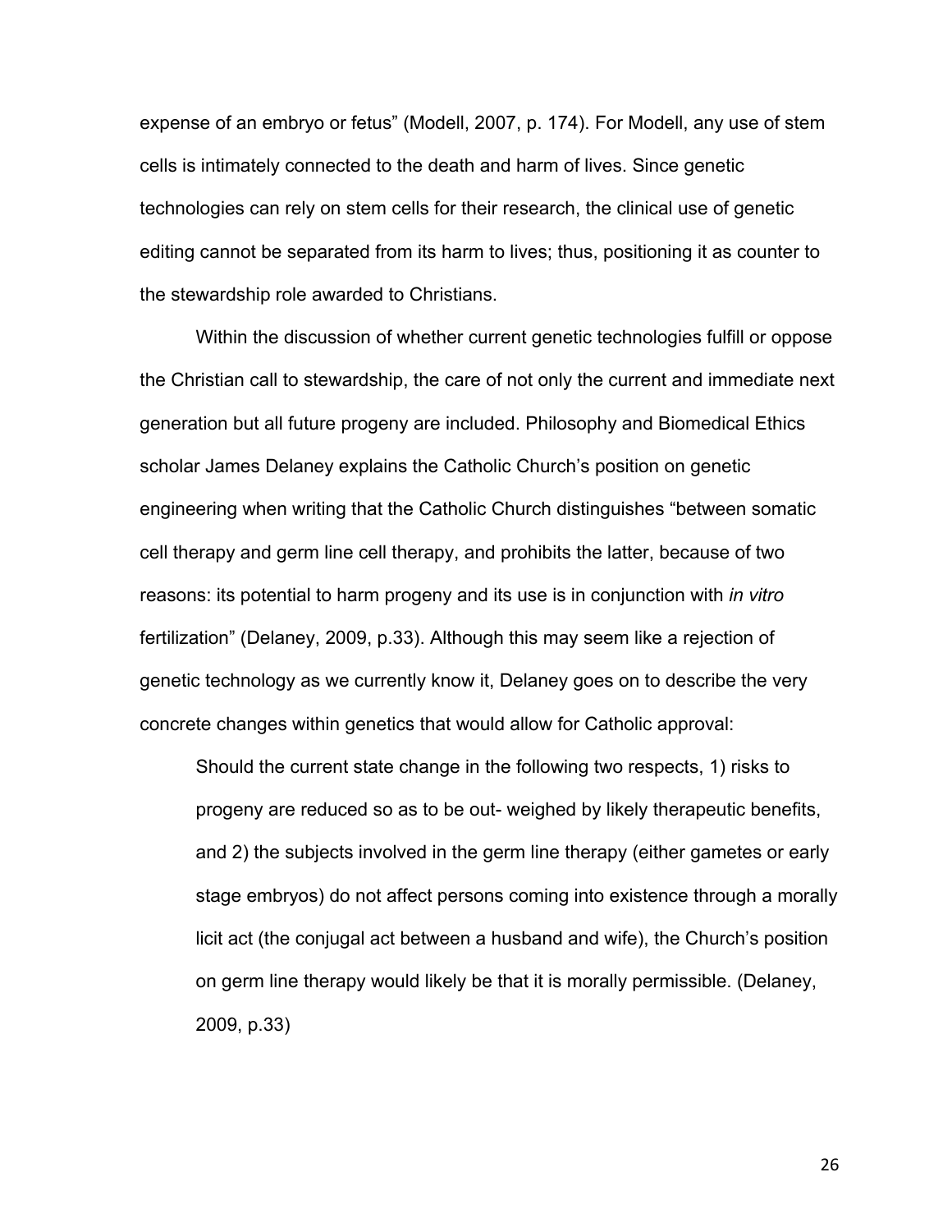expense of an embryo or fetus" (Modell, 2007, p. 174). For Modell, any use of stem cells is intimately connected to the death and harm of lives. Since genetic technologies can rely on stem cells for their research, the clinical use of genetic editing cannot be separated from its harm to lives; thus, positioning it as counter to the stewardship role awarded to Christians.

Within the discussion of whether current genetic technologies fulfill or oppose the Christian call to stewardship, the care of not only the current and immediate next generation but all future progeny are included. Philosophy and Biomedical Ethics scholar James Delaney explains the Catholic Church's position on genetic engineering when writing that the Catholic Church distinguishes "between somatic cell therapy and germ line cell therapy, and prohibits the latter, because of two reasons: its potential to harm progeny and its use is in conjunction with *in vitro* fertilization" (Delaney, 2009, p.33). Although this may seem like a rejection of genetic technology as we currently know it, Delaney goes on to describe the very concrete changes within genetics that would allow for Catholic approval:

> Should the current state change in the following two respects, 1) risks to progeny are reduced so as to be out- weighed by likely therapeutic benefits, and 2) the subjects involved in the germ line therapy (either gametes or early stage embryos) do not affect persons coming into existence through a morally licit act (the conjugal act between a husband and wife), the Church's position on germ line therapy would likely be that it is morally permissible. (Delaney, 2009, p.33)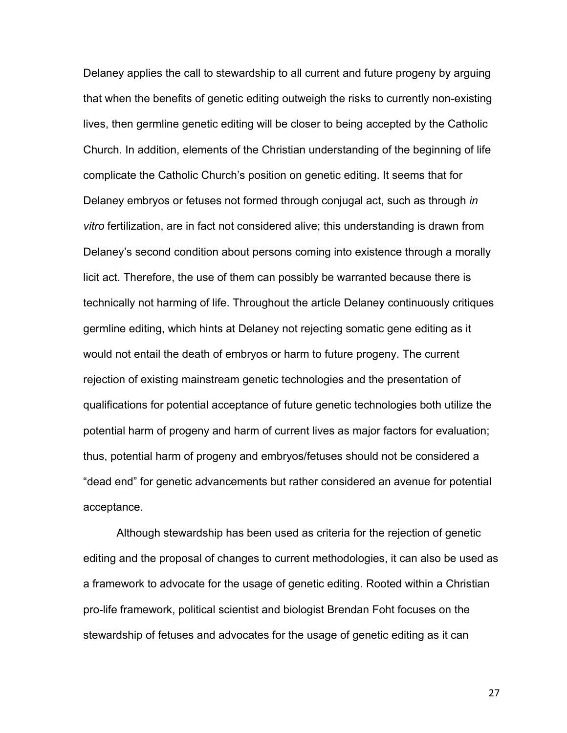Delaney applies the call to stewardship to all current and future progeny by arguing that when the benefits of genetic editing outweigh the risks to currently non-existing lives, then germline genetic editing will be closer to being accepted by the Catholic Church. In addition, elements of the Christian understanding of the beginning of life complicate the Catholic Church's position on genetic editing. It seems that for Delaney embryos or fetuses not formed through conjugal act, such as through *in vitro* fertilization, are in fact not considered alive; this understanding is drawn from Delaney's second condition about persons coming into existence through a morally licit act. Therefore, the use of them can possibly be warranted because there is technically not harming of life. Throughout the article Delaney continuously critiques germline editing, which hints at Delaney not rejecting somatic gene editing as it would not entail the death of embryos or harm to future progeny. The current rejection of existing mainstream genetic technologies and the presentation of qualifications for potential acceptance of future genetic technologies both utilize the potential harm of progeny and harm of current lives as major factors for evaluation; thus, potential harm of progeny and embryos/fetuses should not be considered a "dead end" for genetic advancements but rather considered an avenue for potential acceptance.

Although stewardship has been used as criteria for the rejection of genetic editing and the proposal of changes to current methodologies, it can also be used as a framework to advocate for the usage of genetic editing. Rooted within a Christian pro-life framework, political scientist and biologist Brendan Foht focuses on the stewardship of fetuses and advocates for the usage of genetic editing as it can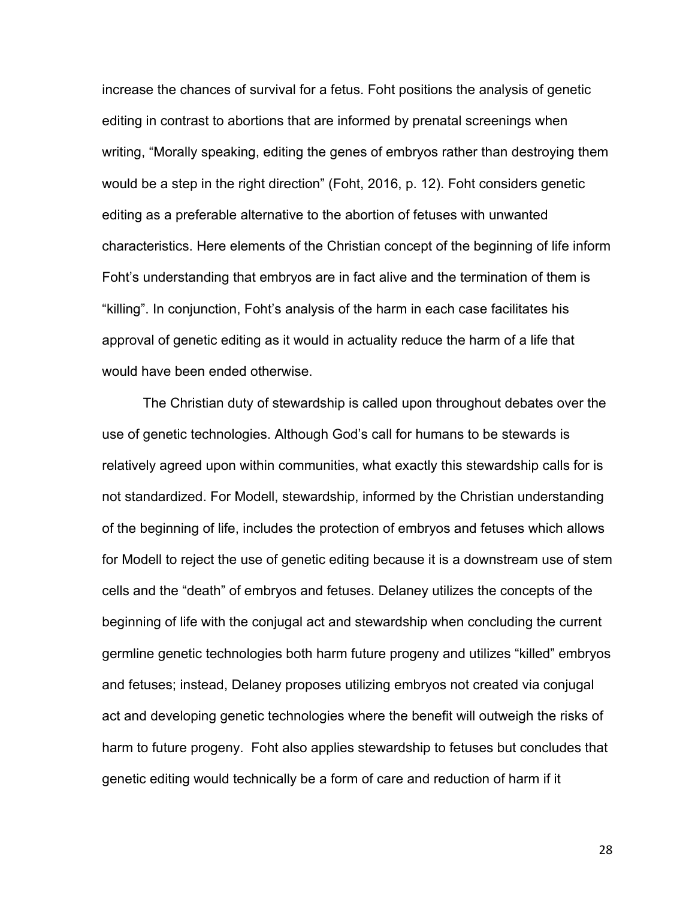increase the chances of survival for a fetus. Foht positions the analysis of genetic editing in contrast to abortions that are informed by prenatal screenings when writing, “Morally speaking, editing the genes of embryos rather than destroying them would be a step in the right direction” (Foht, 2016, p. 12). Foht considers genetic editing as a preferable alternative to the abortion of fetuses with unwanted characteristics. Here elements of the Christian concept of the beginning of life inform Foht’s understanding that embryos are in fact alive and the termination of them is “killing”. In conjunction, Foht’s analysis of the harm in each case facilitates his approval of genetic editing as it would in actuality reduce the harm of a life that would have been ended otherwise.

The Christian duty of stewardship is called upon throughout debates over the use of genetic technologies. Although God’s call for humans to be stewards is relatively agreed upon within communities, what exactly this stewardship calls for is not standardized. For Modell, stewardship, informed by the Christian understanding of the beginning of life, includes the protection of embryos and fetuses which allows for Modell to reject the use of genetic editing because it is a downstream use of stem cells and the “death” of embryos and fetuses. Delaney utilizes the concepts of the beginning of life with the conjugal act and stewardship when concluding the current germline genetic technologies both harm future progeny and utilizes “killed” embryos and fetuses; instead, Delaney proposes utilizing embryos not created via conjugal act and developing genetic technologies where the benefit will outweigh the risks of harm to future progeny. Foht also applies stewardship to fetuses but concludes that genetic editing would technically be a form of care and reduction of harm if it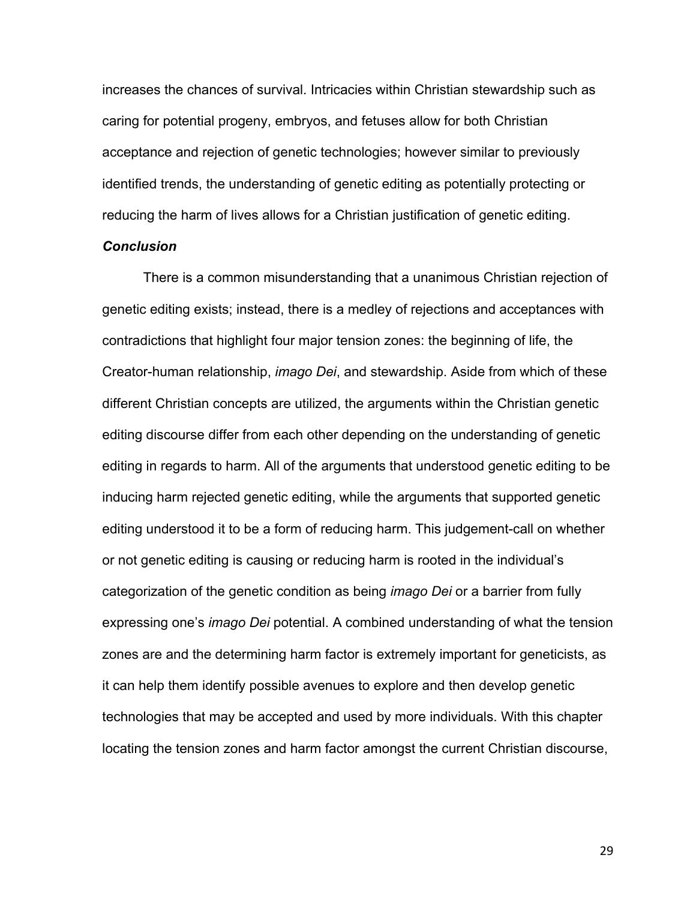increases the chances of survival. Intricacies within Christian stewardship such as caring for potential progeny, embryos, and fetuses allow for both Christian acceptance and rejection of genetic technologies; however similar to previously identified trends, the understanding of genetic editing as potentially protecting or reducing the harm of lives allows for a Christian justification of genetic editing.

***Conclusion***

There is a common misunderstanding that a unanimous Christian rejection of genetic editing exists; instead, there is a medley of rejections and acceptances with contradictions that highlight four major tension zones: the beginning of life, the Creator-human relationship, *imago Dei*, and stewardship. Aside from which of these different Christian concepts are utilized, the arguments within the Christian genetic editing discourse differ from each other depending on the understanding of genetic editing in regards to harm. All of the arguments that understood genetic editing to be inducing harm rejected genetic editing, while the arguments that supported genetic editing understood it to be a form of reducing harm. This judgement-call on whether or not genetic editing is causing or reducing harm is rooted in the individual's categorization of the genetic condition as being *imago Dei* or a barrier from fully expressing one's *imago Dei* potential. A combined understanding of what the tension zones are and the determining harm factor is extremely important for geneticists, as it can help them identify possible avenues to explore and then develop genetic technologies that may be accepted and used by more individuals. With this chapter locating the tension zones and harm factor amongst the current Christian discourse,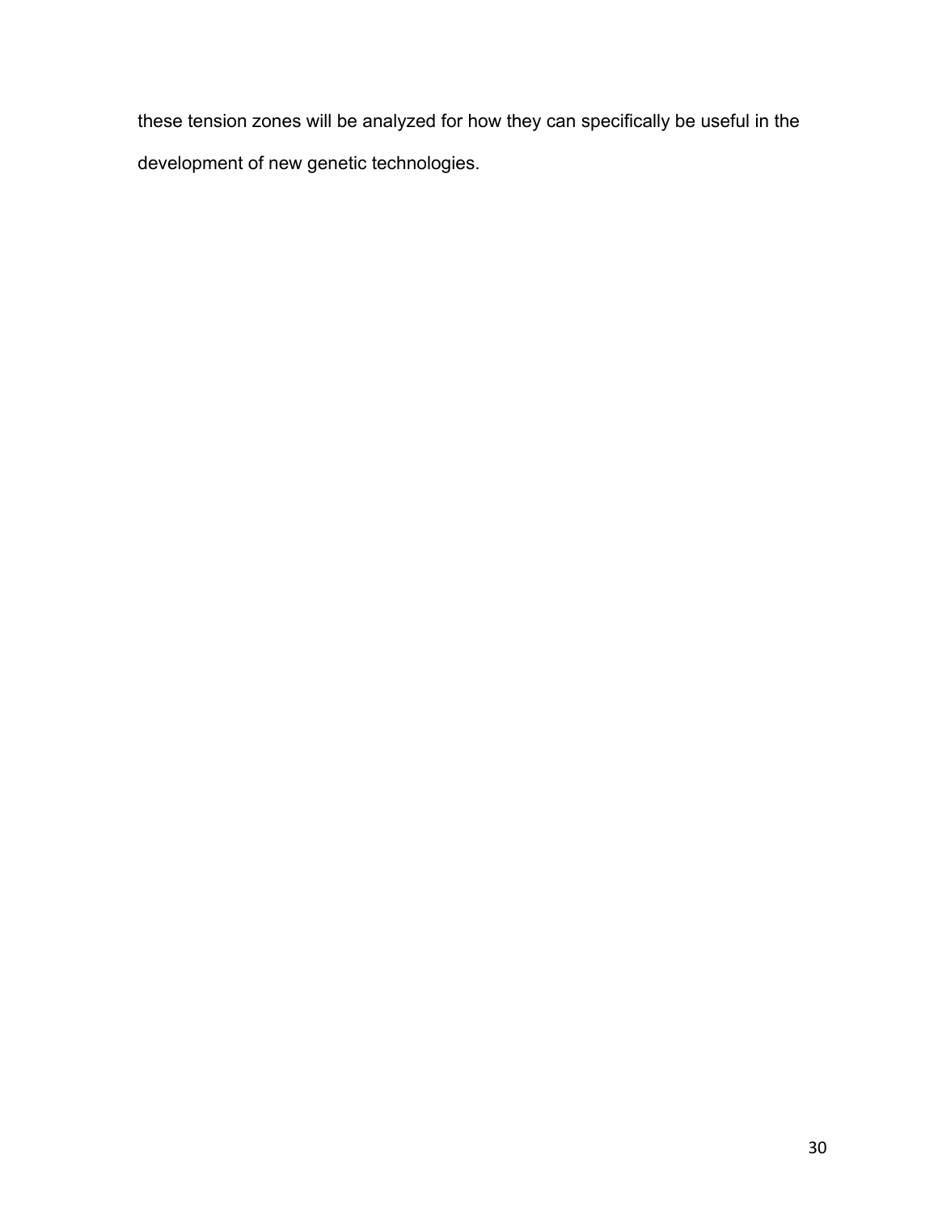these tension zones will be analyzed for how they can specifically be useful in the development of new genetic technologies.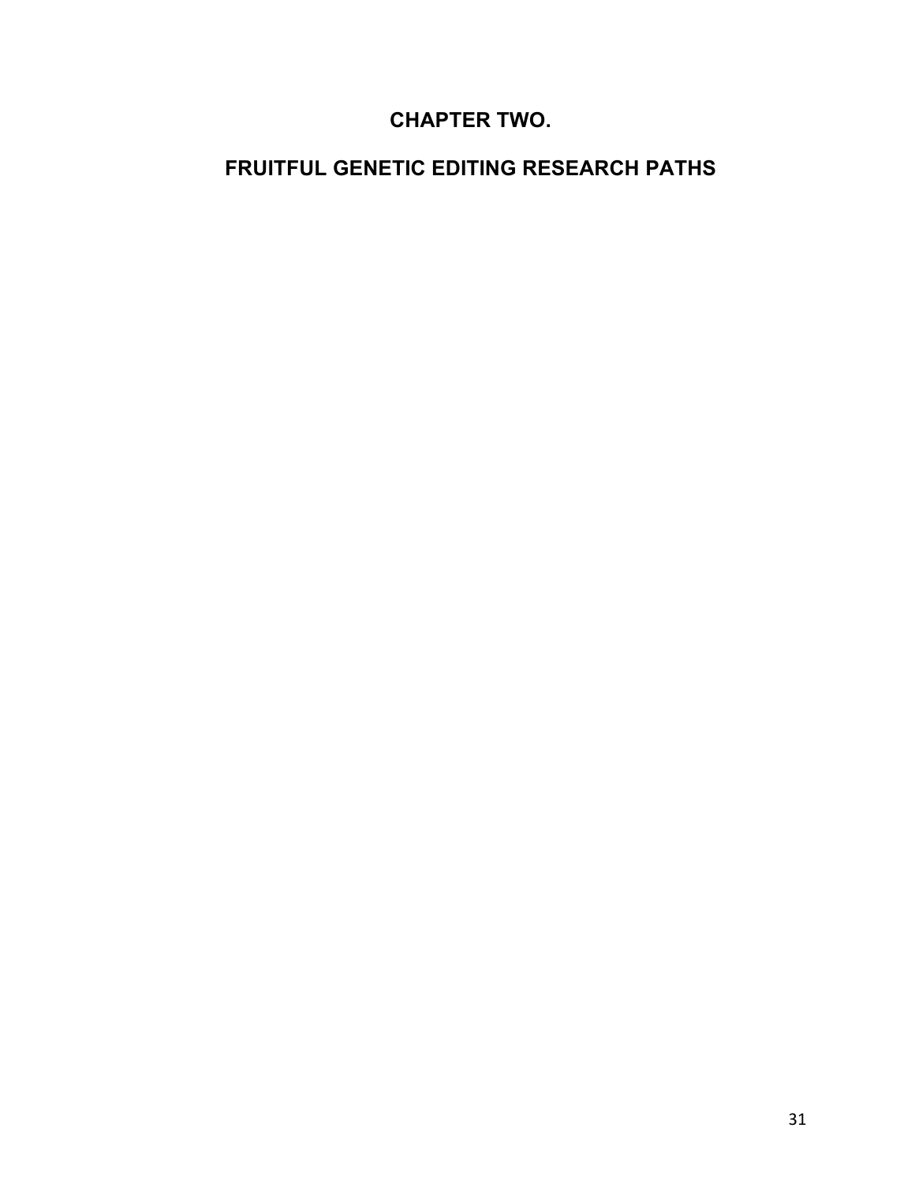# CHAPTER TWO.

# FRUITFUL GENETIC EDITING RESEARCH PATHS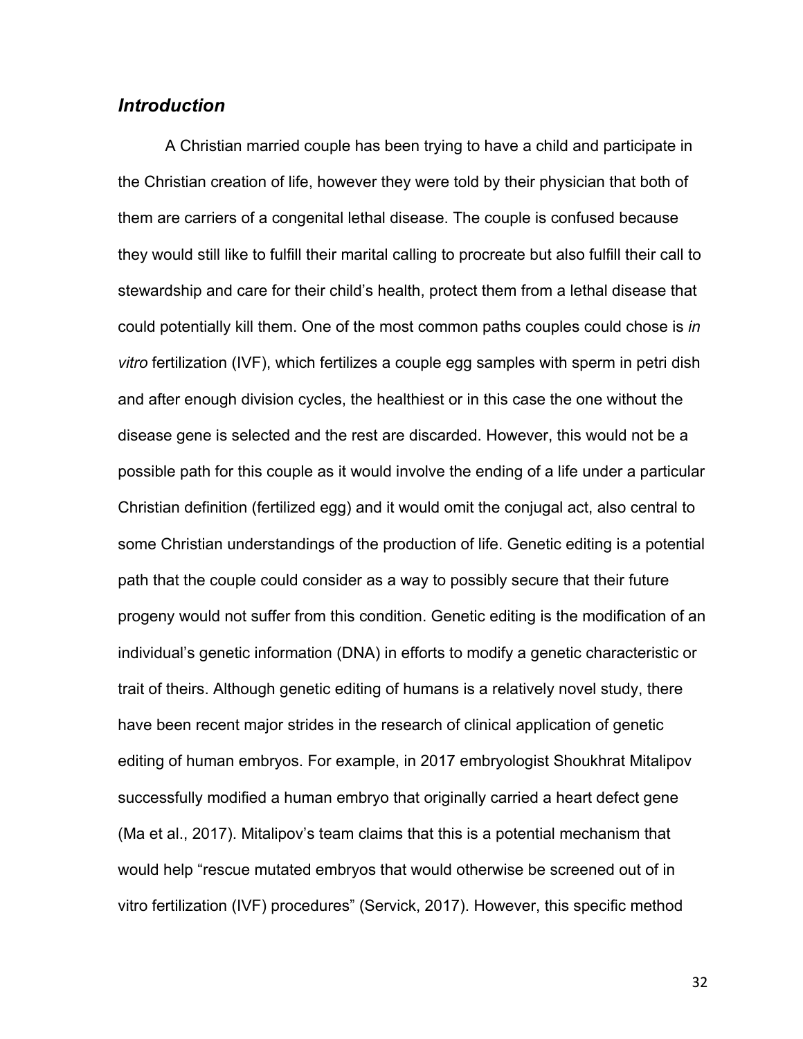## *Introduction*

A Christian married couple has been trying to have a child and participate in the Christian creation of life, however they were told by their physician that both of them are carriers of a congenital lethal disease. The couple is confused because they would still like to fulfill their marital calling to procreate but also fulfill their call to stewardship and care for their child's health, protect them from a lethal disease that could potentially kill them. One of the most common paths couples could chose is *in vitro* fertilization (IVF), which fertilizes a couple egg samples with sperm in petri dish and after enough division cycles, the healthiest or in this case the one without the disease gene is selected and the rest are discarded. However, this would not be a possible path for this couple as it would involve the ending of a life under a particular Christian definition (fertilized egg) and it would omit the conjugal act, also central to some Christian understandings of the production of life. Genetic editing is a potential path that the couple could consider as a way to possibly secure that their future progeny would not suffer from this condition. Genetic editing is the modification of an individual's genetic information (DNA) in efforts to modify a genetic characteristic or trait of theirs. Although genetic editing of humans is a relatively novel study, there have been recent major strides in the research of clinical application of genetic editing of human embryos. For example, in 2017 embryologist Shoukhrat Mitalipov successfully modified a human embryo that originally carried a heart defect gene (Ma et al., 2017). Mitalipov's team claims that this is a potential mechanism that would help "rescue mutated embryos that would otherwise be screened out of in vitro fertilization (IVF) procedures" (Servick, 2017). However, this specific method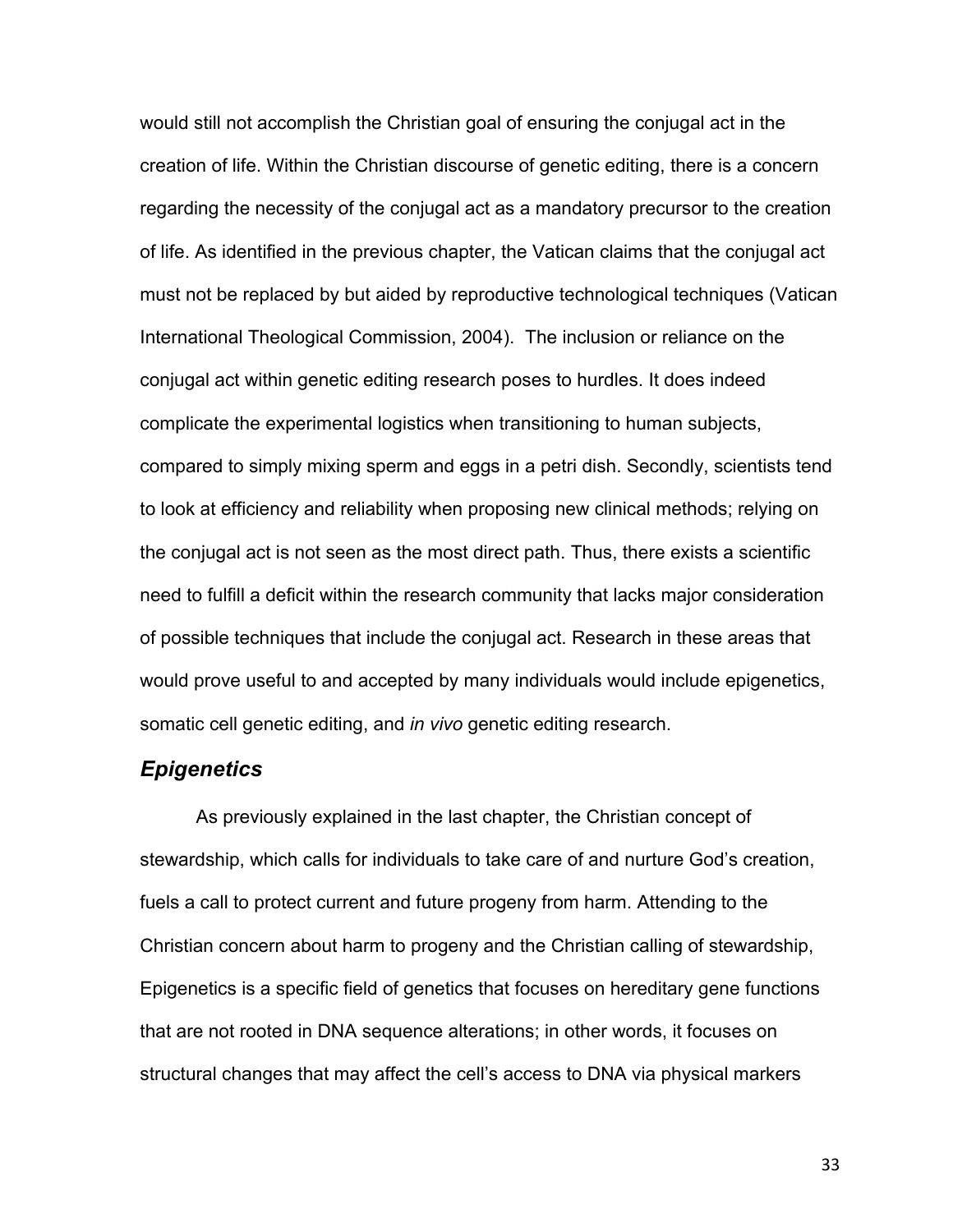would still not accomplish the Christian goal of ensuring the conjugal act in the creation of life. Within the Christian discourse of genetic editing, there is a concern regarding the necessity of the conjugal act as a mandatory precursor to the creation of life. As identified in the previous chapter, the Vatican claims that the conjugal act must not be replaced by but aided by reproductive technological techniques (Vatican International Theological Commission, 2004). The inclusion or reliance on the conjugal act within genetic editing research poses to hurdles. It does indeed complicate the experimental logistics when transitioning to human subjects, compared to simply mixing sperm and eggs in a petri dish. Secondly, scientists tend to look at efficiency and reliability when proposing new clinical methods; relying on the conjugal act is not seen as the most direct path. Thus, there exists a scientific need to fulfill a deficit within the research community that lacks major consideration of possible techniques that include the conjugal act. Research in these areas that would prove useful to and accepted by many individuals would include epigenetics, somatic cell genetic editing, and *in vivo* genetic editing research.

## *Epigenetics*

As previously explained in the last chapter, the Christian concept of stewardship, which calls for individuals to take care of and nurture God's creation, fuels a call to protect current and future progeny from harm. Attending to the Christian concern about harm to progeny and the Christian calling of stewardship, Epigenetics is a specific field of genetics that focuses on hereditary gene functions that are not rooted in DNA sequence alterations; in other words, it focuses on structural changes that may affect the cell's access to DNA via physical markers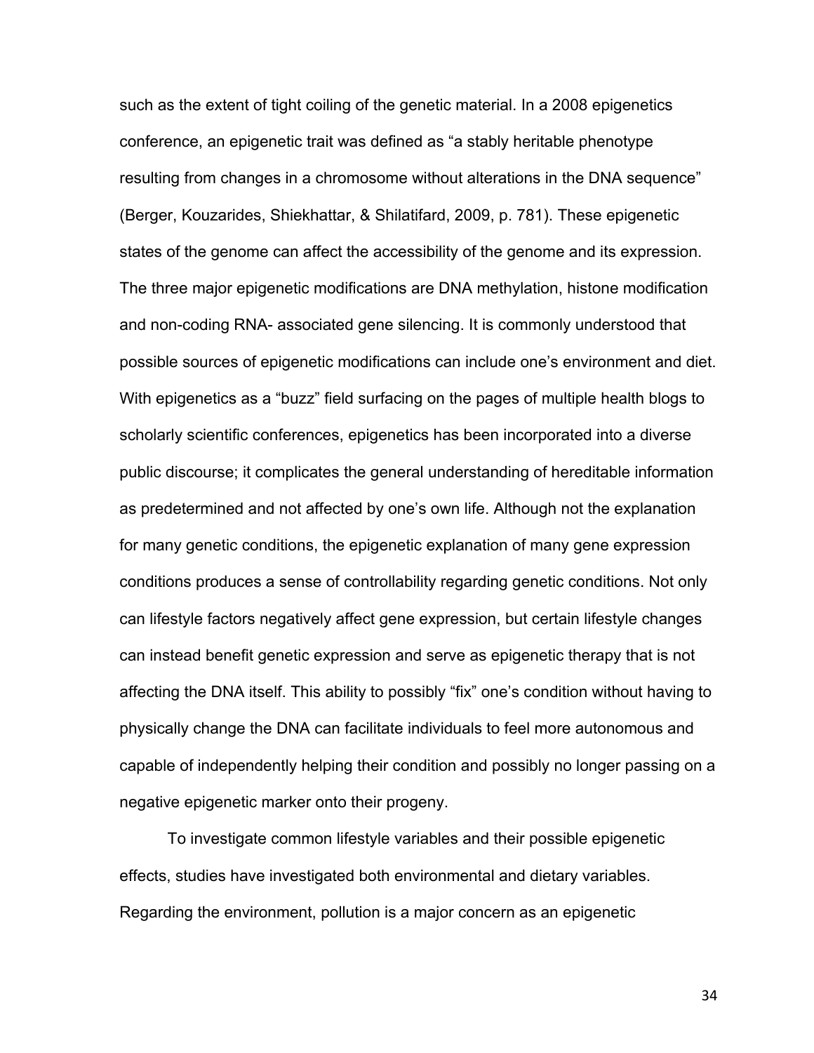such as the extent of tight coiling of the genetic material. In a 2008 epigenetics conference, an epigenetic trait was defined as “a stably heritable phenotype resulting from changes in a chromosome without alterations in the DNA sequence” (Berger, Kouzarides, Shiekhattar, & Shilatifard, 2009, p. 781). These epigenetic states of the genome can affect the accessibility of the genome and its expression. The three major epigenetic modifications are DNA methylation, histone modification and non-coding RNA- associated gene silencing. It is commonly understood that possible sources of epigenetic modifications can include one’s environment and diet. With epigenetics as a “buzz” field surfacing on the pages of multiple health blogs to scholarly scientific conferences, epigenetics has been incorporated into a diverse public discourse; it complicates the general understanding of hereditable information as predetermined and not affected by one’s own life. Although not the explanation for many genetic conditions, the epigenetic explanation of many gene expression conditions produces a sense of controllability regarding genetic conditions. Not only can lifestyle factors negatively affect gene expression, but certain lifestyle changes can instead benefit genetic expression and serve as epigenetic therapy that is not affecting the DNA itself. This ability to possibly “fix” one’s condition without having to physically change the DNA can facilitate individuals to feel more autonomous and capable of independently helping their condition and possibly no longer passing on a negative epigenetic marker onto their progeny.

To investigate common lifestyle variables and their possible epigenetic effects, studies have investigated both environmental and dietary variables. Regarding the environment, pollution is a major concern as an epigenetic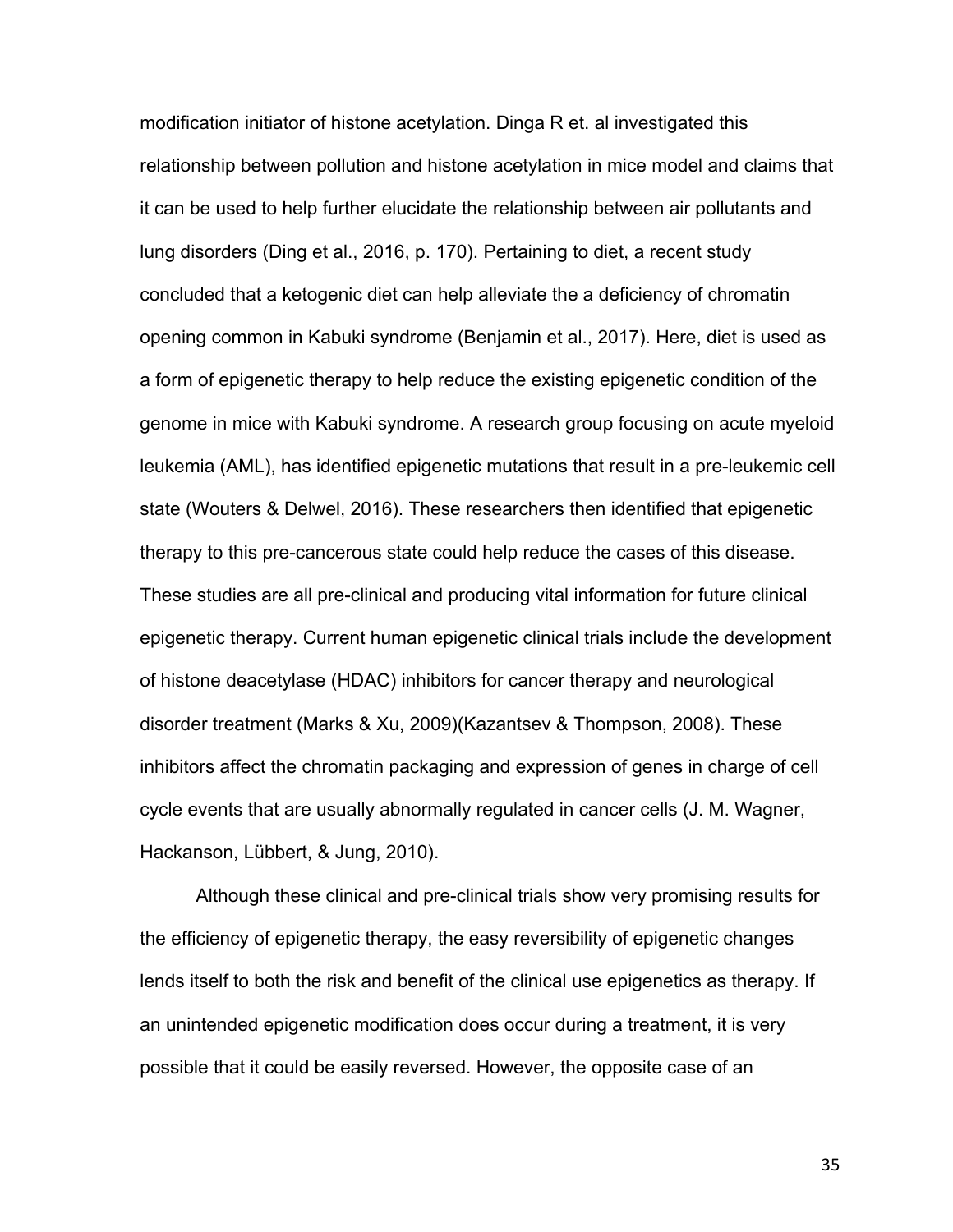modification initiator of histone acetylation. Dinga R et. al investigated this relationship between pollution and histone acetylation in mice model and claims that it can be used to help further elucidate the relationship between air pollutants and lung disorders (Ding et al., 2016, p. 170). Pertaining to diet, a recent study concluded that a ketogenic diet can help alleviate the a deficiency of chromatin opening common in Kabuki syndrome (Benjamin et al., 2017). Here, diet is used as a form of epigenetic therapy to help reduce the existing epigenetic condition of the genome in mice with Kabuki syndrome. A research group focusing on acute myeloid leukemia (AML), has identified epigenetic mutations that result in a pre-leukemic cell state (Wouters & Delwel, 2016). These researchers then identified that epigenetic therapy to this pre-cancerous state could help reduce the cases of this disease. These studies are all pre-clinical and producing vital information for future clinical epigenetic therapy. Current human epigenetic clinical trials include the development of histone deacetylase (HDAC) inhibitors for cancer therapy and neurological disorder treatment (Marks & Xu, 2009)(Kazantsev & Thompson, 2008). These inhibitors affect the chromatin packaging and expression of genes in charge of cell cycle events that are usually abnormally regulated in cancer cells (J. M. Wagner, Hackanson, Lübbert, & Jung, 2010).

Although these clinical and pre-clinical trials show very promising results for the efficiency of epigenetic therapy, the easy reversibility of epigenetic changes lends itself to both the risk and benefit of the clinical use epigenetics as therapy. If an unintended epigenetic modification does occur during a treatment, it is very possible that it could be easily reversed. However, the opposite case of an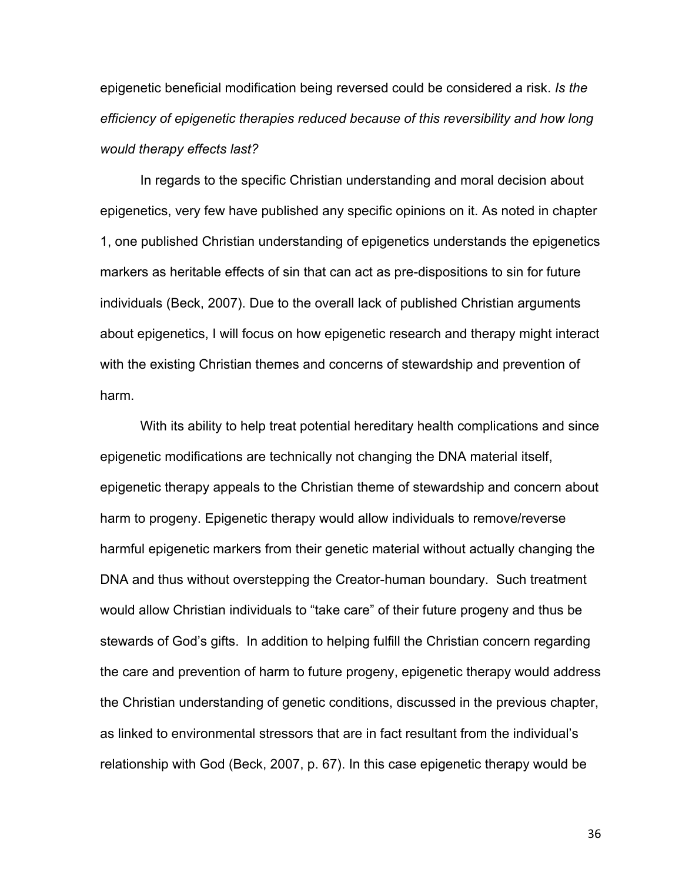epigenetic beneficial modification being reversed could be considered a risk. *Is the efficiency of epigenetic therapies reduced because of this reversibility and how long would therapy effects last?*

In regards to the specific Christian understanding and moral decision about epigenetics, very few have published any specific opinions on it. As noted in chapter 1, one published Christian understanding of epigenetics understands the epigenetics markers as heritable effects of sin that can act as pre-dispositions to sin for future individuals (Beck, 2007). Due to the overall lack of published Christian arguments about epigenetics, I will focus on how epigenetic research and therapy might interact with the existing Christian themes and concerns of stewardship and prevention of harm.

With its ability to help treat potential hereditary health complications and since epigenetic modifications are technically not changing the DNA material itself, epigenetic therapy appeals to the Christian theme of stewardship and concern about harm to progeny. Epigenetic therapy would allow individuals to remove/reverse harmful epigenetic markers from their genetic material without actually changing the DNA and thus without overstepping the Creator-human boundary. Such treatment would allow Christian individuals to "take care" of their future progeny and thus be stewards of God's gifts. In addition to helping fulfill the Christian concern regarding the care and prevention of harm to future progeny, epigenetic therapy would address the Christian understanding of genetic conditions, discussed in the previous chapter, as linked to environmental stressors that are in fact resultant from the individual's relationship with God (Beck, 2007, p. 67). In this case epigenetic therapy would be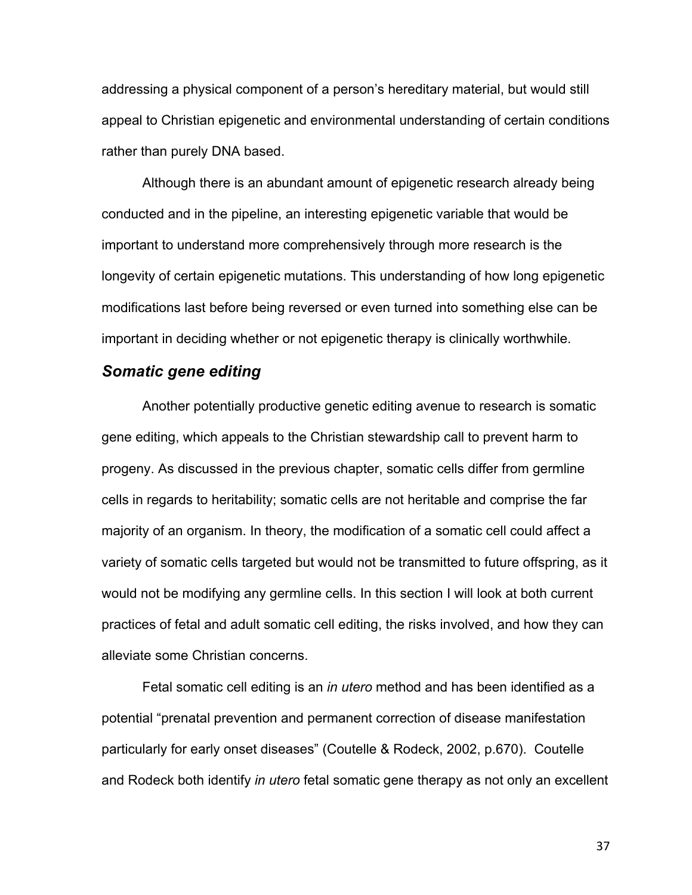addressing a physical component of a person's hereditary material, but would still appeal to Christian epigenetic and environmental understanding of certain conditions rather than purely DNA based.

Although there is an abundant amount of epigenetic research already being conducted and in the pipeline, an interesting epigenetic variable that would be important to understand more comprehensively through more research is the longevity of certain epigenetic mutations. This understanding of how long epigenetic modifications last before being reversed or even turned into something else can be important in deciding whether or not epigenetic therapy is clinically worthwhile.

### *Somatic gene editing*

Another potentially productive genetic editing avenue to research is somatic gene editing, which appeals to the Christian stewardship call to prevent harm to progeny. As discussed in the previous chapter, somatic cells differ from germline cells in regards to heritability; somatic cells are not heritable and comprise the far majority of an organism. In theory, the modification of a somatic cell could affect a variety of somatic cells targeted but would not be transmitted to future offspring, as it would not be modifying any germline cells. In this section I will look at both current practices of fetal and adult somatic cell editing, the risks involved, and how they can alleviate some Christian concerns.

Fetal somatic cell editing is an *in utero* method and has been identified as a potential "prenatal prevention and permanent correction of disease manifestation particularly for early onset diseases" (Coutelle & Rodeck, 2002, p.670). Coutelle and Rodeck both identify *in utero* fetal somatic gene therapy as not only an excellent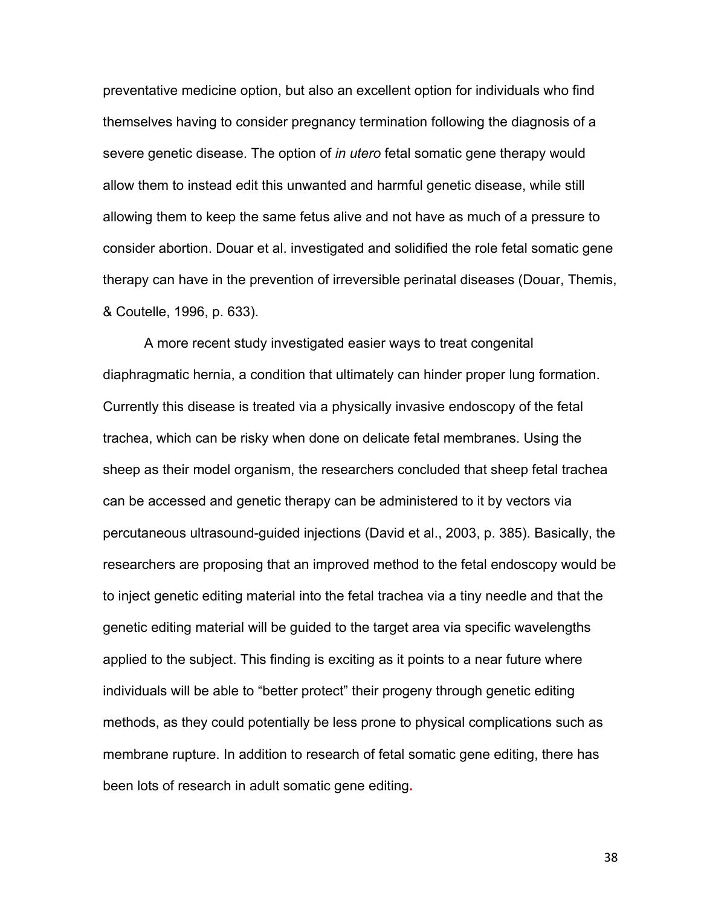preventative medicine option, but also an excellent option for individuals who find themselves having to consider pregnancy termination following the diagnosis of a severe genetic disease. The option of *in utero* fetal somatic gene therapy would allow them to instead edit this unwanted and harmful genetic disease, while still allowing them to keep the same fetus alive and not have as much of a pressure to consider abortion. Douar et al. investigated and solidified the role fetal somatic gene therapy can have in the prevention of irreversible perinatal diseases (Douar, Themis, & Coutelle, 1996, p. 633).

A more recent study investigated easier ways to treat congenital diaphragmatic hernia, a condition that ultimately can hinder proper lung formation. Currently this disease is treated via a physically invasive endoscopy of the fetal trachea, which can be risky when done on delicate fetal membranes. Using the sheep as their model organism, the researchers concluded that sheep fetal trachea can be accessed and genetic therapy can be administered to it by vectors via percutaneous ultrasound-guided injections (David et al., 2003, p. 385). Basically, the researchers are proposing that an improved method to the fetal endoscopy would be to inject genetic editing material into the fetal trachea via a tiny needle and that the genetic editing material will be guided to the target area via specific wavelengths applied to the subject. This finding is exciting as it points to a near future where individuals will be able to "better protect" their progeny through genetic editing methods, as they could potentially be less prone to physical complications such as membrane rupture. In addition to research of fetal somatic gene editing, there has been lots of research in adult somatic gene editing.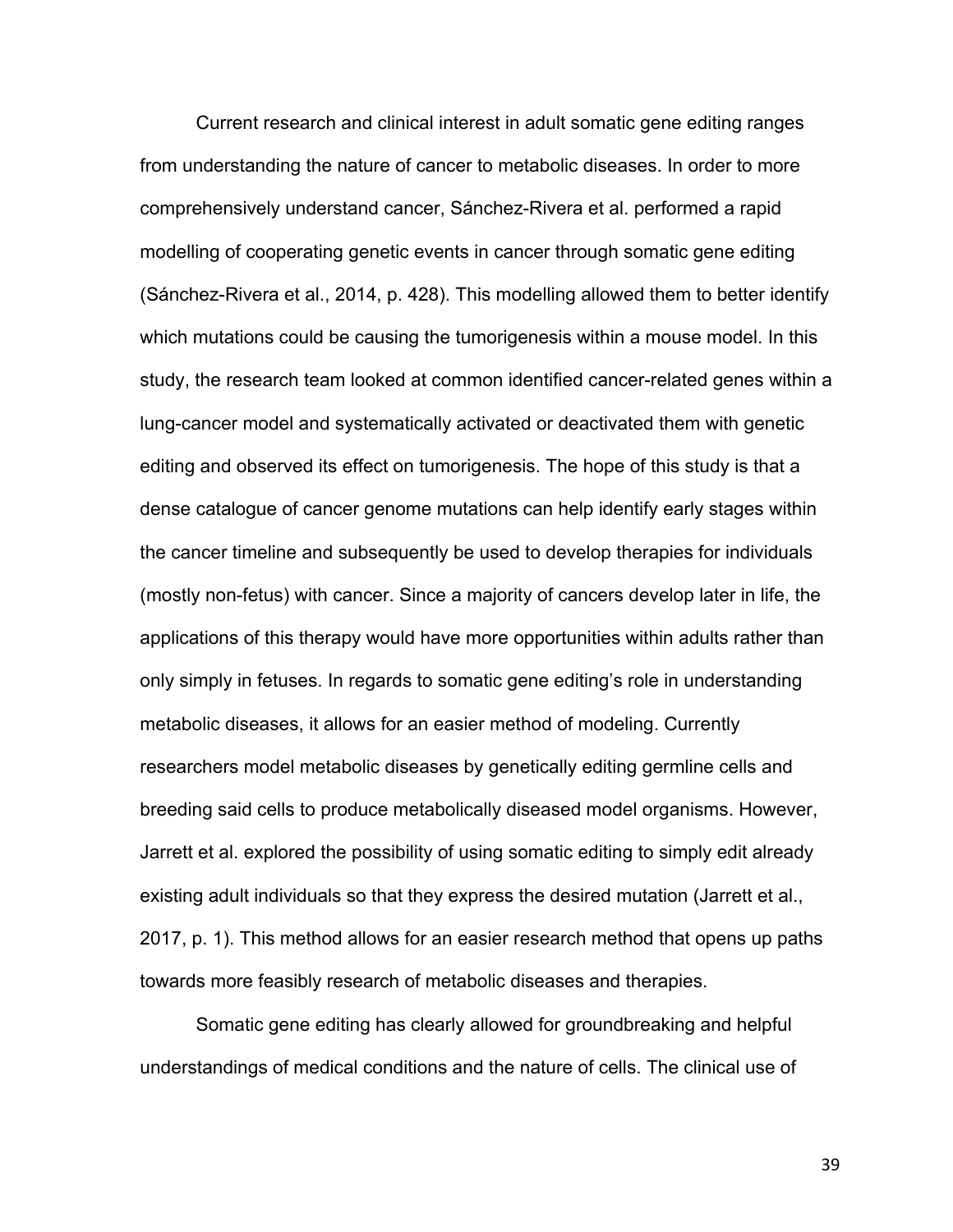Current research and clinical interest in adult somatic gene editing ranges from understanding the nature of cancer to metabolic diseases. In order to more comprehensively understand cancer, Sánchez-Rivera et al. performed a rapid modelling of cooperating genetic events in cancer through somatic gene editing (Sánchez-Rivera et al., 2014, p. 428). This modelling allowed them to better identify which mutations could be causing the tumorigenesis within a mouse model. In this study, the research team looked at common identified cancer-related genes within a lung-cancer model and systematically activated or deactivated them with genetic editing and observed its effect on tumorigenesis. The hope of this study is that a dense catalogue of cancer genome mutations can help identify early stages within the cancer timeline and subsequently be used to develop therapies for individuals (mostly non-fetus) with cancer. Since a majority of cancers develop later in life, the applications of this therapy would have more opportunities within adults rather than only simply in fetuses. In regards to somatic gene editing's role in understanding metabolic diseases, it allows for an easier method of modeling. Currently researchers model metabolic diseases by genetically editing germline cells and breeding said cells to produce metabolically diseased model organisms. However, Jarrett et al. explored the possibility of using somatic editing to simply edit already existing adult individuals so that they express the desired mutation (Jarrett et al., 2017, p. 1). This method allows for an easier research method that opens up paths towards more feasibly research of metabolic diseases and therapies.

Somatic gene editing has clearly allowed for groundbreaking and helpful understandings of medical conditions and the nature of cells. The clinical use of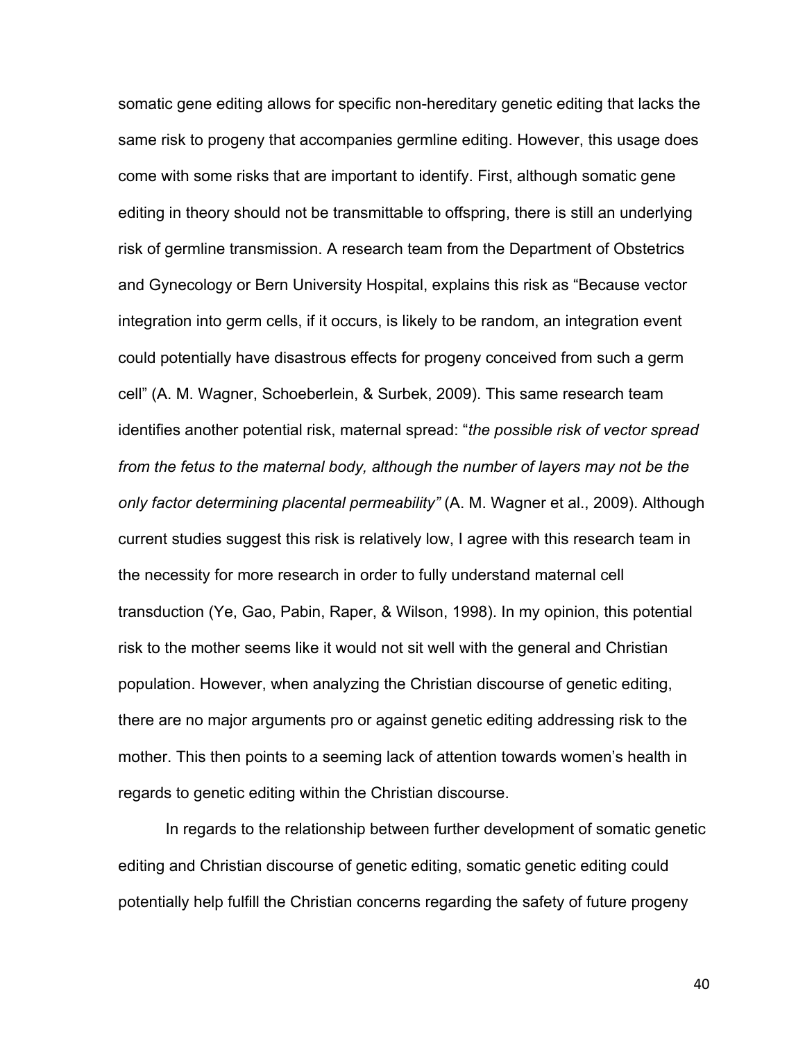somatic gene editing allows for specific non-hereditary genetic editing that lacks the same risk to progeny that accompanies germline editing. However, this usage does come with some risks that are important to identify. First, although somatic gene editing in theory should not be transmittable to offspring, there is still an underlying risk of germline transmission. A research team from the Department of Obstetrics and Gynecology or Bern University Hospital, explains this risk as "Because vector integration into germ cells, if it occurs, is likely to be random, an integration event could potentially have disastrous effects for progeny conceived from such a germ cell" (A. M. Wagner, Schoeberlein, & Surbek, 2009). This same research team identifies another potential risk, maternal spread: "*the possible risk of vector spread from the fetus to the maternal body, although the number of layers may not be the only factor determining placental permeability"* (A. M. Wagner et al., 2009). Although current studies suggest this risk is relatively low, I agree with this research team in the necessity for more research in order to fully understand maternal cell transduction (Ye, Gao, Pabin, Raper, & Wilson, 1998). In my opinion, this potential risk to the mother seems like it would not sit well with the general and Christian population. However, when analyzing the Christian discourse of genetic editing, there are no major arguments pro or against genetic editing addressing risk to the mother. This then points to a seeming lack of attention towards women's health in regards to genetic editing within the Christian discourse.

In regards to the relationship between further development of somatic genetic editing and Christian discourse of genetic editing, somatic genetic editing could potentially help fulfill the Christian concerns regarding the safety of future progeny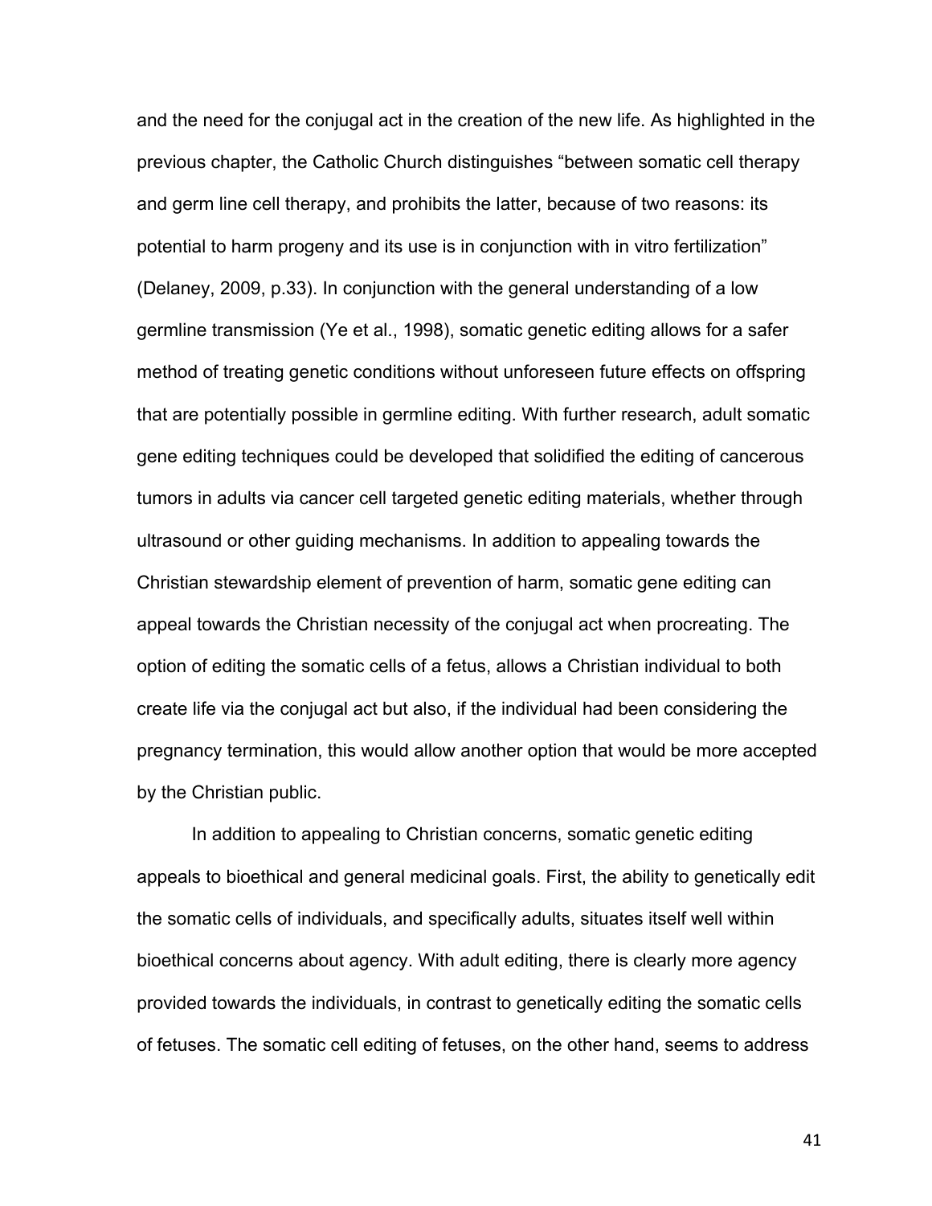and the need for the conjugal act in the creation of the new life. As highlighted in the previous chapter, the Catholic Church distinguishes "between somatic cell therapy and germ line cell therapy, and prohibits the latter, because of two reasons: its potential to harm progeny and its use is in conjunction with in vitro fertilization" (Delaney, 2009, p.33). In conjunction with the general understanding of a low germline transmission (Ye et al., 1998), somatic genetic editing allows for a safer method of treating genetic conditions without unforeseen future effects on offspring that are potentially possible in germline editing. With further research, adult somatic gene editing techniques could be developed that solidified the editing of cancerous tumors in adults via cancer cell targeted genetic editing materials, whether through ultrasound or other guiding mechanisms. In addition to appealing towards the Christian stewardship element of prevention of harm, somatic gene editing can appeal towards the Christian necessity of the conjugal act when procreating. The option of editing the somatic cells of a fetus, allows a Christian individual to both create life via the conjugal act but also, if the individual had been considering the pregnancy termination, this would allow another option that would be more accepted by the Christian public.

In addition to appealing to Christian concerns, somatic genetic editing appeals to bioethical and general medicinal goals. First, the ability to genetically edit the somatic cells of individuals, and specifically adults, situates itself well within bioethical concerns about agency. With adult editing, there is clearly more agency provided towards the individuals, in contrast to genetically editing the somatic cells of fetuses. The somatic cell editing of fetuses, on the other hand, seems to address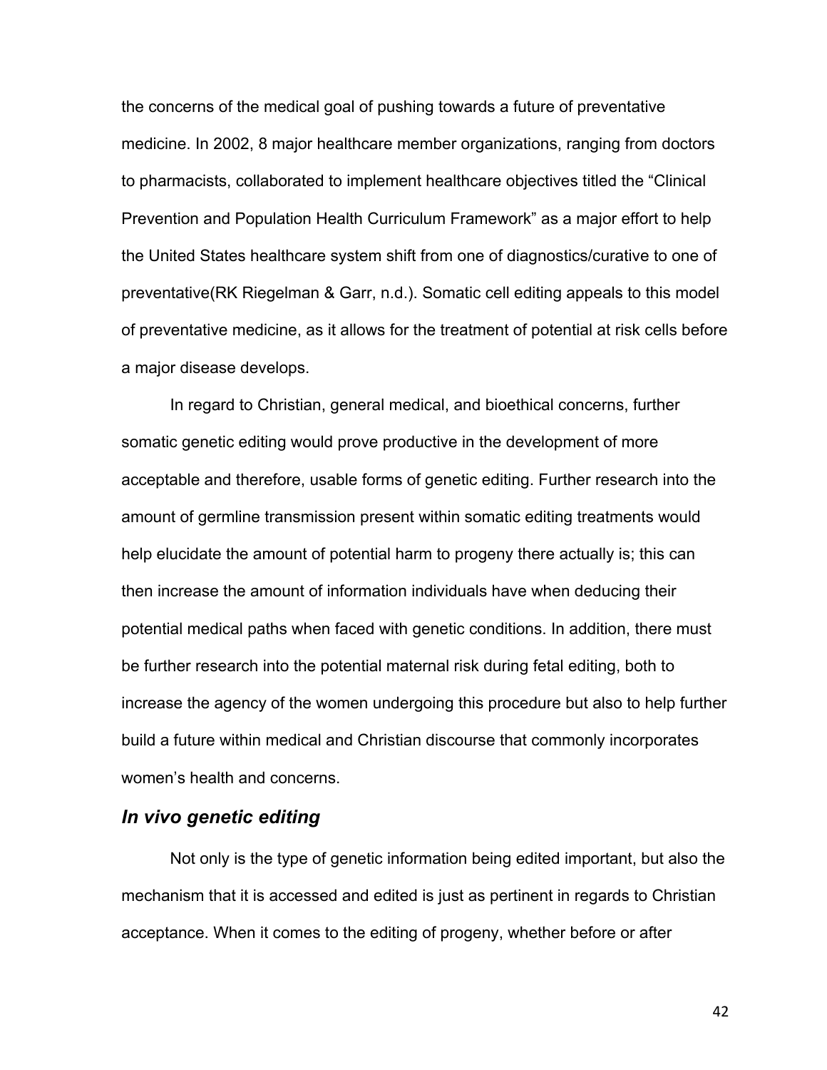the concerns of the medical goal of pushing towards a future of preventative medicine. In 2002, 8 major healthcare member organizations, ranging from doctors to pharmacists, collaborated to implement healthcare objectives titled the “Clinical Prevention and Population Health Curriculum Framework” as a major effort to help the United States healthcare system shift from one of diagnostics/curative to one of preventative(RK Riegelman & Garr, n.d.). Somatic cell editing appeals to this model of preventative medicine, as it allows for the treatment of potential at risk cells before a major disease develops.

In regard to Christian, general medical, and bioethical concerns, further somatic genetic editing would prove productive in the development of more acceptable and therefore, usable forms of genetic editing. Further research into the amount of germline transmission present within somatic editing treatments would help elucidate the amount of potential harm to progeny there actually is; this can then increase the amount of information individuals have when deducing their potential medical paths when faced with genetic conditions. In addition, there must be further research into the potential maternal risk during fetal editing, both to increase the agency of the women undergoing this procedure but also to help further build a future within medical and Christian discourse that commonly incorporates women’s health and concerns.

### *In vivo genetic editing*

Not only is the type of genetic information being edited important, but also the mechanism that it is accessed and edited is just as pertinent in regards to Christian acceptance. When it comes to the editing of progeny, whether before or after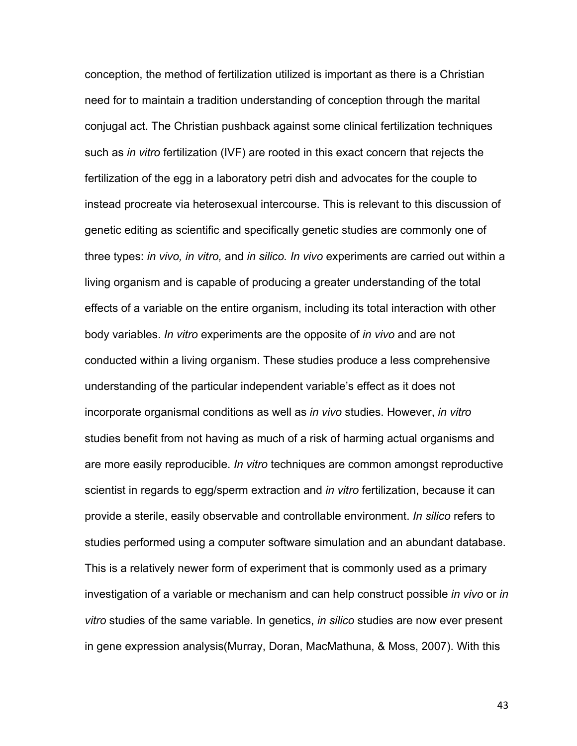conception, the method of fertilization utilized is important as there is a Christian need for to maintain a tradition understanding of conception through the marital conjugal act. The Christian pushback against some clinical fertilization techniques such as *in vitro* fertilization (IVF) are rooted in this exact concern that rejects the fertilization of the egg in a laboratory petri dish and advocates for the couple to instead procreate via heterosexual intercourse. This is relevant to this discussion of genetic editing as scientific and specifically genetic studies are commonly one of three types: *in vivo, in vitro,* and *in silico. In vivo* experiments are carried out within a living organism and is capable of producing a greater understanding of the total effects of a variable on the entire organism, including its total interaction with other body variables. *In vitro* experiments are the opposite of *in vivo* and are not conducted within a living organism. These studies produce a less comprehensive understanding of the particular independent variable's effect as it does not incorporate organismal conditions as well as *in vivo* studies. However, *in vitro* studies benefit from not having as much of a risk of harming actual organisms and are more easily reproducible. *In vitro* techniques are common amongst reproductive scientist in regards to egg/sperm extraction and *in vitro* fertilization, because it can provide a sterile, easily observable and controllable environment. *In silico* refers to studies performed using a computer software simulation and an abundant database. This is a relatively newer form of experiment that is commonly used as a primary investigation of a variable or mechanism and can help construct possible *in vivo* or *in vitro* studies of the same variable. In genetics, *in silico* studies are now ever present in gene expression analysis(Murray, Doran, MacMathuna, & Moss, 2007). With this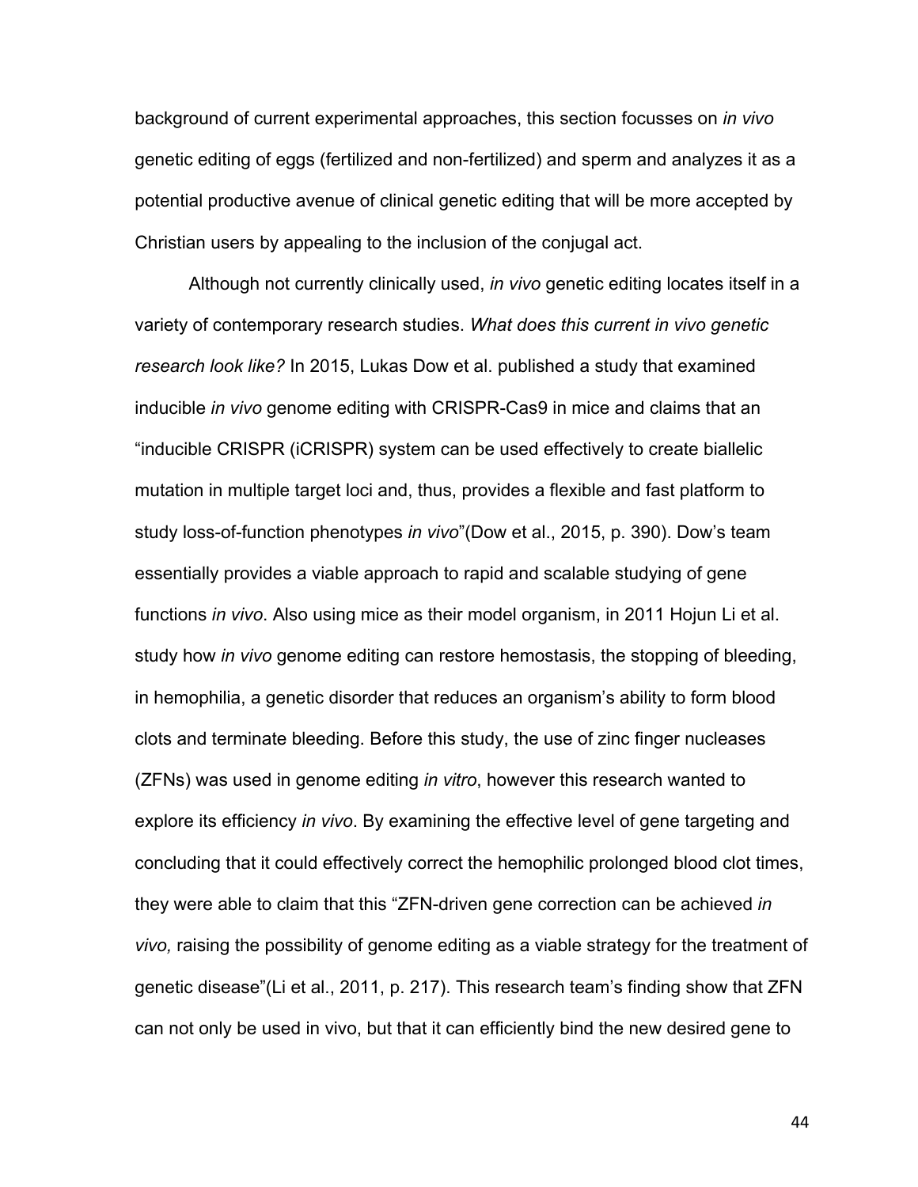background of current experimental approaches, this section focusses on *in vivo* genetic editing of eggs (fertilized and non-fertilized) and sperm and analyzes it as a potential productive avenue of clinical genetic editing that will be more accepted by Christian users by appealing to the inclusion of the conjugal act.

Although not currently clinically used, *in vivo* genetic editing locates itself in a variety of contemporary research studies. *What does this current in vivo genetic research look like?* In 2015, Lukas Dow et al. published a study that examined inducible *in vivo* genome editing with CRISPR-Cas9 in mice and claims that an "inducible CRISPR (iCRISPR) system can be used effectively to create biallelic mutation in multiple target loci and, thus, provides a flexible and fast platform to study loss-of-function phenotypes *in vivo*"(Dow et al., 2015, p. 390). Dow's team essentially provides a viable approach to rapid and scalable studying of gene functions *in vivo*. Also using mice as their model organism, in 2011 Hojun Li et al. study how *in vivo* genome editing can restore hemostasis, the stopping of bleeding, in hemophilia, a genetic disorder that reduces an organism's ability to form blood clots and terminate bleeding. Before this study, the use of zinc finger nucleases (ZFNs) was used in genome editing *in vitro*, however this research wanted to explore its efficiency *in vivo*. By examining the effective level of gene targeting and concluding that it could effectively correct the hemophilic prolonged blood clot times, they were able to claim that this "ZFN-driven gene correction can be achieved *in vivo,* raising the possibility of genome editing as a viable strategy for the treatment of genetic disease"(Li et al., 2011, p. 217). This research team's finding show that ZFN can not only be used in vivo, but that it can efficiently bind the new desired gene to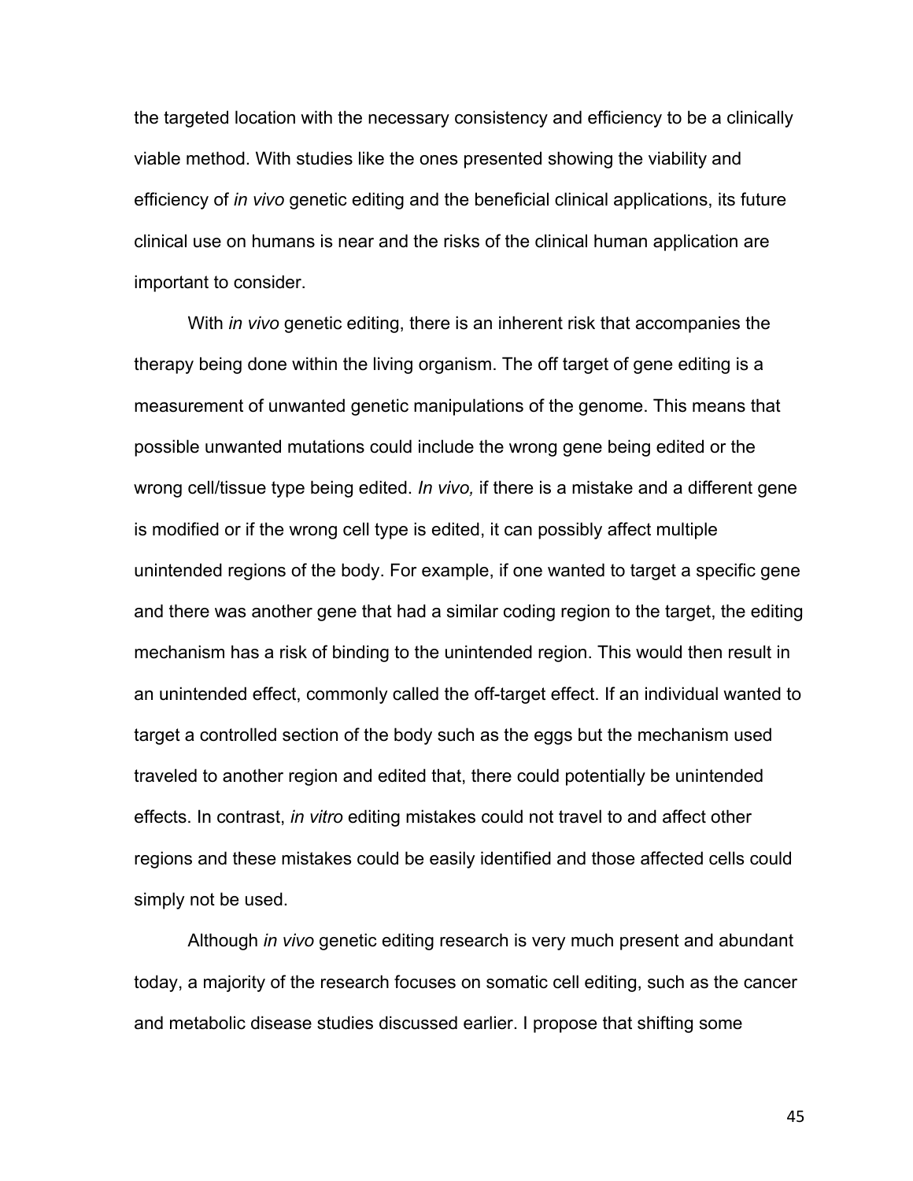the targeted location with the necessary consistency and efficiency to be a clinically viable method. With studies like the ones presented showing the viability and efficiency of *in vivo* genetic editing and the beneficial clinical applications, its future clinical use on humans is near and the risks of the clinical human application are important to consider.

With *in vivo* genetic editing, there is an inherent risk that accompanies the therapy being done within the living organism. The off target of gene editing is a measurement of unwanted genetic manipulations of the genome. This means that possible unwanted mutations could include the wrong gene being edited or the wrong cell/tissue type being edited. *In vivo,* if there is a mistake and a different gene is modified or if the wrong cell type is edited, it can possibly affect multiple unintended regions of the body. For example, if one wanted to target a specific gene and there was another gene that had a similar coding region to the target, the editing mechanism has a risk of binding to the unintended region. This would then result in an unintended effect, commonly called the off-target effect. If an individual wanted to target a controlled section of the body such as the eggs but the mechanism used traveled to another region and edited that, there could potentially be unintended effects. In contrast, *in vitro* editing mistakes could not travel to and affect other regions and these mistakes could be easily identified and those affected cells could simply not be used.

Although *in vivo* genetic editing research is very much present and abundant today, a majority of the research focuses on somatic cell editing, such as the cancer and metabolic disease studies discussed earlier. I propose that shifting some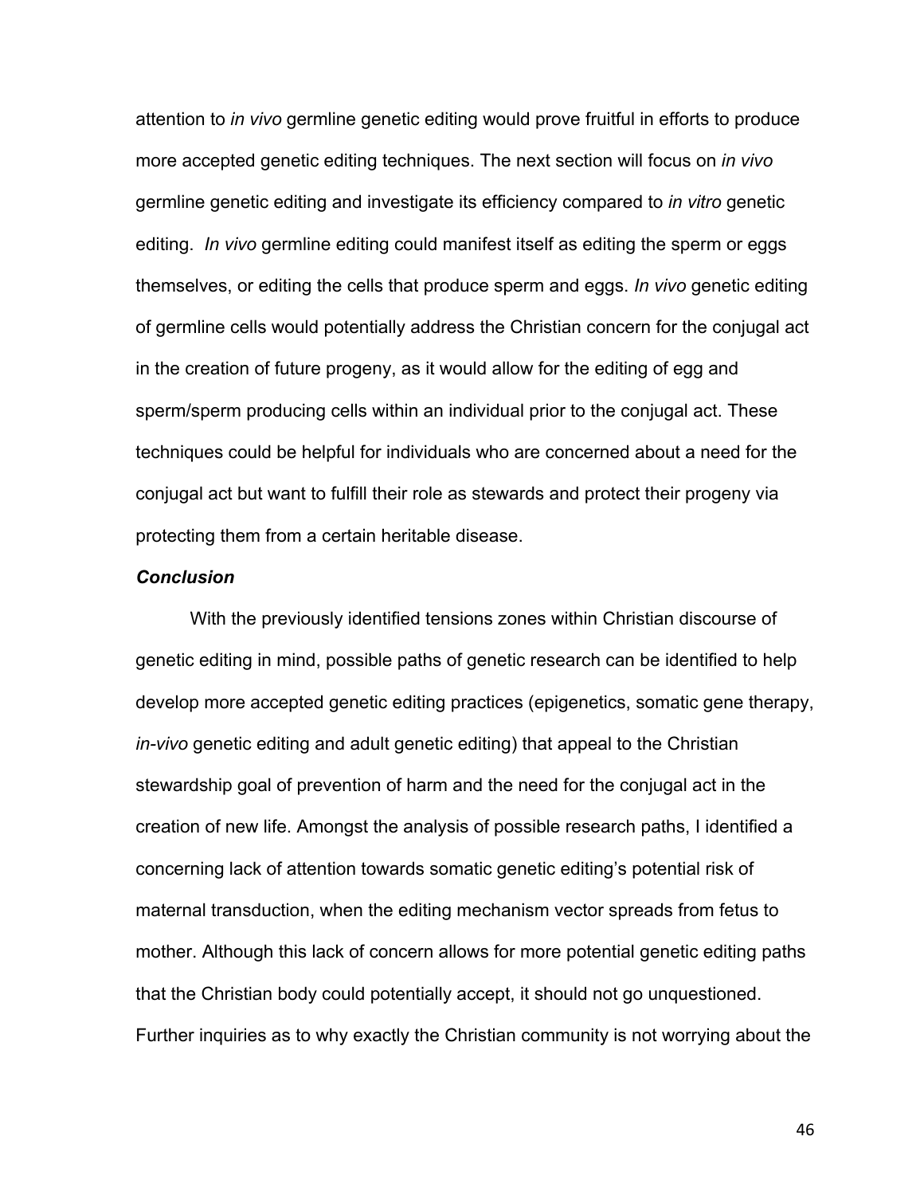attention to *in vivo* germline genetic editing would prove fruitful in efforts to produce more accepted genetic editing techniques. The next section will focus on *in vivo* germline genetic editing and investigate its efficiency compared to *in vitro* genetic editing. *In vivo* germline editing could manifest itself as editing the sperm or eggs themselves, or editing the cells that produce sperm and eggs. *In vivo* genetic editing of germline cells would potentially address the Christian concern for the conjugal act in the creation of future progeny, as it would allow for the editing of egg and sperm/sperm producing cells within an individual prior to the conjugal act. These techniques could be helpful for individuals who are concerned about a need for the conjugal act but want to fulfill their role as stewards and protect their progeny via protecting them from a certain heritable disease.

### *Conclusion*

With the previously identified tensions zones within Christian discourse of genetic editing in mind, possible paths of genetic research can be identified to help develop more accepted genetic editing practices (epigenetics, somatic gene therapy, *in-vivo* genetic editing and adult genetic editing) that appeal to the Christian stewardship goal of prevention of harm and the need for the conjugal act in the creation of new life. Amongst the analysis of possible research paths, I identified a concerning lack of attention towards somatic genetic editing's potential risk of maternal transduction, when the editing mechanism vector spreads from fetus to mother. Although this lack of concern allows for more potential genetic editing paths that the Christian body could potentially accept, it should not go unquestioned. Further inquiries as to why exactly the Christian community is not worrying about the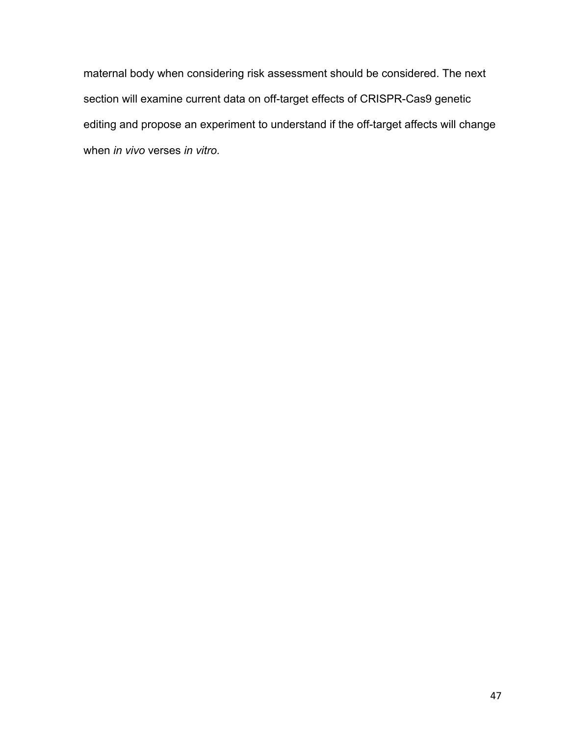maternal body when considering risk assessment should be considered. The next section will examine current data on off-target effects of CRISPR-Cas9 genetic editing and propose an experiment to understand if the off-target affects will change when *in vivo* verses *in vitro.*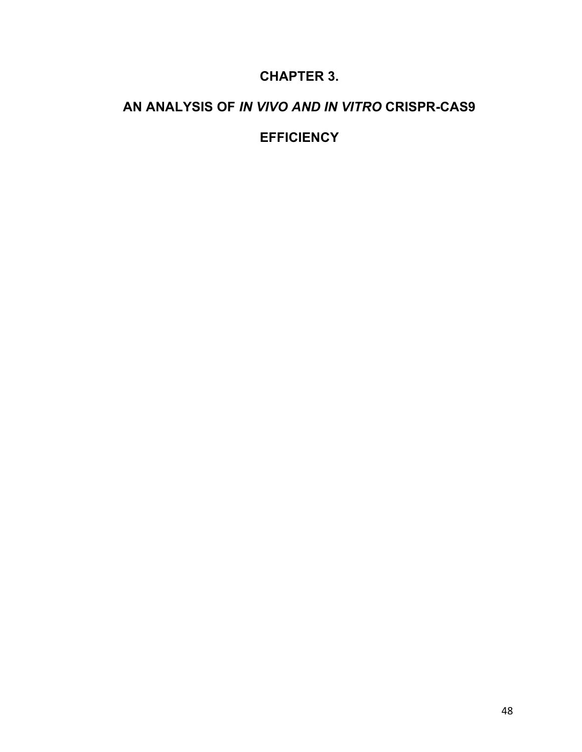# CHAPTER 3.

# AN ANALYSIS OF *IN VIVO AND IN VITRO* CRISPR-CAS9 EFFICIENCY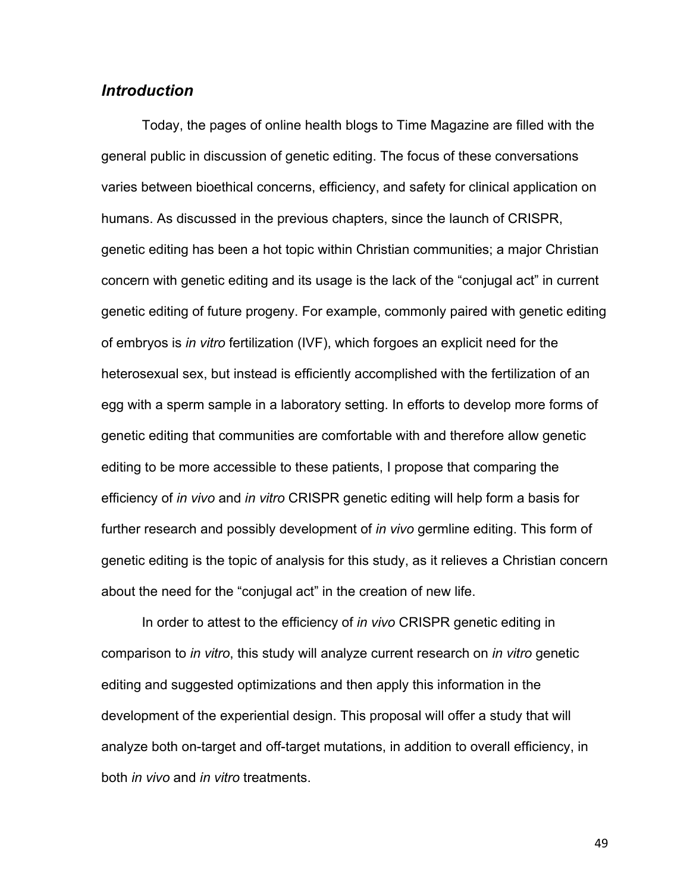### *Introduction*

Today, the pages of online health blogs to Time Magazine are filled with the general public in discussion of genetic editing. The focus of these conversations varies between bioethical concerns, efficiency, and safety for clinical application on humans. As discussed in the previous chapters, since the launch of CRISPR, genetic editing has been a hot topic within Christian communities; a major Christian concern with genetic editing and its usage is the lack of the "conjugal act" in current genetic editing of future progeny. For example, commonly paired with genetic editing of embryos is *in vitro* fertilization (IVF), which forgoes an explicit need for the heterosexual sex, but instead is efficiently accomplished with the fertilization of an egg with a sperm sample in a laboratory setting. In efforts to develop more forms of genetic editing that communities are comfortable with and therefore allow genetic editing to be more accessible to these patients, I propose that comparing the efficiency of *in vivo* and *in vitro* CRISPR genetic editing will help form a basis for further research and possibly development of *in vivo* germline editing. This form of genetic editing is the topic of analysis for this study, as it relieves a Christian concern about the need for the "conjugal act" in the creation of new life.

In order to attest to the efficiency of *in vivo* CRISPR genetic editing in comparison to *in vitro*, this study will analyze current research on *in vitro* genetic editing and suggested optimizations and then apply this information in the development of the experiential design. This proposal will offer a study that will analyze both on-target and off-target mutations, in addition to overall efficiency, in both *in vivo* and *in vitro* treatments.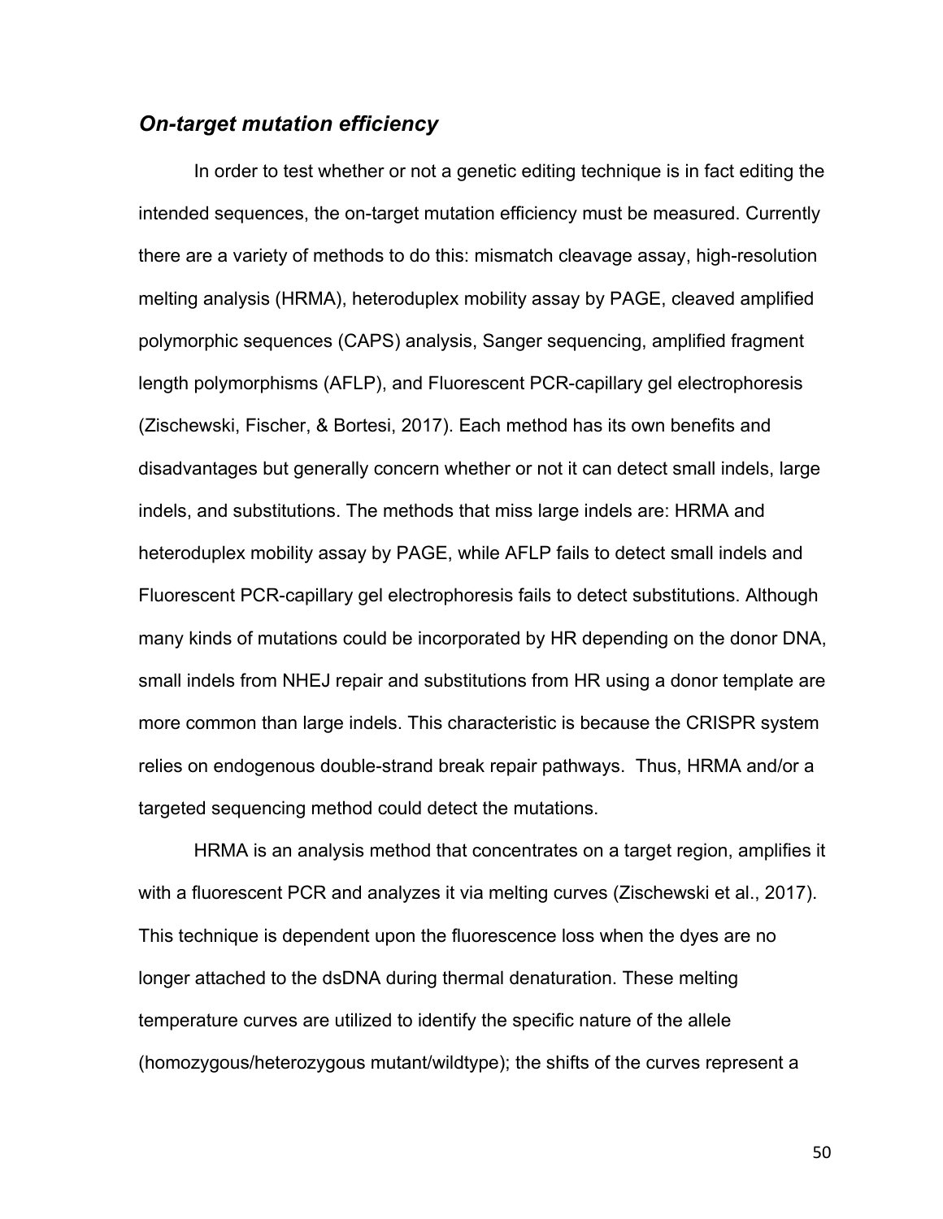### *On-target mutation efficiency*

In order to test whether or not a genetic editing technique is in fact editing the intended sequences, the on-target mutation efficiency must be measured. Currently there are a variety of methods to do this: mismatch cleavage assay, high-resolution melting analysis (HRMA), heteroduplex mobility assay by PAGE, cleaved amplified polymorphic sequences (CAPS) analysis, Sanger sequencing, amplified fragment length polymorphisms (AFLP), and Fluorescent PCR-capillary gel electrophoresis (Zischewski, Fischer, & Bortesi, 2017). Each method has its own benefits and disadvantages but generally concern whether or not it can detect small indels, large indels, and substitutions. The methods that miss large indels are: HRMA and heteroduplex mobility assay by PAGE, while AFLP fails to detect small indels and Fluorescent PCR-capillary gel electrophoresis fails to detect substitutions. Although many kinds of mutations could be incorporated by HR depending on the donor DNA, small indels from NHEJ repair and substitutions from HR using a donor template are more common than large indels. This characteristic is because the CRISPR system relies on endogenous double-strand break repair pathways. Thus, HRMA and/or a targeted sequencing method could detect the mutations.

HRMA is an analysis method that concentrates on a target region, amplifies it with a fluorescent PCR and analyzes it via melting curves (Zischewski et al., 2017). This technique is dependent upon the fluorescence loss when the dyes are no longer attached to the dsDNA during thermal denaturation. These melting temperature curves are utilized to identify the specific nature of the allele (homozygous/heterozygous mutant/wildtype); the shifts of the curves represent a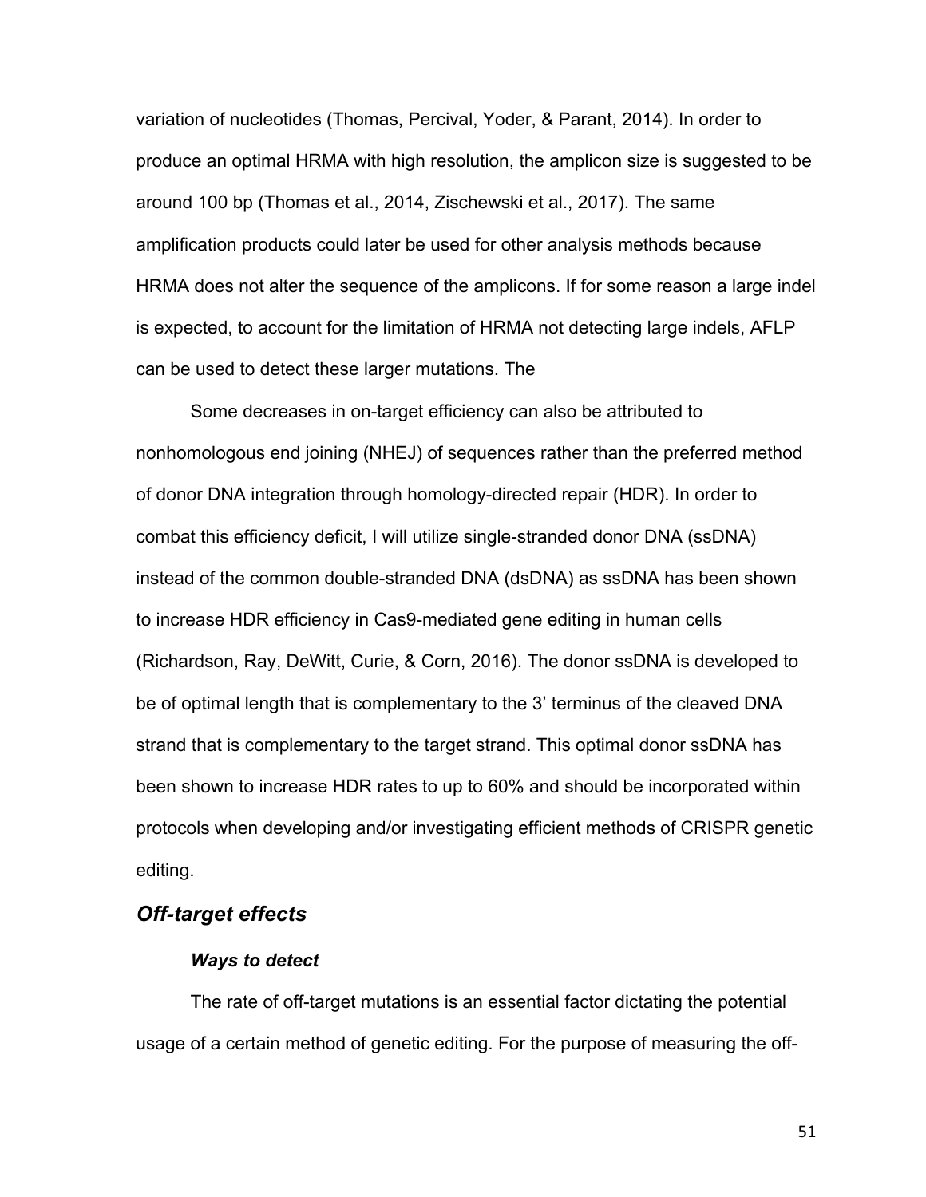variation of nucleotides (Thomas, Percival, Yoder, & Parant, 2014). In order to produce an optimal HRMA with high resolution, the amplicon size is suggested to be around 100 bp (Thomas et al., 2014, Zischewski et al., 2017). The same amplification products could later be used for other analysis methods because HRMA does not alter the sequence of the amplicons. If for some reason a large indel is expected, to account for the limitation of HRMA not detecting large indels, AFLP can be used to detect these larger mutations. The

Some decreases in on-target efficiency can also be attributed to nonhomologous end joining (NHEJ) of sequences rather than the preferred method of donor DNA integration through homology-directed repair (HDR). In order to combat this efficiency deficit, I will utilize single-stranded donor DNA (ssDNA) instead of the common double-stranded DNA (dsDNA) as ssDNA has been shown to increase HDR efficiency in Cas9-mediated gene editing in human cells (Richardson, Ray, DeWitt, Curie, & Corn, 2016). The donor ssDNA is developed to be of optimal length that is complementary to the 3' terminus of the cleaved DNA strand that is complementary to the target strand. This optimal donor ssDNA has been shown to increase HDR rates to up to 60% and should be incorporated within protocols when developing and/or investigating efficient methods of CRISPR genetic editing.

## *Off-target effects*

### *Ways to detect*

The rate of off-target mutations is an essential factor dictating the potential usage of a certain method of genetic editing. For the purpose of measuring the off-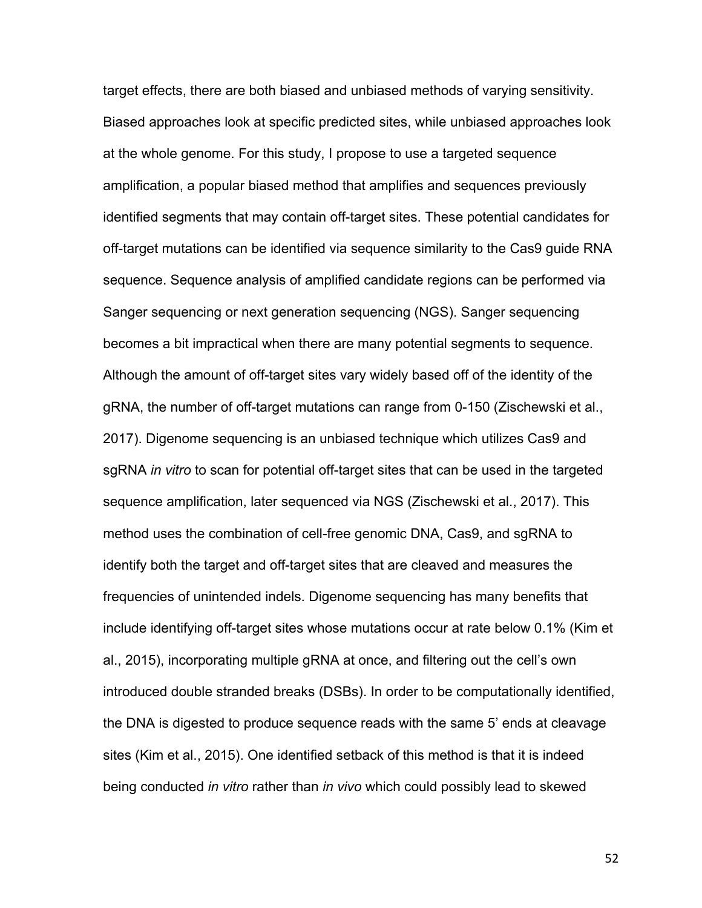target effects, there are both biased and unbiased methods of varying sensitivity. Biased approaches look at specific predicted sites, while unbiased approaches look at the whole genome. For this study, I propose to use a targeted sequence amplification, a popular biased method that amplifies and sequences previously identified segments that may contain off-target sites. These potential candidates for off-target mutations can be identified via sequence similarity to the Cas9 guide RNA sequence. Sequence analysis of amplified candidate regions can be performed via Sanger sequencing or next generation sequencing (NGS). Sanger sequencing becomes a bit impractical when there are many potential segments to sequence. Although the amount of off-target sites vary widely based off of the identity of the gRNA, the number of off-target mutations can range from 0-150 (Zischewski et al., 2017). Digenome sequencing is an unbiased technique which utilizes Cas9 and sgRNA *in vitro* to scan for potential off-target sites that can be used in the targeted sequence amplification, later sequenced via NGS (Zischewski et al., 2017). This method uses the combination of cell-free genomic DNA, Cas9, and sgRNA to identify both the target and off-target sites that are cleaved and measures the frequencies of unintended indels. Digenome sequencing has many benefits that include identifying off-target sites whose mutations occur at rate below 0.1% (Kim et al., 2015), incorporating multiple gRNA at once, and filtering out the cell's own introduced double stranded breaks (DSBs). In order to be computationally identified, the DNA is digested to produce sequence reads with the same 5' ends at cleavage sites (Kim et al., 2015). One identified setback of this method is that it is indeed being conducted *in vitro* rather than *in vivo* which could possibly lead to skewed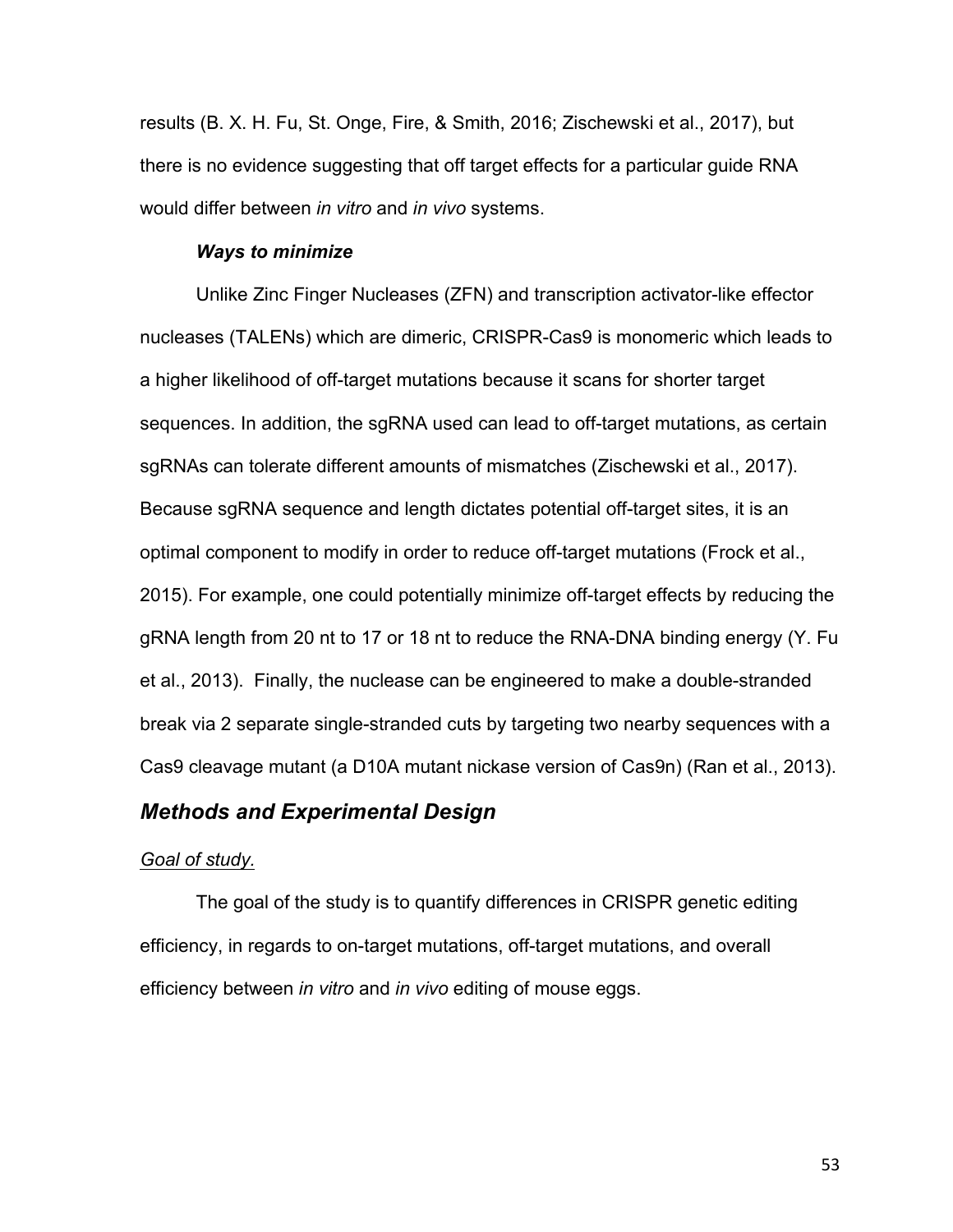results (B. X. H. Fu, St. Onge, Fire, & Smith, 2016; Zischewski et al., 2017), but there is no evidence suggesting that off target effects for a particular guide RNA would differ between *in vitro* and *in vivo* systems.

#### *Ways to minimize*

Unlike Zinc Finger Nucleases (ZFN) and transcription activator-like effector nucleases (TALENs) which are dimeric, CRISPR-Cas9 is monomeric which leads to a higher likelihood of off-target mutations because it scans for shorter target sequences. In addition, the sgRNA used can lead to off-target mutations, as certain sgRNAs can tolerate different amounts of mismatches (Zischewski et al., 2017). Because sgRNA sequence and length dictates potential off-target sites, it is an optimal component to modify in order to reduce off-target mutations (Frock et al., 2015). For example, one could potentially minimize off-target effects by reducing the gRNA length from 20 nt to 17 or 18 nt to reduce the RNA-DNA binding energy (Y. Fu et al., 2013). Finally, the nuclease can be engineered to make a double-stranded break via 2 separate single-stranded cuts by targeting two nearby sequences with a Cas9 cleavage mutant (a D10A mutant nickase version of Cas9n) (Ran et al., 2013).

## *Methods and Experimental Design*

<u>*Goal of study.*</u>

The goal of the study is to quantify differences in CRISPR genetic editing efficiency, in regards to on-target mutations, off-target mutations, and overall efficiency between *in vitro* and *in vivo* editing of mouse eggs.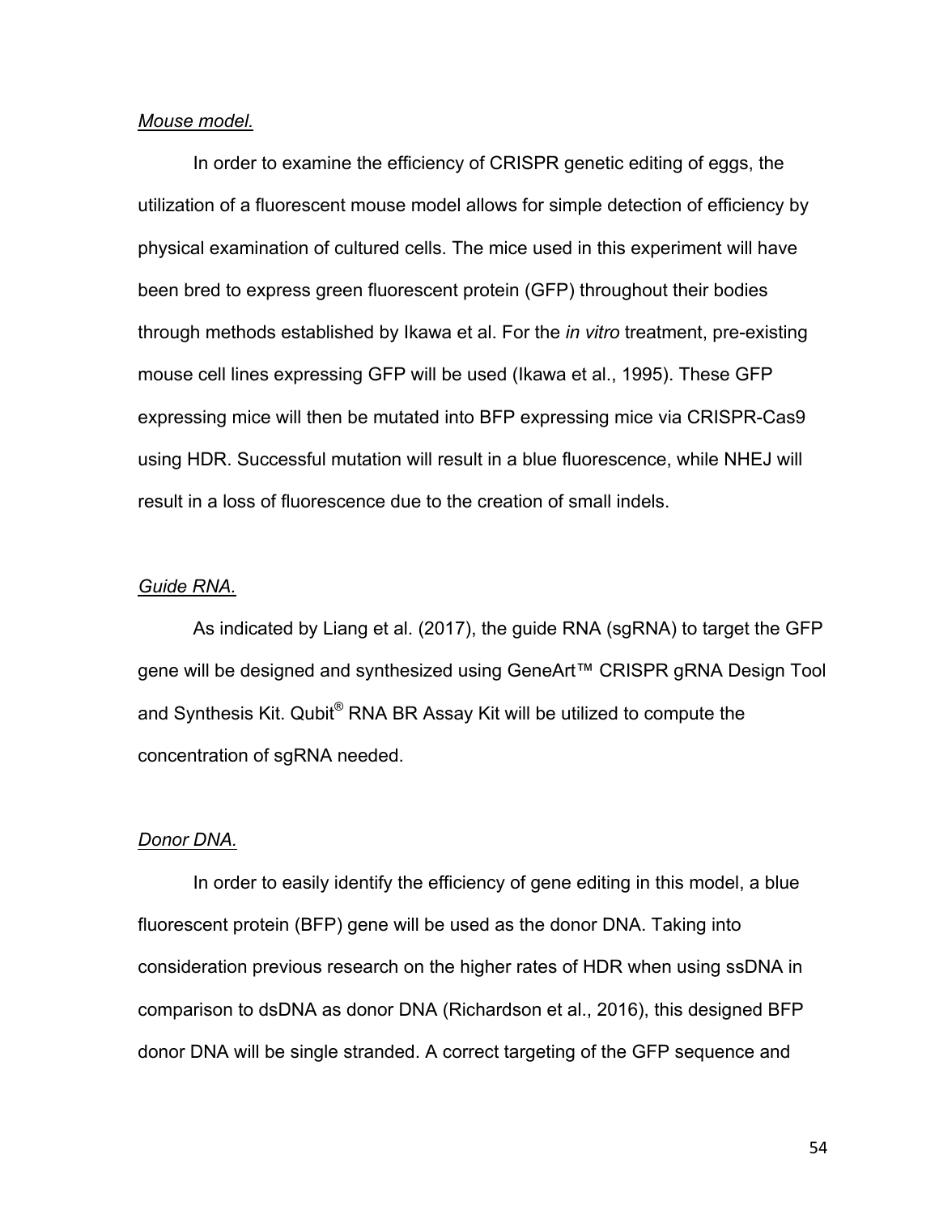*Mouse model.*

In order to examine the efficiency of CRISPR genetic editing of eggs, the utilization of a fluorescent mouse model allows for simple detection of efficiency by physical examination of cultured cells. The mice used in this experiment will have been bred to express green fluorescent protein (GFP) throughout their bodies through methods established by Ikawa et al. For the *in vitro* treatment, pre-existing mouse cell lines expressing GFP will be used (Ikawa et al., 1995). These GFP expressing mice will then be mutated into BFP expressing mice via CRISPR-Cas9 using HDR. Successful mutation will result in a blue fluorescence, while NHEJ will result in a loss of fluorescence due to the creation of small indels.

*Guide RNA.*

As indicated by Liang et al. (2017), the guide RNA (sgRNA) to target the GFP gene will be designed and synthesized using GeneArt™ CRISPR gRNA Design Tool and Synthesis Kit. Qubit® RNA BR Assay Kit will be utilized to compute the concentration of sgRNA needed.

*Donor DNA.*

In order to easily identify the efficiency of gene editing in this model, a blue fluorescent protein (BFP) gene will be used as the donor DNA. Taking into consideration previous research on the higher rates of HDR when using ssDNA in comparison to dsDNA as donor DNA (Richardson et al., 2016), this designed BFP donor DNA will be single stranded. A correct targeting of the GFP sequence and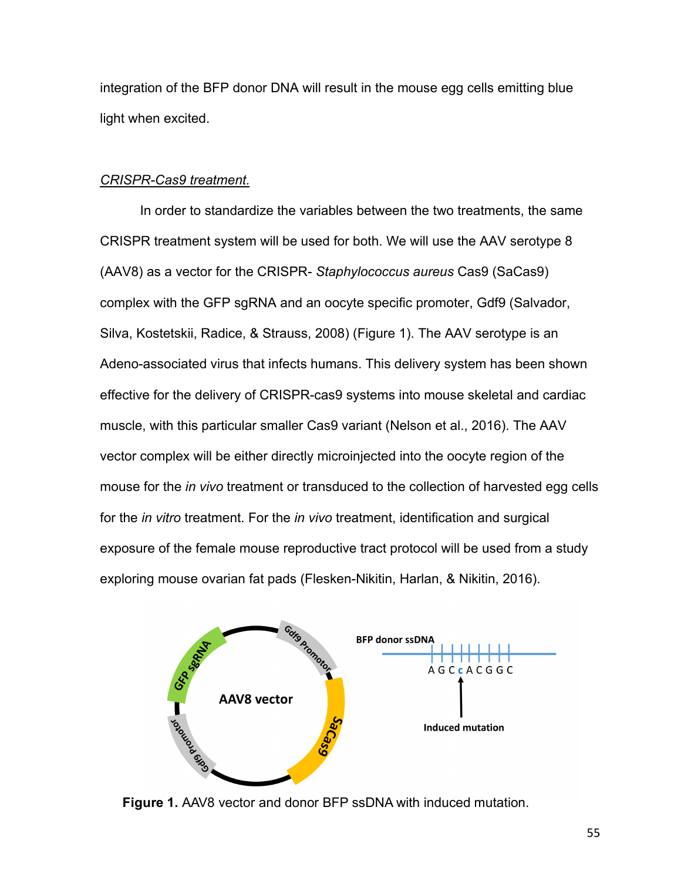integration of the BFP donor DNA will result in the mouse egg cells emitting blue light when excited.

*CRISPR-Cas9 treatment.*

In order to standardize the variables between the two treatments, the same CRISPR treatment system will be used for both. We will use the AAV serotype 8 (AAV8) as a vector for the CRISPR- *Staphylococcus aureus* Cas9 (SaCas9) complex with the GFP sgRNA and an oocyte specific promoter, Gdf9 (Salvador, Silva, Kostetskii, Radice, & Strauss, 2008) (Figure 1). The AAV serotype is an Adeno-associated virus that infects humans. This delivery system has been shown effective for the delivery of CRISPR-cas9 systems into mouse skeletal and cardiac muscle, with this particular smaller Cas9 variant (Nelson et al., 2016). The AAV vector complex will be either directly microinjected into the oocyte region of the mouse for the *in vivo* treatment or transduced to the collection of harvested egg cells for the *in vitro* treatment. For the *in vivo* treatment, identification and surgical exposure of the female mouse reproductive tract protocol will be used from a study exploring mouse ovarian fat pads (Flesken-Nikitin, Harlan, & Nikitin, 2016).

**Figure 1.** AAV8 vector and donor BFP ssDNA with induced mutation.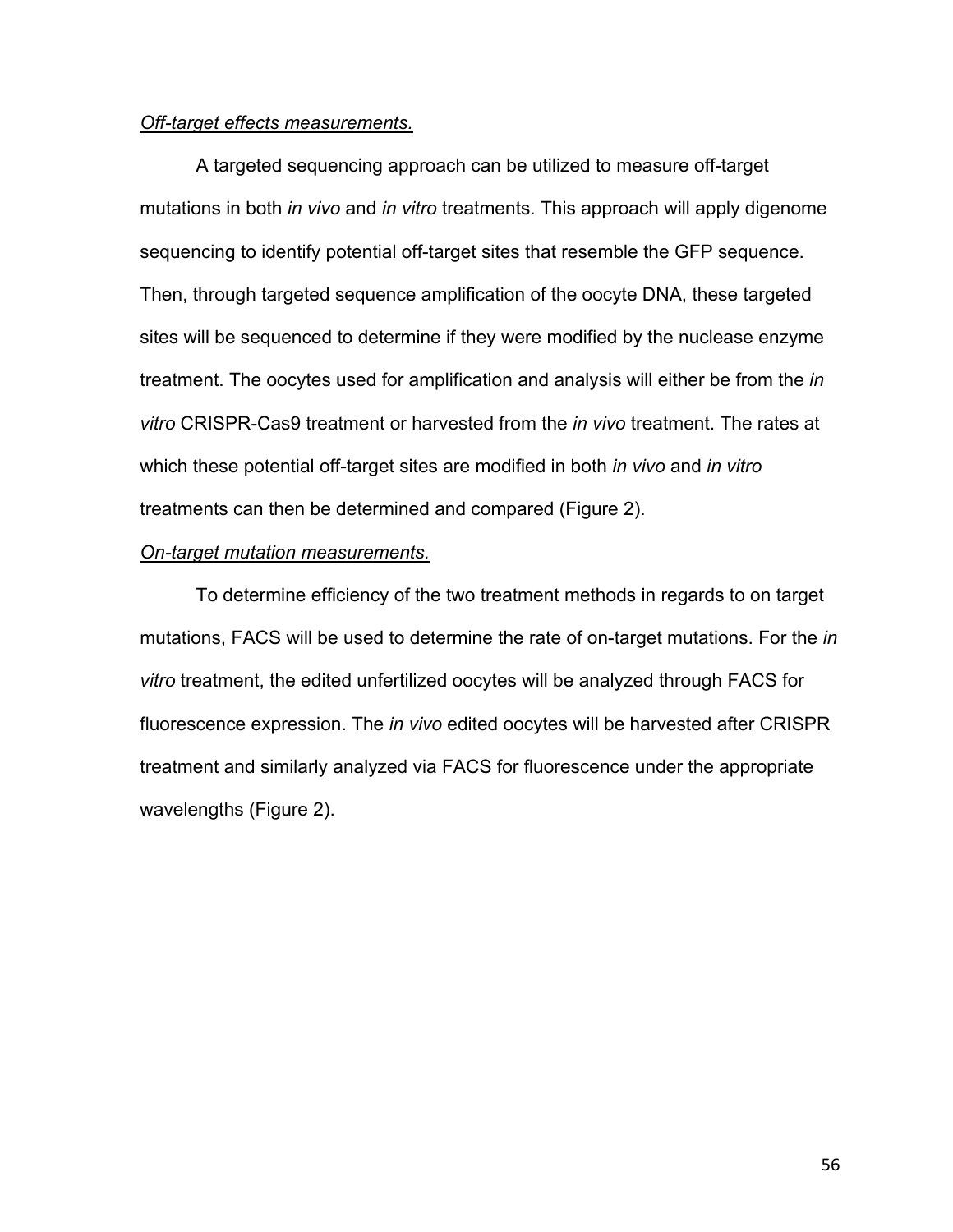*Off-target effects measurements.*

A targeted sequencing approach can be utilized to measure off-target mutations in both *in vivo* and *in vitro* treatments. This approach will apply digenome sequencing to identify potential off-target sites that resemble the GFP sequence. Then, through targeted sequence amplification of the oocyte DNA, these targeted sites will be sequenced to determine if they were modified by the nuclease enzyme treatment. The oocytes used for amplification and analysis will either be from the *in vitro* CRISPR-Cas9 treatment or harvested from the *in vivo* treatment. The rates at which these potential off-target sites are modified in both *in vivo* and *in vitro* treatments can then be determined and compared (Figure 2).

*On-target mutation measurements.*

To determine efficiency of the two treatment methods in regards to on target mutations, FACS will be used to determine the rate of on-target mutations. For the *in vitro* treatment, the edited unfertilized oocytes will be analyzed through FACS for fluorescence expression. The *in vivo* edited oocytes will be harvested after CRISPR treatment and similarly analyzed via FACS for fluorescence under the appropriate wavelengths (Figure 2).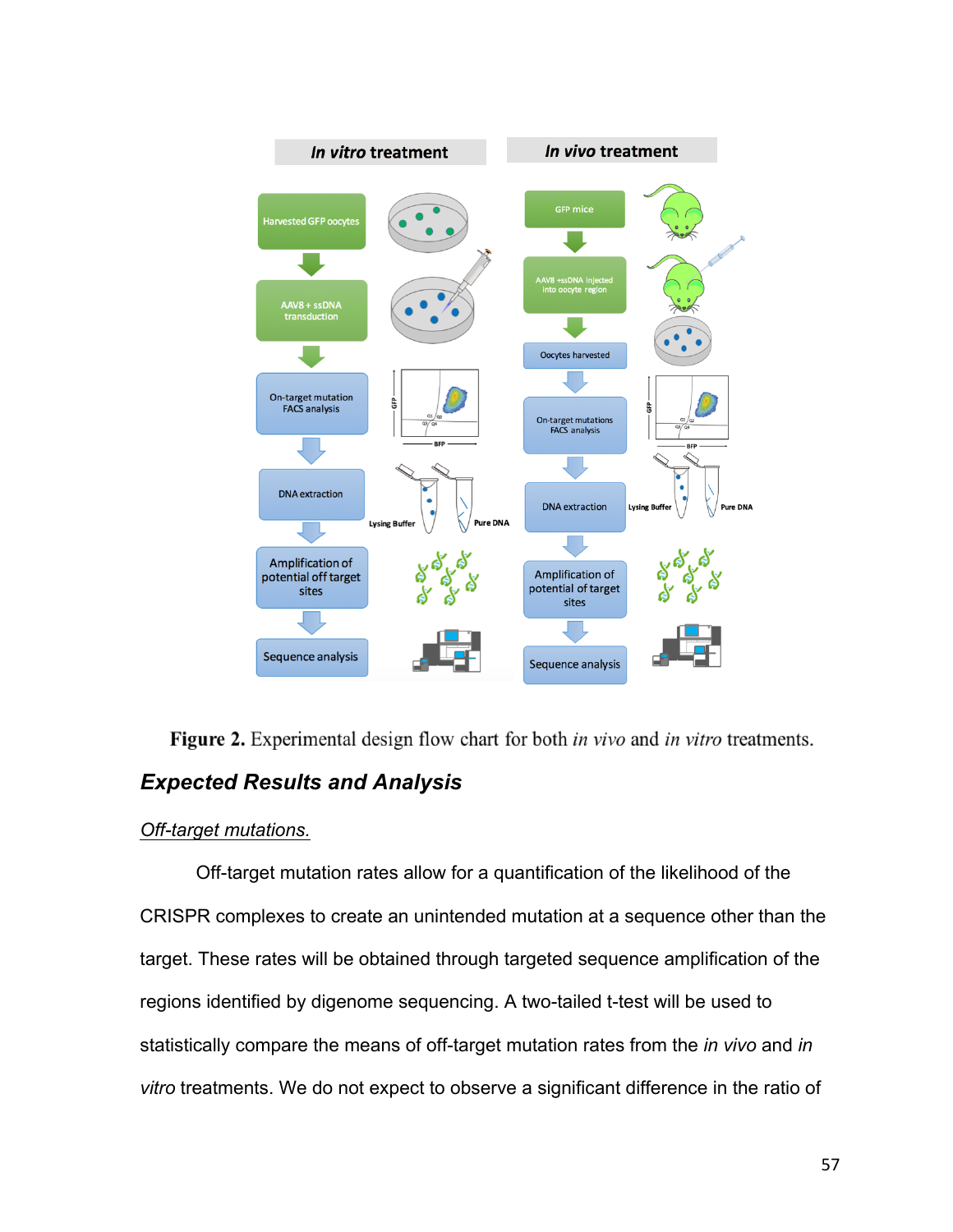**Figure 2.** Experimental design flow chart for both *in vivo* and *in vitro* treatments.

### ***Expected Results and Analysis***

*Off-target mutations.*

Off-target mutation rates allow for a quantification of the likelihood of the CRISPR complexes to create an unintended mutation at a sequence other than the target. These rates will be obtained through targeted sequence amplification of the regions identified by digenome sequencing. A two-tailed t-test will be used to statistically compare the means of off-target mutation rates from the *in vivo* and *in vitro* treatments. We do not expect to observe a significant difference in the ratio of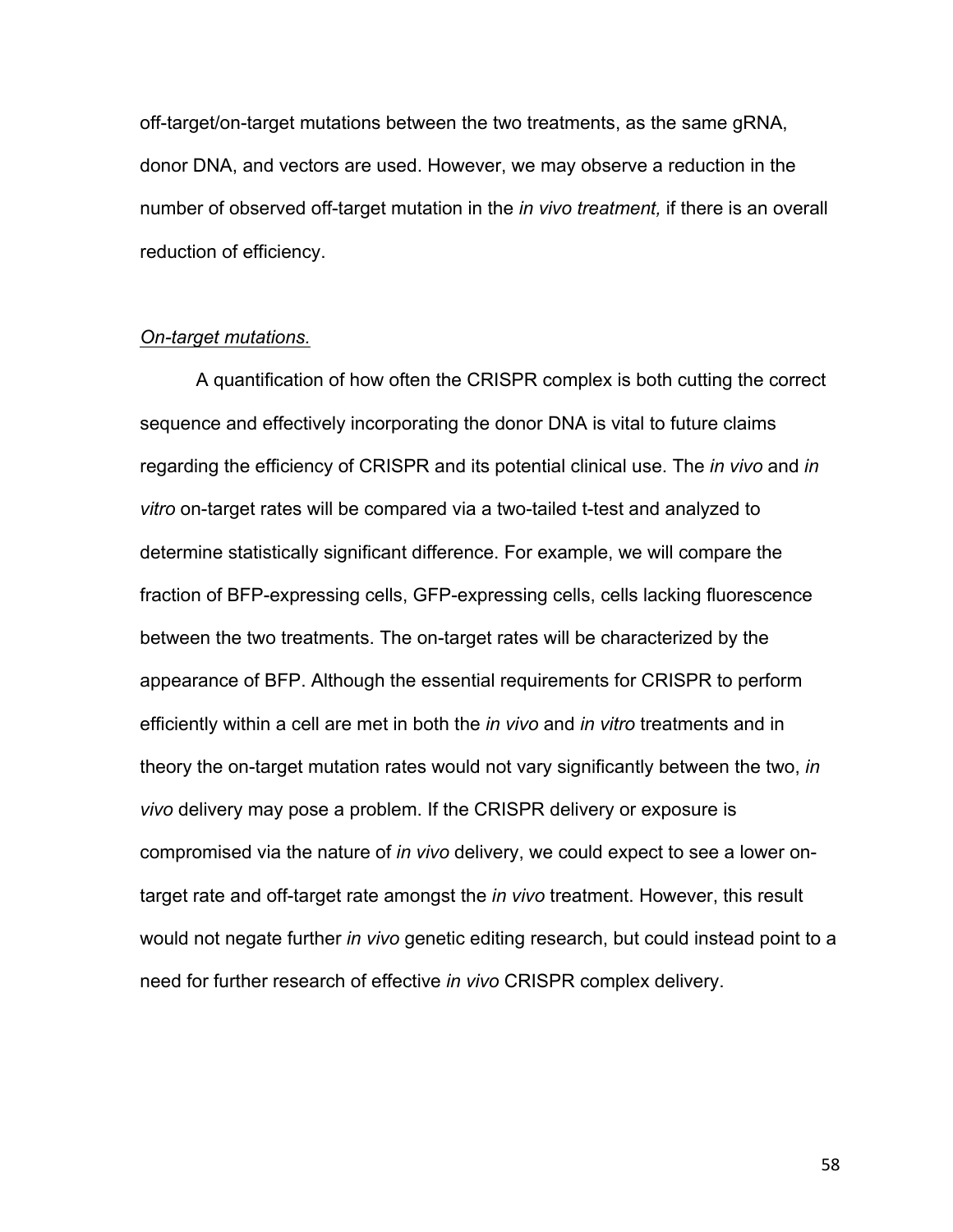off-target/on-target mutations between the two treatments, as the same gRNA, donor DNA, and vectors are used. However, we may observe a reduction in the number of observed off-target mutation in the *in vivo treatment,* if there is an overall reduction of efficiency.

*On-target mutations.*

A quantification of how often the CRISPR complex is both cutting the correct sequence and effectively incorporating the donor DNA is vital to future claims regarding the efficiency of CRISPR and its potential clinical use. The *in vivo* and *in vitro* on-target rates will be compared via a two-tailed t-test and analyzed to determine statistically significant difference. For example, we will compare the fraction of BFP-expressing cells, GFP-expressing cells, cells lacking fluorescence between the two treatments. The on-target rates will be characterized by the appearance of BFP. Although the essential requirements for CRISPR to perform efficiently within a cell are met in both the *in vivo* and *in vitro* treatments and in theory the on-target mutation rates would not vary significantly between the two, *in vivo* delivery may pose a problem. If the CRISPR delivery or exposure is compromised via the nature of *in vivo* delivery, we could expect to see a lower on-target rate and off-target rate amongst the *in vivo* treatment. However, this result would not negate further *in vivo* genetic editing research, but could instead point to a need for further research of effective *in vivo* CRISPR complex delivery.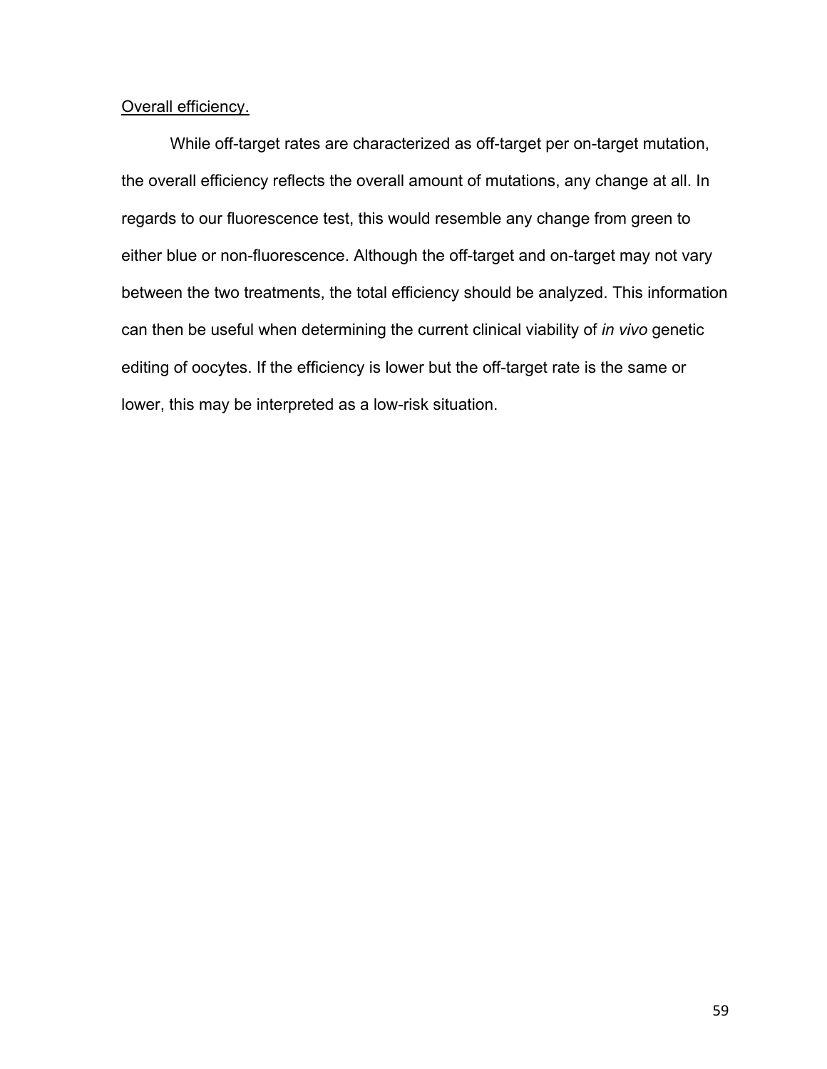Overall efficiency.

While off-target rates are characterized as off-target per on-target mutation, the overall efficiency reflects the overall amount of mutations, any change at all. In regards to our fluorescence test, this would resemble any change from green to either blue or non-fluorescence. Although the off-target and on-target may not vary between the two treatments, the total efficiency should be analyzed. This information can then be useful when determining the current clinical viability of *in vivo* genetic editing of oocytes. If the efficiency is lower but the off-target rate is the same or lower, this may be interpreted as a low-risk situation.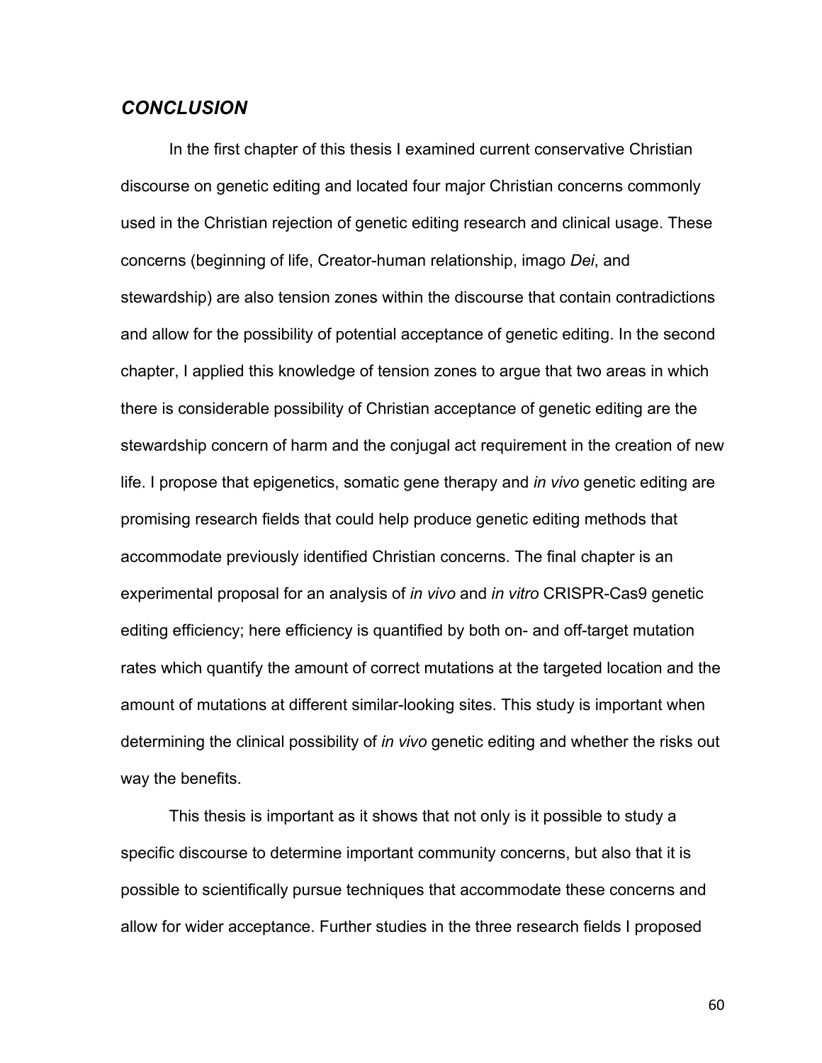## *CONCLUSION*

In the first chapter of this thesis I examined current conservative Christian discourse on genetic editing and located four major Christian concerns commonly used in the Christian rejection of genetic editing research and clinical usage. These concerns (beginning of life, Creator-human relationship, imago *Dei*, and stewardship) are also tension zones within the discourse that contain contradictions and allow for the possibility of potential acceptance of genetic editing. In the second chapter, I applied this knowledge of tension zones to argue that two areas in which there is considerable possibility of Christian acceptance of genetic editing are the stewardship concern of harm and the conjugal act requirement in the creation of new life. I propose that epigenetics, somatic gene therapy and *in vivo* genetic editing are promising research fields that could help produce genetic editing methods that accommodate previously identified Christian concerns. The final chapter is an experimental proposal for an analysis of *in vivo* and *in vitro* CRISPR-Cas9 genetic editing efficiency; here efficiency is quantified by both on- and off-target mutation rates which quantify the amount of correct mutations at the targeted location and the amount of mutations at different similar-looking sites. This study is important when determining the clinical possibility of *in vivo* genetic editing and whether the risks out way the benefits.

This thesis is important as it shows that not only is it possible to study a specific discourse to determine important community concerns, but also that it is possible to scientifically pursue techniques that accommodate these concerns and allow for wider acceptance. Further studies in the three research fields I proposed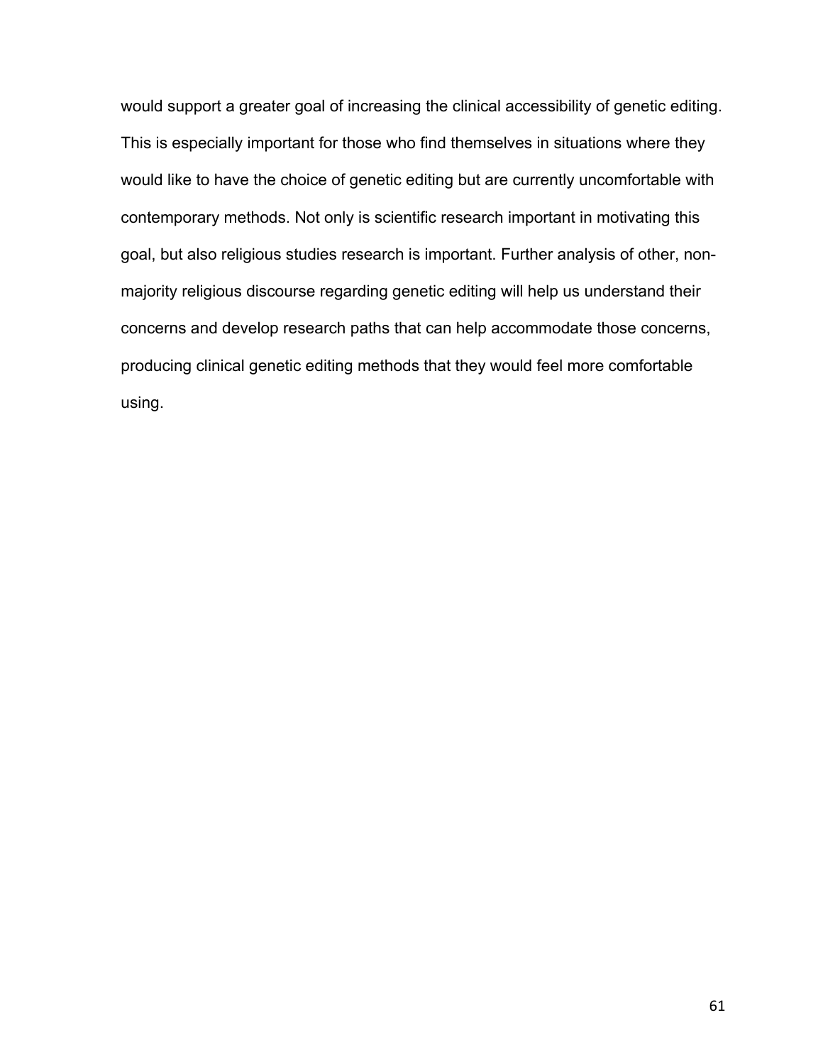would support a greater goal of increasing the clinical accessibility of genetic editing. This is especially important for those who find themselves in situations where they would like to have the choice of genetic editing but are currently uncomfortable with contemporary methods. Not only is scientific research important in motivating this goal, but also religious studies research is important. Further analysis of other, non-majority religious discourse regarding genetic editing will help us understand their concerns and develop research paths that can help accommodate those concerns, producing clinical genetic editing methods that they would feel more comfortable using.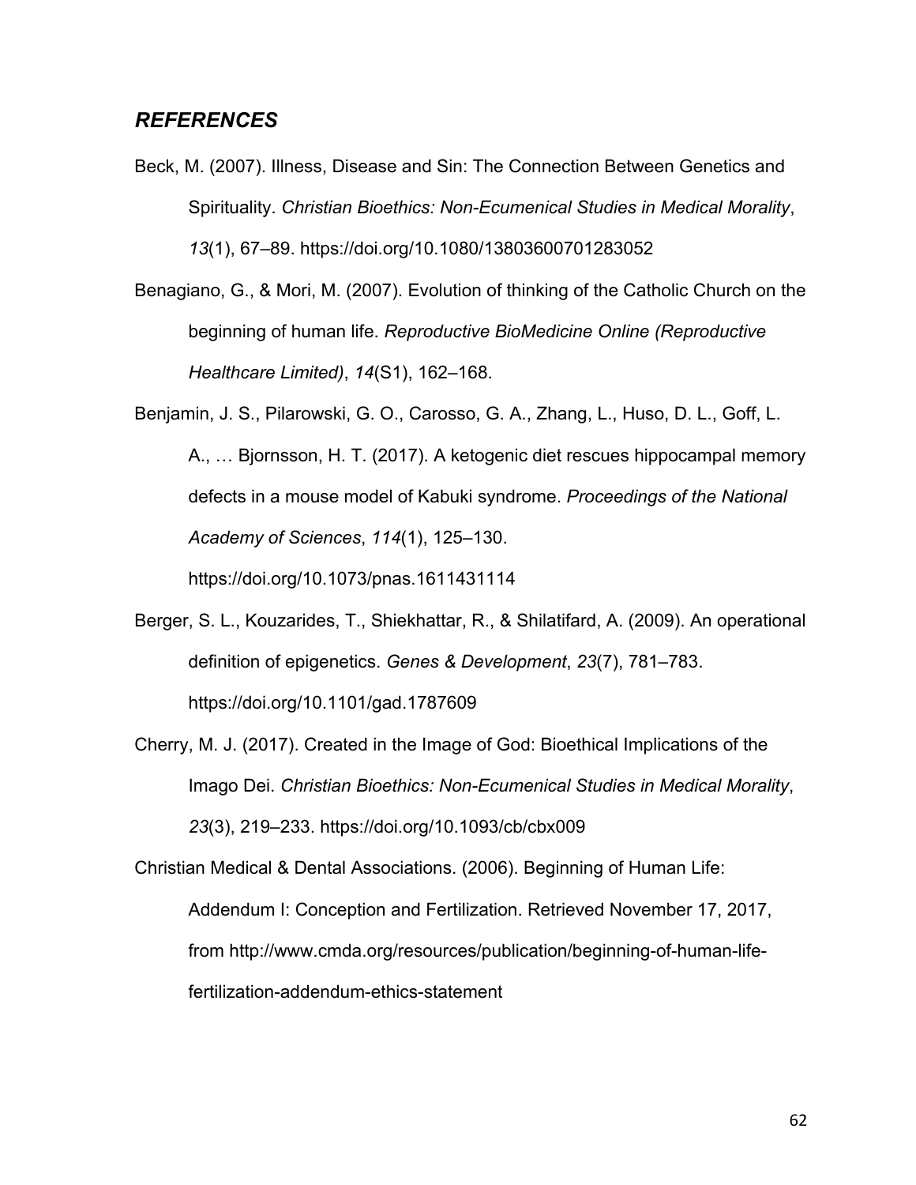## *REFERENCES*

Beck, M. (2007). Illness, Disease and Sin: The Connection Between Genetics and Spirituality. *Christian Bioethics: Non-Ecumenical Studies in Medical Morality*, *13*(1), 67–89. https://doi.org/10.1080/13803600701283052

Benagiano, G., & Mori, M. (2007). Evolution of thinking of the Catholic Church on the beginning of human life. *Reproductive BioMedicine Online (Reproductive Healthcare Limited)*, *14*(S1), 162–168.

Benjamin, J. S., Pilarowski, G. O., Carosso, G. A., Zhang, L., Huso, D. L., Goff, L. A., … Bjornsson, H. T. (2017). A ketogenic diet rescues hippocampal memory defects in a mouse model of Kabuki syndrome. *Proceedings of the National Academy of Sciences*, *114*(1), 125–130. https://doi.org/10.1073/pnas.1611431114

Berger, S. L., Kouzarides, T., Shiekhattar, R., & Shilatifard, A. (2009). An operational definition of epigenetics. *Genes & Development*, *23*(7), 781–783. https://doi.org/10.1101/gad.1787609

Cherry, M. J. (2017). Created in the Image of God: Bioethical Implications of the Imago Dei. *Christian Bioethics: Non-Ecumenical Studies in Medical Morality*, *23*(3), 219–233. https://doi.org/10.1093/cb/cbx009

Christian Medical & Dental Associations. (2006). Beginning of Human Life: Addendum I: Conception and Fertilization. Retrieved November 17, 2017, from http://www.cmda.org/resources/publication/beginning-of-human-life-fertilization-addendum-ethics-statement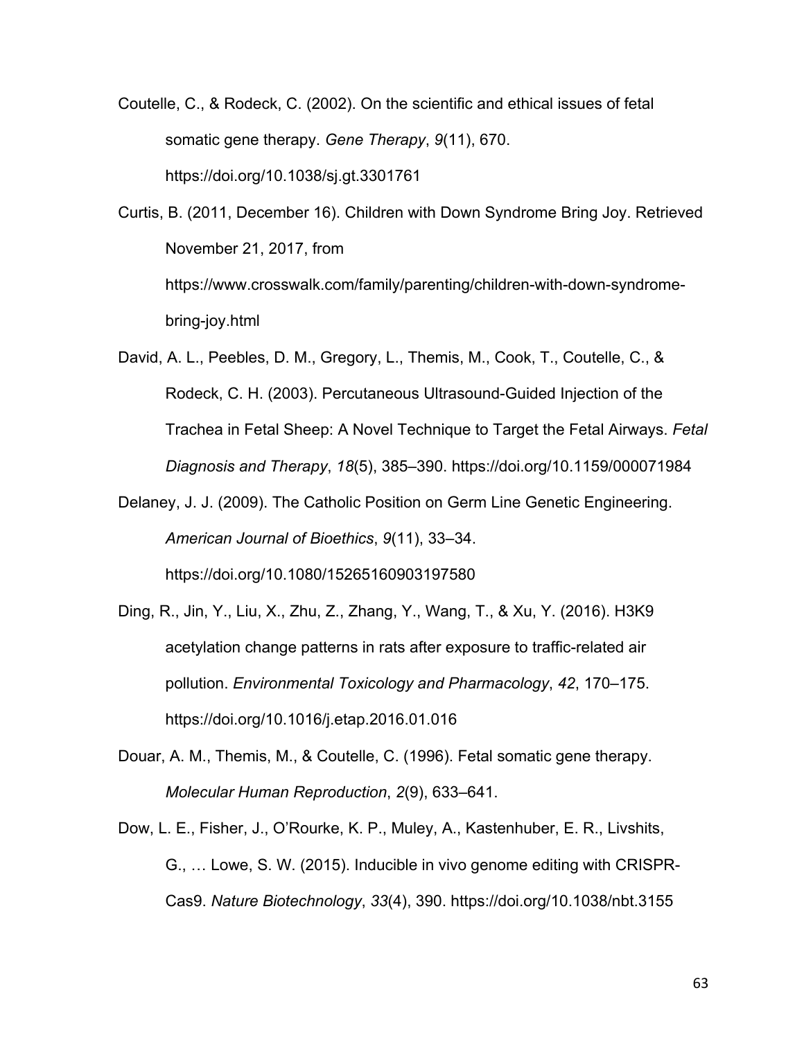Coutelle, C., & Rodeck, C. (2002). On the scientific and ethical issues of fetal somatic gene therapy. *Gene Therapy*, *9*(11), 670. https://doi.org/10.1038/sj.gt.3301761

Curtis, B. (2011, December 16). Children with Down Syndrome Bring Joy. Retrieved November 21, 2017, from https://www.crosswalk.com/family/parenting/children-with-down-syndrome-bring-joy.html

David, A. L., Peebles, D. M., Gregory, L., Themis, M., Cook, T., Coutelle, C., & Rodeck, C. H. (2003). Percutaneous Ultrasound-Guided Injection of the Trachea in Fetal Sheep: A Novel Technique to Target the Fetal Airways. *Fetal Diagnosis and Therapy*, *18*(5), 385–390. https://doi.org/10.1159/000071984

Delaney, J. J. (2009). The Catholic Position on Germ Line Genetic Engineering. *American Journal of Bioethics*, *9*(11), 33–34. https://doi.org/10.1080/15265160903197580

Ding, R., Jin, Y., Liu, X., Zhu, Z., Zhang, Y., Wang, T., & Xu, Y. (2016). H3K9 acetylation change patterns in rats after exposure to traffic-related air pollution. *Environmental Toxicology and Pharmacology*, *42*, 170–175. https://doi.org/10.1016/j.etap.2016.01.016

Douar, A. M., Themis, M., & Coutelle, C. (1996). Fetal somatic gene therapy. *Molecular Human Reproduction*, *2*(9), 633–641.

Dow, L. E., Fisher, J., O'Rourke, K. P., Muley, A., Kastenhuber, E. R., Livshits, G., … Lowe, S. W. (2015). Inducible in vivo genome editing with CRISPR-Cas9. *Nature Biotechnology*, *33*(4), 390. https://doi.org/10.1038/nbt.3155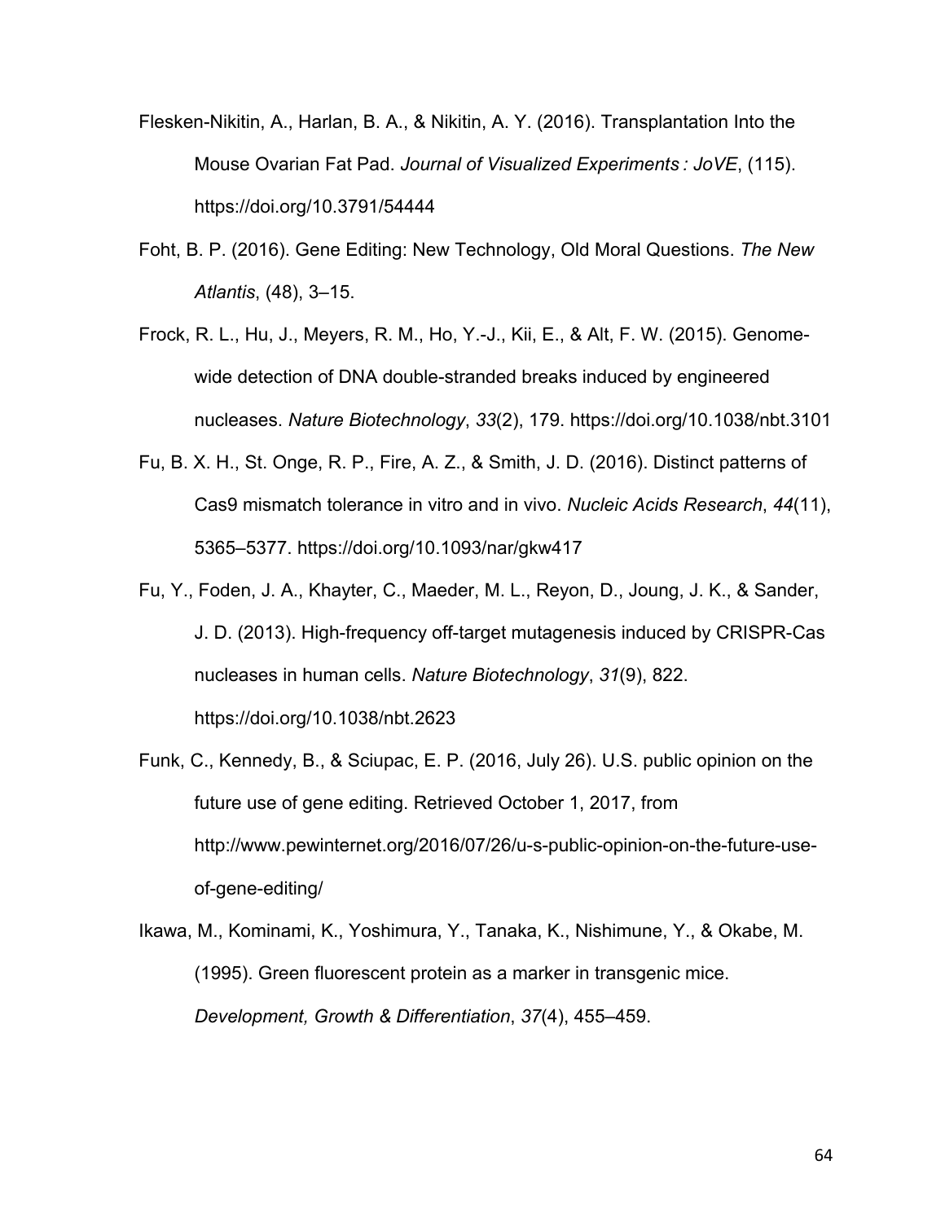Flesken-Nikitin, A., Harlan, B. A., & Nikitin, A. Y. (2016). Transplantation Into the Mouse Ovarian Fat Pad. *Journal of Visualized Experiments : JoVE*, (115). https://doi.org/10.3791/54444

Foht, B. P. (2016). Gene Editing: New Technology, Old Moral Questions. *The New Atlantis*, (48), 3–15.

Frock, R. L., Hu, J., Meyers, R. M., Ho, Y.-J., Kii, E., & Alt, F. W. (2015). Genome-wide detection of DNA double-stranded breaks induced by engineered nucleases. *Nature Biotechnology*, *33*(2), 179. https://doi.org/10.1038/nbt.3101

Fu, B. X. H., St. Onge, R. P., Fire, A. Z., & Smith, J. D. (2016). Distinct patterns of Cas9 mismatch tolerance in vitro and in vivo. *Nucleic Acids Research*, *44*(11), 5365–5377. https://doi.org/10.1093/nar/gkw417

Fu, Y., Foden, J. A., Khayter, C., Maeder, M. L., Reyon, D., Joung, J. K., & Sander, J. D. (2013). High-frequency off-target mutagenesis induced by CRISPR-Cas nucleases in human cells. *Nature Biotechnology*, *31*(9), 822. https://doi.org/10.1038/nbt.2623

Funk, C., Kennedy, B., & Sciupac, E. P. (2016, July 26). U.S. public opinion on the future use of gene editing. Retrieved October 1, 2017, from http://www.pewinternet.org/2016/07/26/u-s-public-opinion-on-the-future-use-of-gene-editing/

Ikawa, M., Kominami, K., Yoshimura, Y., Tanaka, K., Nishimune, Y., & Okabe, M. (1995). Green fluorescent protein as a marker in transgenic mice. *Development, Growth & Differentiation*, *37*(4), 455–459.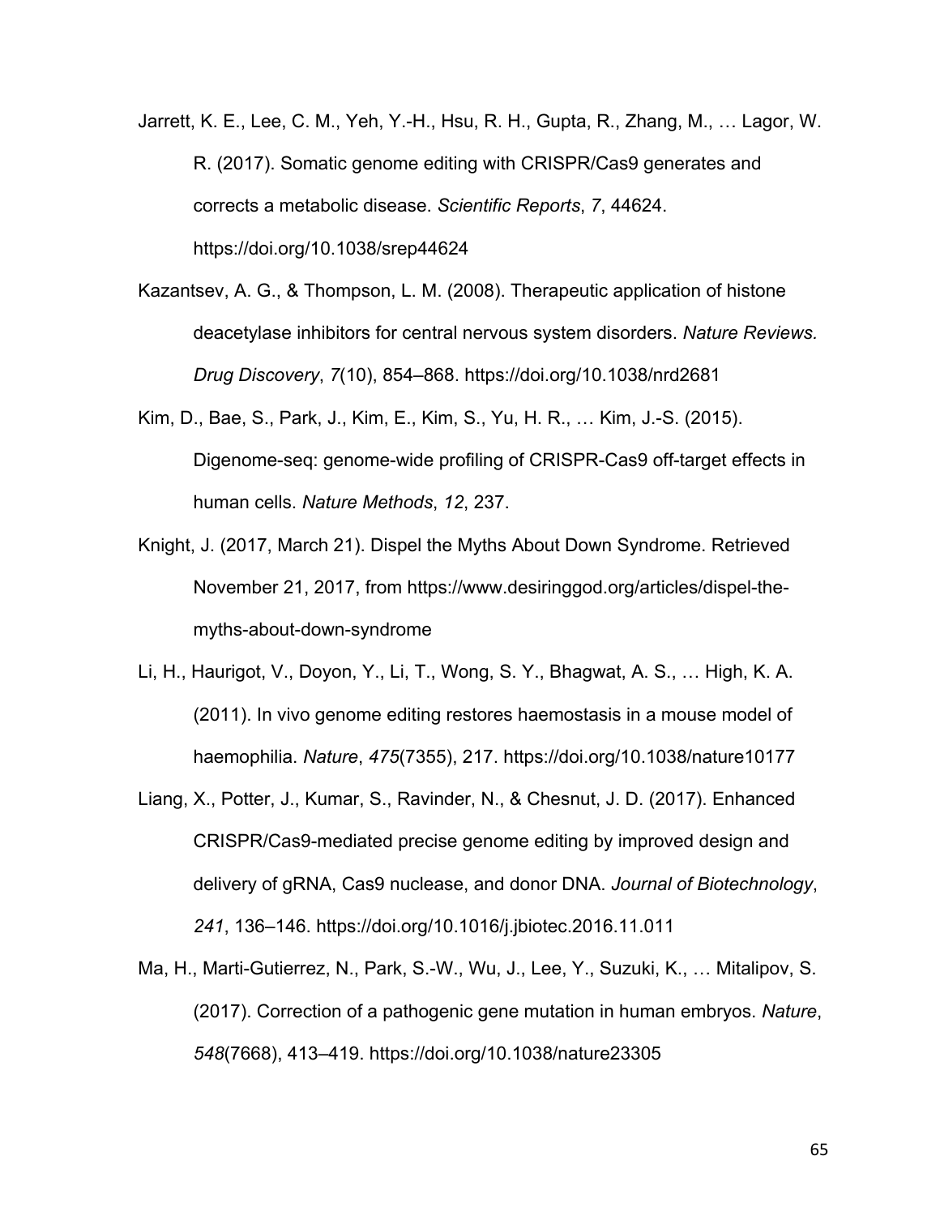Jarrett, K. E., Lee, C. M., Yeh, Y.-H., Hsu, R. H., Gupta, R., Zhang, M., … Lagor, W. R. (2017). Somatic genome editing with CRISPR/Cas9 generates and corrects a metabolic disease. *Scientific Reports*, *7*, 44624. https://doi.org/10.1038/srep44624

Kazantsev, A. G., & Thompson, L. M. (2008). Therapeutic application of histone deacetylase inhibitors for central nervous system disorders. *Nature Reviews. Drug Discovery*, *7*(10), 854–868. https://doi.org/10.1038/nrd2681

Kim, D., Bae, S., Park, J., Kim, E., Kim, S., Yu, H. R., … Kim, J.-S. (2015). Digenome-seq: genome-wide profiling of CRISPR-Cas9 off-target effects in human cells. *Nature Methods*, *12*, 237.

Knight, J. (2017, March 21). Dispel the Myths About Down Syndrome. Retrieved November 21, 2017, from https://www.desiringgod.org/articles/dispel-the-myths-about-down-syndrome

Li, H., Haurigot, V., Doyon, Y., Li, T., Wong, S. Y., Bhagwat, A. S., … High, K. A. (2011). In vivo genome editing restores haemostasis in a mouse model of haemophilia. *Nature*, *475*(7355), 217. https://doi.org/10.1038/nature10177

Liang, X., Potter, J., Kumar, S., Ravinder, N., & Chesnut, J. D. (2017). Enhanced CRISPR/Cas9-mediated precise genome editing by improved design and delivery of gRNA, Cas9 nuclease, and donor DNA. *Journal of Biotechnology*, *241*, 136–146. https://doi.org/10.1016/j.jbiotec.2016.11.011

Ma, H., Marti-Gutierrez, N., Park, S.-W., Wu, J., Lee, Y., Suzuki, K., … Mitalipov, S. (2017). Correction of a pathogenic gene mutation in human embryos. *Nature*, *548*(7668), 413–419. https://doi.org/10.1038/nature23305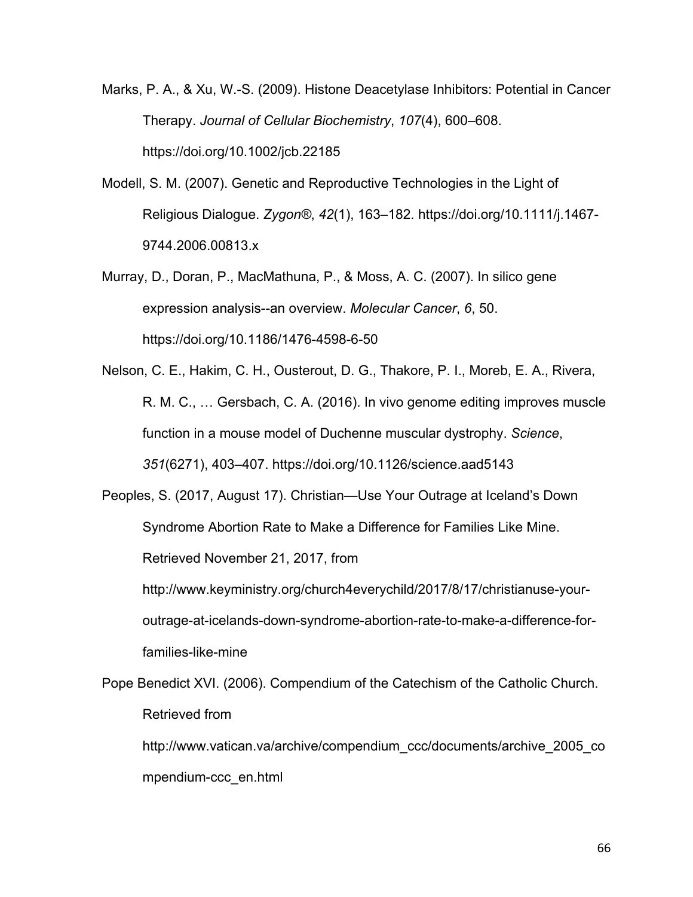Marks, P. A., & Xu, W.-S. (2009). Histone Deacetylase Inhibitors: Potential in Cancer Therapy. *Journal of Cellular Biochemistry*, *107*(4), 600–608. https://doi.org/10.1002/jcb.22185

Modell, S. M. (2007). Genetic and Reproductive Technologies in the Light of Religious Dialogue. *Zygon®*, *42*(1), 163–182. https://doi.org/10.1111/j.1467-9744.2006.00813.x

Murray, D., Doran, P., MacMathuna, P., & Moss, A. C. (2007). In silico gene expression analysis--an overview. *Molecular Cancer*, *6*, 50. https://doi.org/10.1186/1476-4598-6-50

Nelson, C. E., Hakim, C. H., Ousterout, D. G., Thakore, P. I., Moreb, E. A., Rivera, R. M. C., … Gersbach, C. A. (2016). In vivo genome editing improves muscle function in a mouse model of Duchenne muscular dystrophy. *Science*, *351*(6271), 403–407. https://doi.org/10.1126/science.aad5143

Peoples, S. (2017, August 17). Christian—Use Your Outrage at Iceland's Down Syndrome Abortion Rate to Make a Difference for Families Like Mine. Retrieved November 21, 2017, from http://www.keyministry.org/church4everychild/2017/8/17/christianuse-your-outrage-at-icelands-down-syndrome-abortion-rate-to-make-a-difference-for-families-like-mine

Pope Benedict XVI. (2006). Compendium of the Catechism of the Catholic Church. Retrieved from http://www.vatican.va/archive/compendium_ccc/documents/archive_2005_compendium-ccc_en.html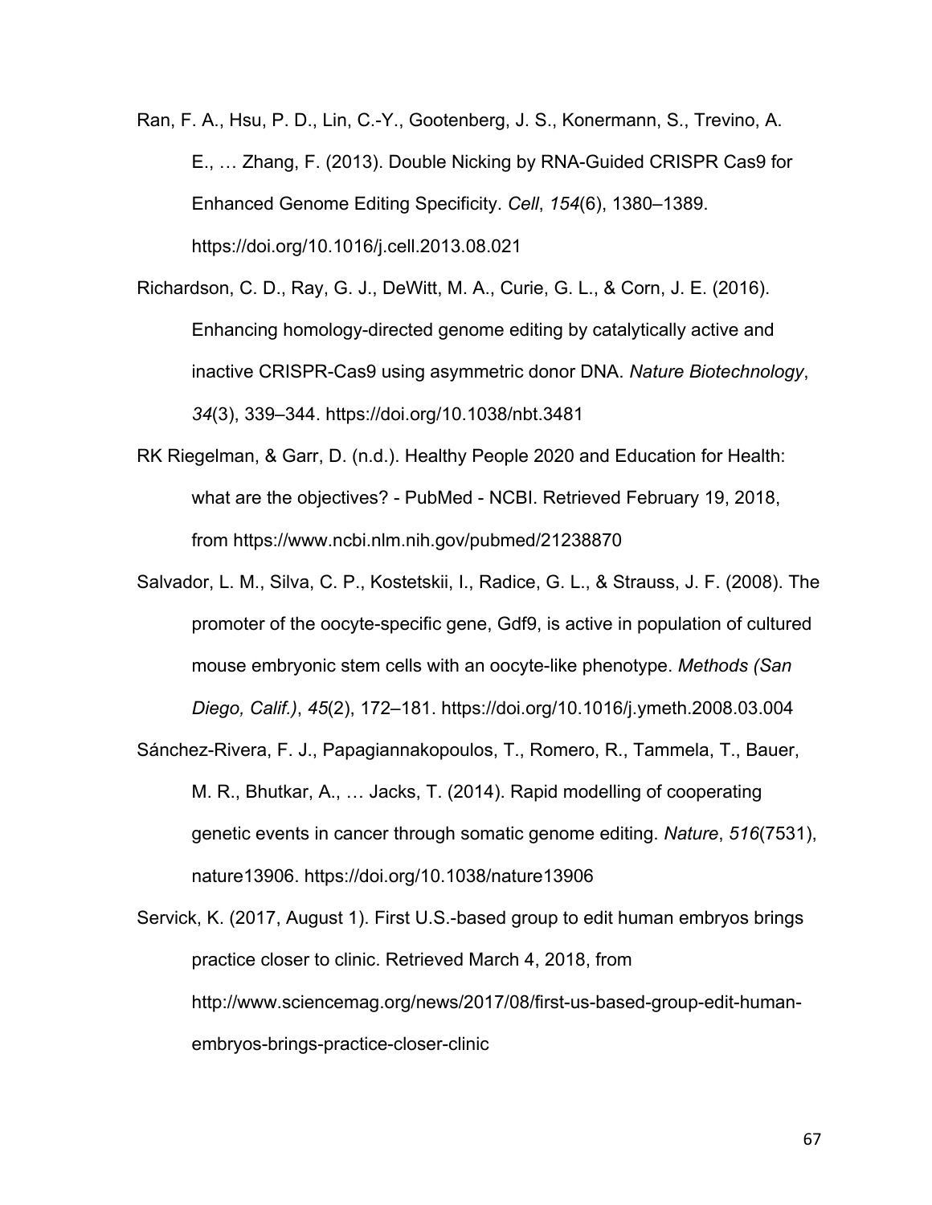Ran, F. A., Hsu, P. D., Lin, C.-Y., Gootenberg, J. S., Konermann, S., Trevino, A. E., … Zhang, F. (2013). Double Nicking by RNA-Guided CRISPR Cas9 for Enhanced Genome Editing Specificity. *Cell*, *154*(6), 1380–1389. https://doi.org/10.1016/j.cell.2013.08.021

Richardson, C. D., Ray, G. J., DeWitt, M. A., Curie, G. L., & Corn, J. E. (2016). Enhancing homology-directed genome editing by catalytically active and inactive CRISPR-Cas9 using asymmetric donor DNA. *Nature Biotechnology*, *34*(3), 339–344. https://doi.org/10.1038/nbt.3481

RK Riegelman, & Garr, D. (n.d.). Healthy People 2020 and Education for Health: what are the objectives? - PubMed - NCBI. Retrieved February 19, 2018, from https://www.ncbi.nlm.nih.gov/pubmed/21238870

Salvador, L. M., Silva, C. P., Kostetskii, I., Radice, G. L., & Strauss, J. F. (2008). The promoter of the oocyte-specific gene, Gdf9, is active in population of cultured mouse embryonic stem cells with an oocyte-like phenotype. *Methods (San Diego, Calif.)*, *45*(2), 172–181. https://doi.org/10.1016/j.ymeth.2008.03.004

Sánchez-Rivera, F. J., Papagiannakopoulos, T., Romero, R., Tammela, T., Bauer, M. R., Bhutkar, A., … Jacks, T. (2014). Rapid modelling of cooperating genetic events in cancer through somatic genome editing. *Nature*, *516*(7531), nature13906. https://doi.org/10.1038/nature13906

Servick, K. (2017, August 1). First U.S.-based group to edit human embryos brings practice closer to clinic. Retrieved March 4, 2018, from http://www.sciencemag.org/news/2017/08/first-us-based-group-edit-human-embryos-brings-practice-closer-clinic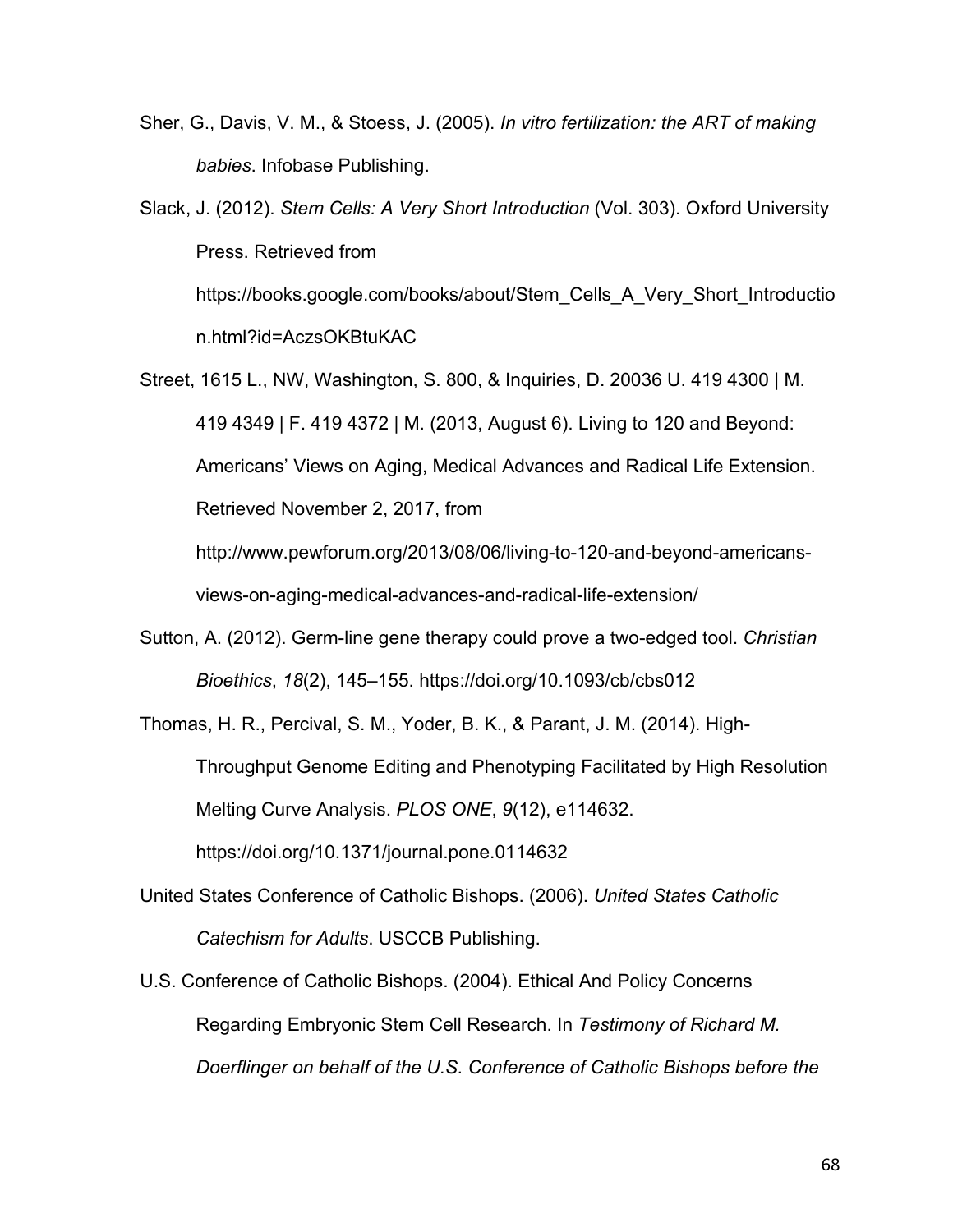Sher, G., Davis, V. M., & Stoess, J. (2005). *In vitro fertilization: the ART of making babies*. Infobase Publishing.

Slack, J. (2012). *Stem Cells: A Very Short Introduction* (Vol. 303). Oxford University Press. Retrieved from https://books.google.com/books/about/Stem_Cells_A_Very_Short_Introduction.html?id=AczsOKBtuKAC

Street, 1615 L., NW, Washington, S. 800, & Inquiries, D. 20036 U. 419 4300 | M. 419 4349 | F. 419 4372 | M. (2013, August 6). Living to 120 and Beyond: Americans' Views on Aging, Medical Advances and Radical Life Extension. Retrieved November 2, 2017, from http://www.pewforum.org/2013/08/06/living-to-120-and-beyond-americans-views-on-aging-medical-advances-and-radical-life-extension/

Sutton, A. (2012). Germ-line gene therapy could prove a two-edged tool. *Christian Bioethics*, *18*(2), 145–155. https://doi.org/10.1093/cb/cbs012

Thomas, H. R., Percival, S. M., Yoder, B. K., & Parant, J. M. (2014). High-Throughput Genome Editing and Phenotyping Facilitated by High Resolution Melting Curve Analysis. *PLOS ONE*, *9*(12), e114632. https://doi.org/10.1371/journal.pone.0114632

United States Conference of Catholic Bishops. (2006). *United States Catholic Catechism for Adults*. USCCB Publishing.

U.S. Conference of Catholic Bishops. (2004). Ethical And Policy Concerns Regarding Embryonic Stem Cell Research. In *Testimony of Richard M. Doerflinger on behalf of the U.S. Conference of Catholic Bishops before the*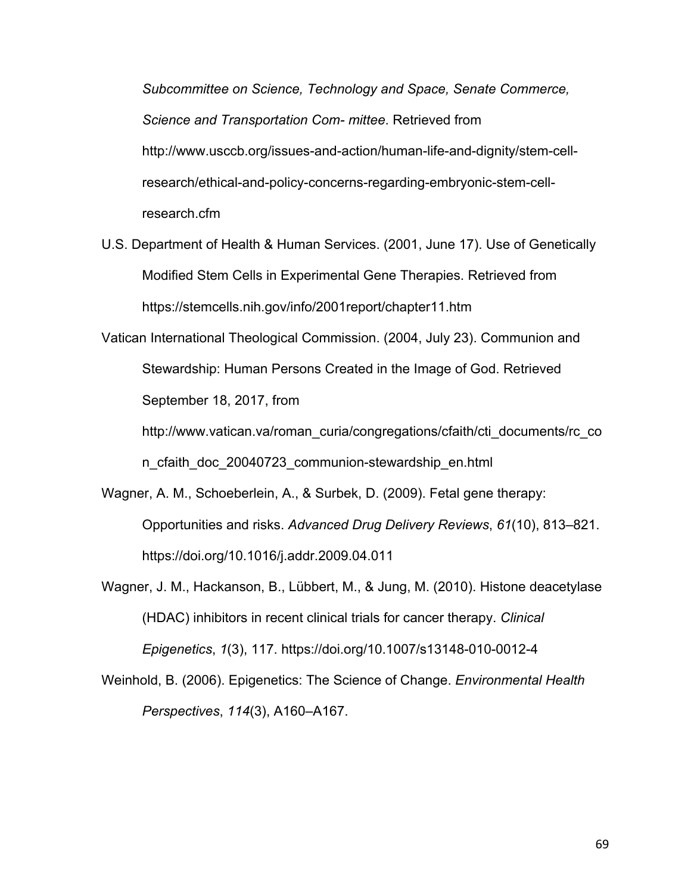*Subcommittee on Science, Technology and Space, Senate Commerce, Science and Transportation Com- mittee*. Retrieved from http://www.usccb.org/issues-and-action/human-life-and-dignity/stem-cell-research/ethical-and-policy-concerns-regarding-embryonic-stem-cell-research.cfm

U.S. Department of Health & Human Services. (2001, June 17). Use of Genetically Modified Stem Cells in Experimental Gene Therapies. Retrieved from https://stemcells.nih.gov/info/2001report/chapter11.htm

Vatican International Theological Commission. (2004, July 23). Communion and Stewardship: Human Persons Created in the Image of God. Retrieved September 18, 2017, from http://www.vatican.va/roman_curia/congregations/cfaith/cti_documents/rc_con_cfaith_doc_20040723_communion-stewardship_en.html

Wagner, A. M., Schoeberlein, A., & Surbek, D. (2009). Fetal gene therapy: Opportunities and risks. *Advanced Drug Delivery Reviews*, *61*(10), 813–821. https://doi.org/10.1016/j.addr.2009.04.011

Wagner, J. M., Hackanson, B., Lübbert, M., & Jung, M. (2010). Histone deacetylase (HDAC) inhibitors in recent clinical trials for cancer therapy. *Clinical Epigenetics*, *1*(3), 117. https://doi.org/10.1007/s13148-010-0012-4

Weinhold, B. (2006). Epigenetics: The Science of Change. *Environmental Health Perspectives*, *114*(3), A160–A167.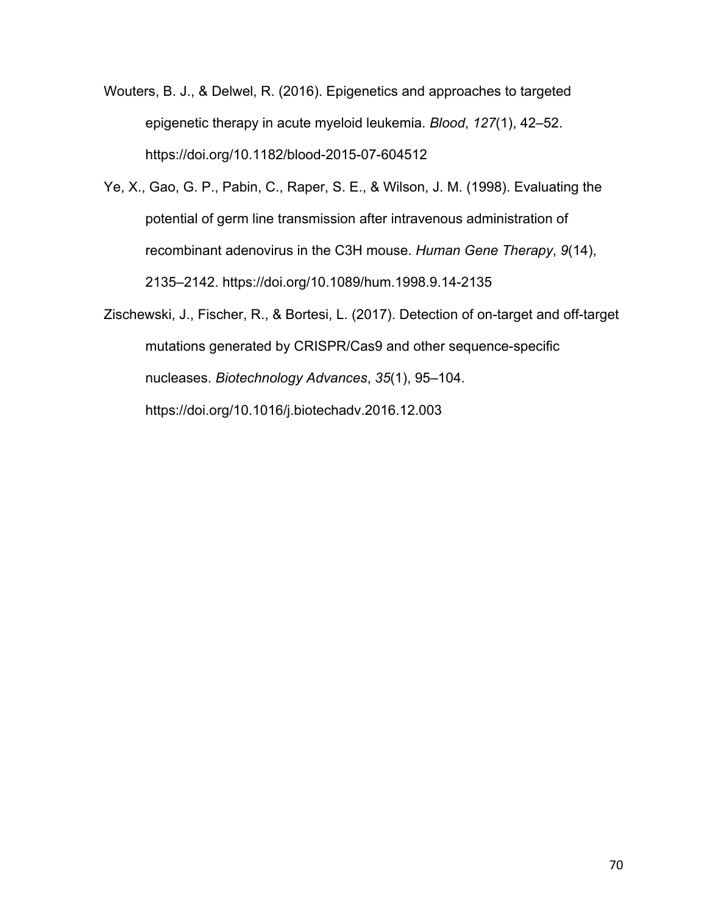Wouters, B. J., & Delwel, R. (2016). Epigenetics and approaches to targeted epigenetic therapy in acute myeloid leukemia. *Blood*, *127*(1), 42–52. https://doi.org/10.1182/blood-2015-07-604512

Ye, X., Gao, G. P., Pabin, C., Raper, S. E., & Wilson, J. M. (1998). Evaluating the potential of germ line transmission after intravenous administration of recombinant adenovirus in the C3H mouse. *Human Gene Therapy*, *9*(14), 2135–2142. https://doi.org/10.1089/hum.1998.9.14-2135

Zischewski, J., Fischer, R., & Bortesi, L. (2017). Detection of on-target and off-target mutations generated by CRISPR/Cas9 and other sequence-specific nucleases. *Biotechnology Advances*, *35*(1), 95–104. https://doi.org/10.1016/j.biotechadv.2016.12.003